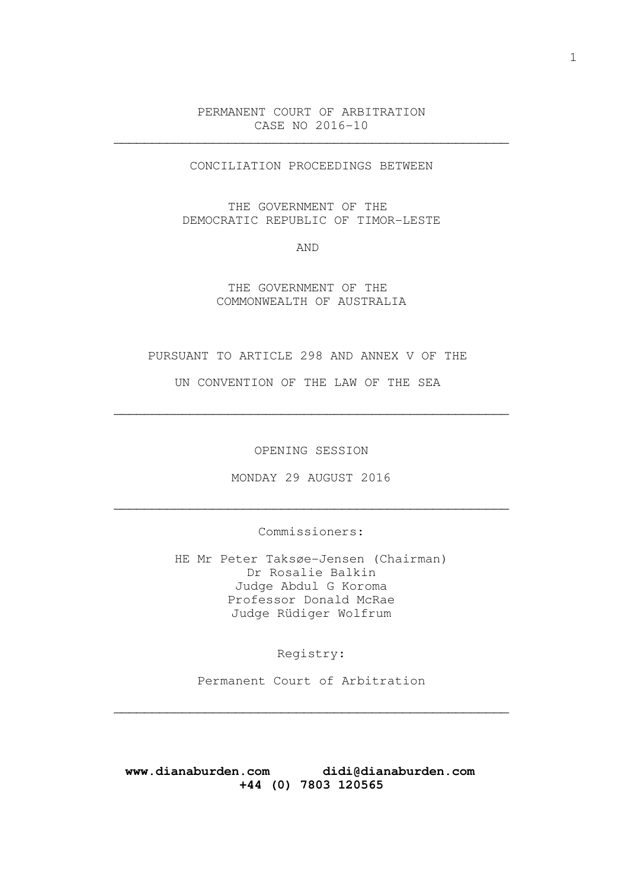PERMANENT COURT OF ARBITRATION
CASE NO 2016-10

---

CONCILIATION PROCEEDINGS BETWEEN

THE GOVERNMENT OF THE
DEMOCRATIC REPUBLIC OF TIMOR-LESTE

AND

THE GOVERNMENT OF THE
COMMONWEALTH OF AUSTRALIA

PURSUANT TO ARTICLE 298 AND ANNEX V OF THE

UN CONVENTION OF THE LAW OF THE SEA

---

OPENING SESSION

MONDAY 29 AUGUST 2016

---

Commissioners:

HE Mr Peter Taksøe-Jensen (Chairman)
Dr Rosalie Balkin
Judge Abdul G Koroma
Professor Donald McRae
Judge Rüdiger Wolfrum

Registry:

Permanent Court of Arbitration

---

**www.dianaburden.com didi@dianaburden.com**
**+44 (0) 7803 120565**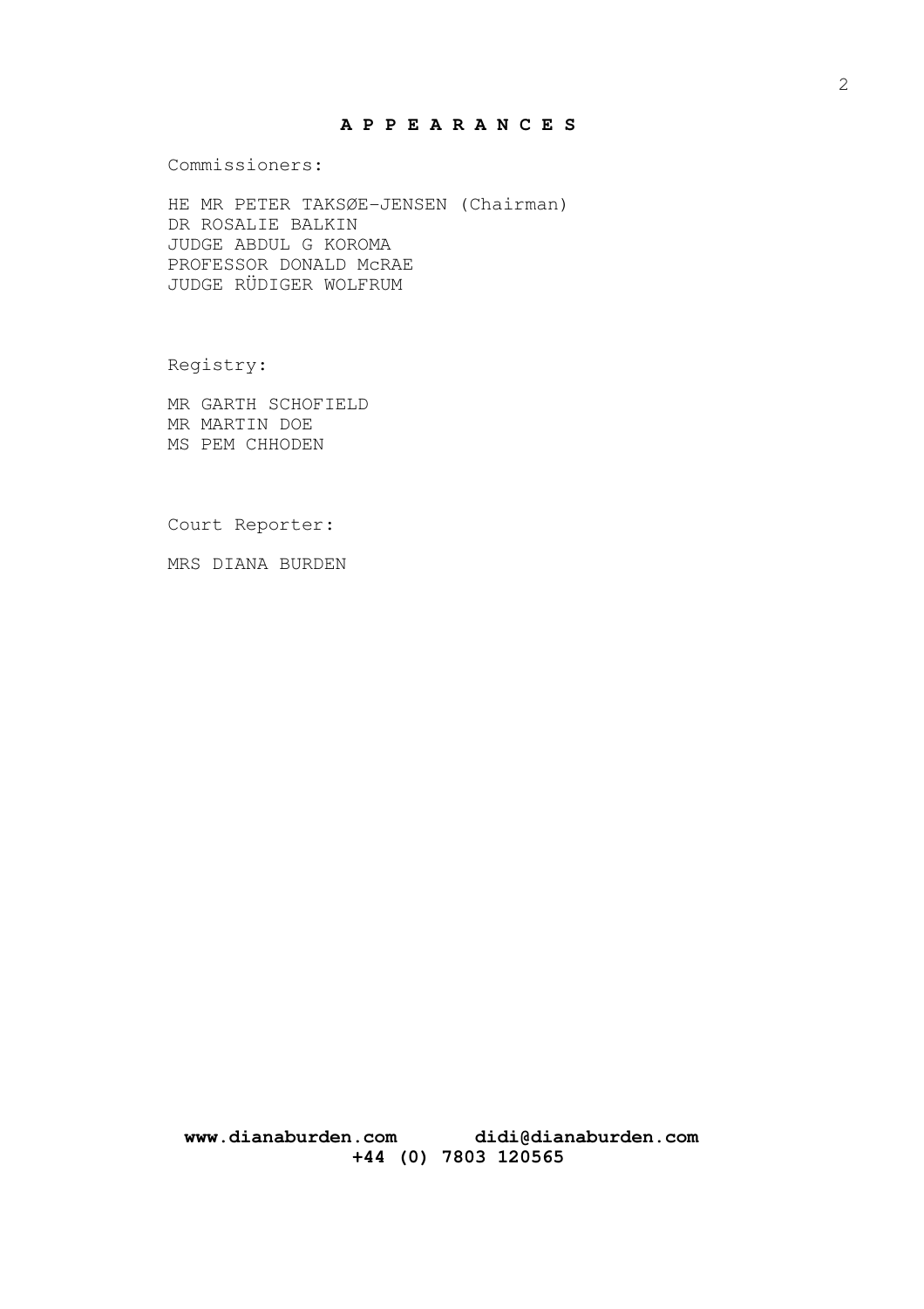**A P P E A R A N C E S**

Commissioners:

HE MR PETER TAKSØE-JENSEN (Chairman)
DR ROSALIE BALKIN
JUDGE ABDUL G KOROMA
PROFESSOR DONALD McRAE
JUDGE RÜDIGER WOLFRUM

Registry:

MR GARTH SCHOFIELD
MR MARTIN DOE
MS PEM CHHODEN

Court Reporter:

MRS DIANA BURDEN

**www.dianaburden.com didi@dianaburden.com**
**+44 (0) 7803 120565**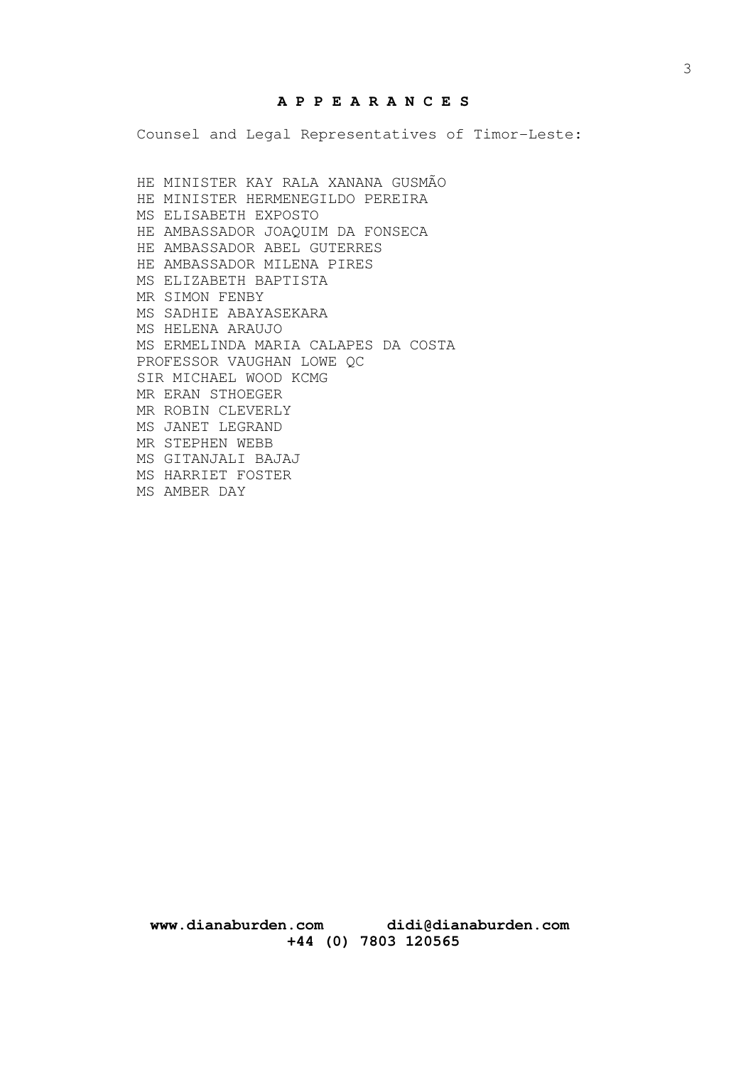# A P P E A R A N C E S

Counsel and Legal Representatives of Timor-Leste:

HE MINISTER KAY RALA XANANA GUSMÃO
HE MINISTER HERMENEGILDO PEREIRA
MS ELISABETH EXPOSTO
HE AMBASSADOR JOAQUIM DA FONSECA
HE AMBASSADOR ABEL GUTERRES
HE AMBASSADOR MILENA PIRES
MS ELIZABETH BAPTISTA
MR SIMON FENBY
MS SADHIE ABAYASEKARA
MS HELENA ARAUJO
MS ERMELINDA MARIA CALAPES DA COSTA
PROFESSOR VAUGHAN LOWE QC
SIR MICHAEL WOOD KCMG
MR ERAN STHOEGER
MR ROBIN CLEVERLY
MS JANET LEGRAND
MR STEPHEN WEBB
MS GITANJALI BAJAJ
MS HARRIET FOSTER
MS AMBER DAY

**www.dianaburden.com didi@dianaburden.com**
**+44 (0) 7803 120565**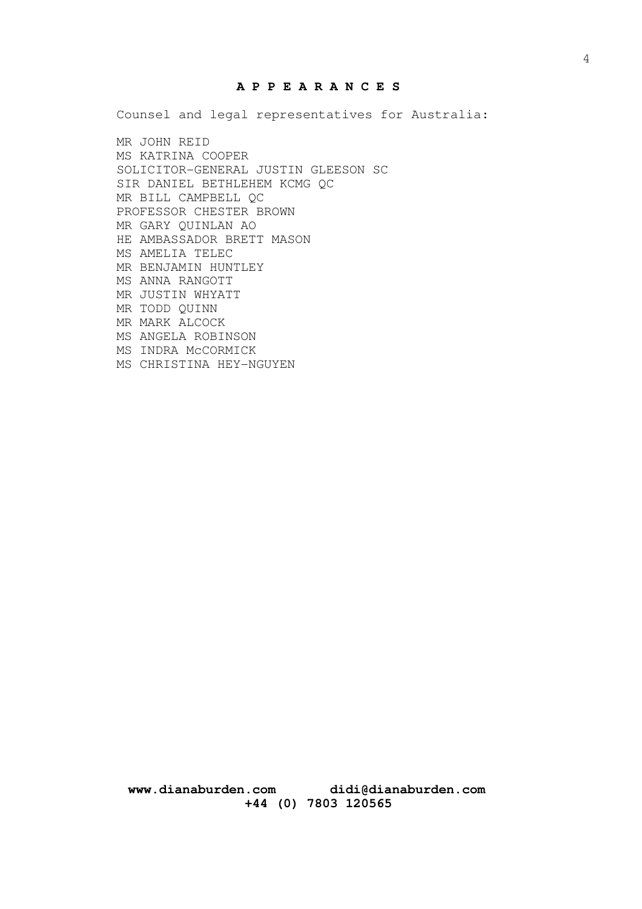# A P P E A R A N C E S

Counsel and legal representatives for Australia:

MR JOHN REID
MS KATRINA COOPER
SOLICITOR-GENERAL JUSTIN GLEESON SC
SIR DANIEL BETHLEHEM KCMG QC
MR BILL CAMPBELL QC
PROFESSOR CHESTER BROWN
MR GARY QUINLAN AO
HE AMBASSADOR BRETT MASON
MS AMELIA TELEC
MR BENJAMIN HUNTLEY
MS ANNA RANGOTT
MR JUSTIN WHYATT
MR TODD QUINN
MR MARK ALCOCK
MS ANGELA ROBINSON
MS INDRA McCORMICK
MS CHRISTINA HEY-NGUYEN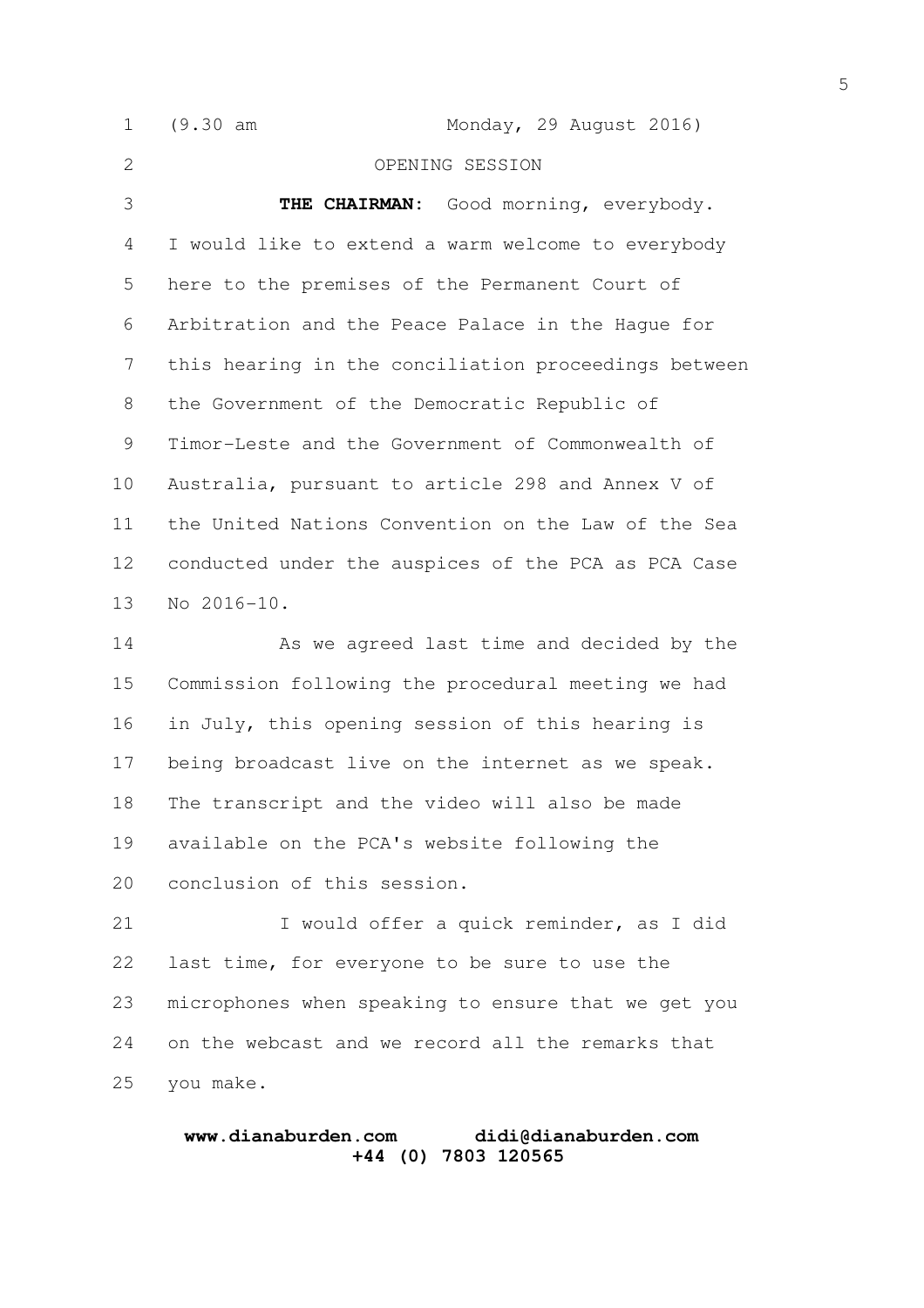(9.30 am Monday, 29 August 2016)

OPENING SESSION

**THE CHAIRMAN:** Good morning, everybody. I would like to extend a warm welcome to everybody here to the premises of the Permanent Court of Arbitration and the Peace Palace in the Hague for this hearing in the conciliation proceedings between the Government of the Democratic Republic of Timor-Leste and the Government of Commonwealth of Australia, pursuant to article 298 and Annex V of the United Nations Convention on the Law of the Sea conducted under the auspices of the PCA as PCA Case No 2016-10.

As we agreed last time and decided by the Commission following the procedural meeting we had in July, this opening session of this hearing is being broadcast live on the internet as we speak. The transcript and the video will also be made available on the PCA's website following the conclusion of this session.

I would offer a quick reminder, as I did last time, for everyone to be sure to use the microphones when speaking to ensure that we get you on the webcast and we record all the remarks that you make.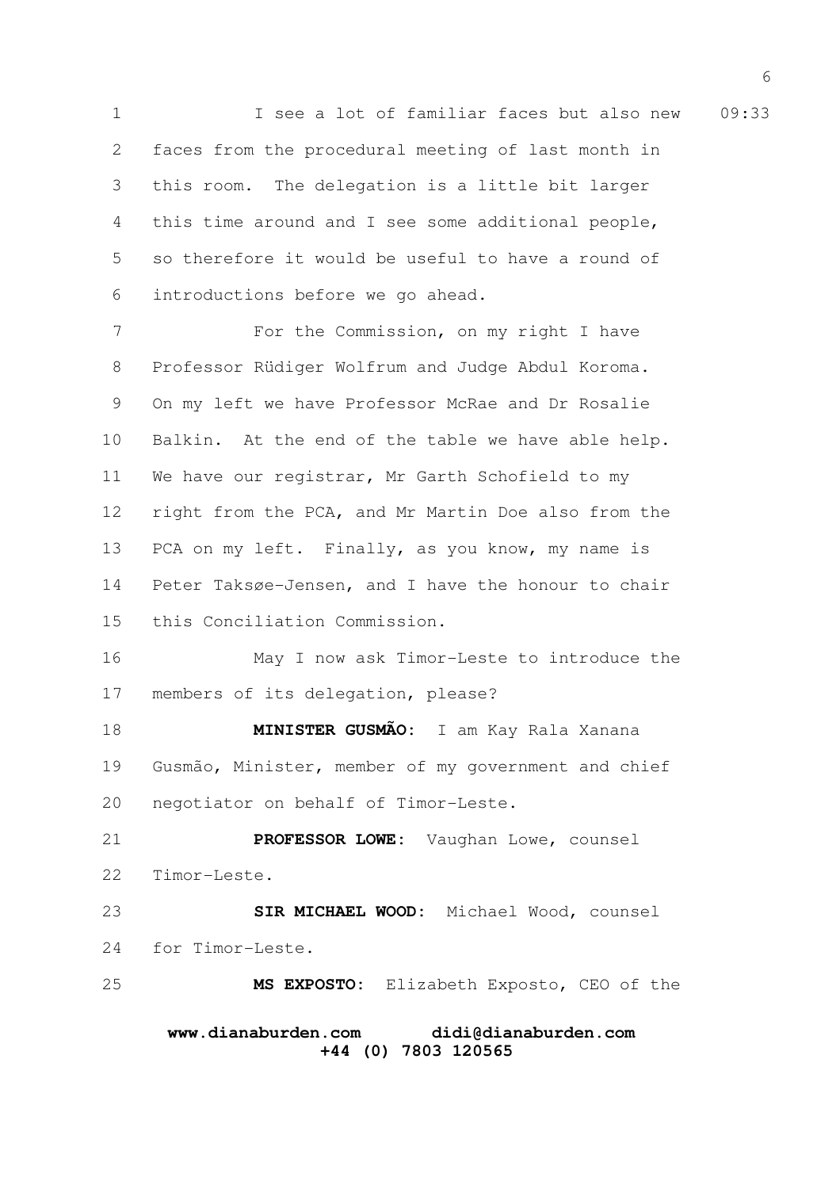I see a lot of familiar faces but also new faces from the procedural meeting of last month in this room. The delegation is a little bit larger this time around and I see some additional people, so therefore it would be useful to have a round of introductions before we go ahead.

For the Commission, on my right I have Professor Rüdiger Wolfrum and Judge Abdul Koroma. On my left we have Professor McRae and Dr Rosalie Balkin. At the end of the table we have able help. We have our registrar, Mr Garth Schofield to my right from the PCA, and Mr Martin Doe also from the PCA on my left. Finally, as you know, my name is Peter Taksøe-Jensen, and I have the honour to chair this Conciliation Commission.

May I now ask Timor-Leste to introduce the members of its delegation, please?

**MINISTER GUSMÃO:** I am Kay Rala Xanana Gusmão, Minister, member of my government and chief negotiator on behalf of Timor-Leste.

**PROFESSOR LOWE:** Vaughan Lowe, counsel Timor-Leste.

**SIR MICHAEL WOOD:** Michael Wood, counsel for Timor-Leste.

**MS EXPOSTO:** Elizabeth Exposto, CEO of the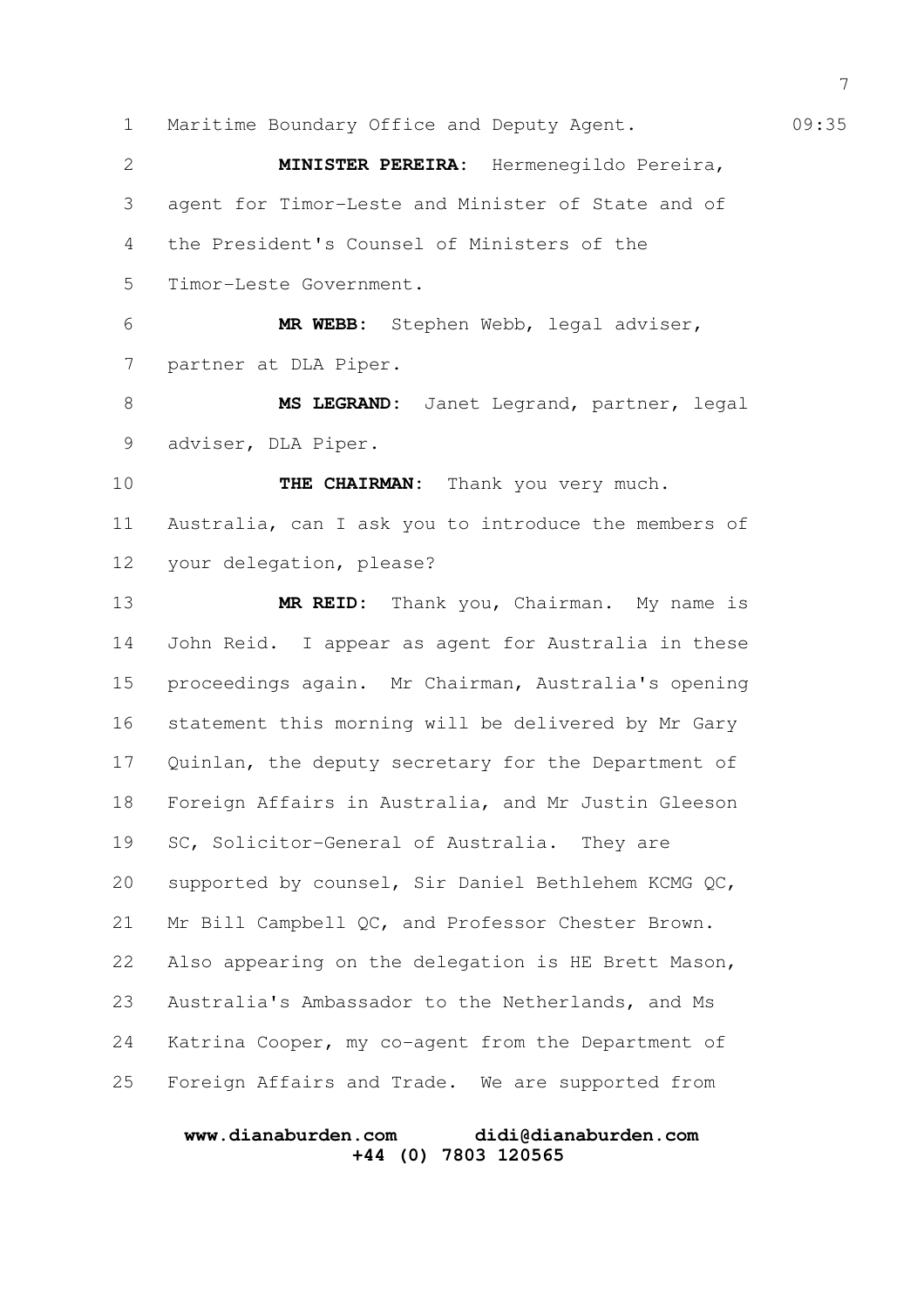Maritime Boundary Office and Deputy Agent. 09:35

**MINISTER PEREIRA:** Hermenegildo Pereira, agent for Timor-Leste and Minister of State and of the President's Counsel of Ministers of the Timor-Leste Government.

**MR WEBB:** Stephen Webb, legal adviser, partner at DLA Piper.

**MS LEGRAND:** Janet Legrand, partner, legal adviser, DLA Piper.

**THE CHAIRMAN:** Thank you very much. Australia, can I ask you to introduce the members of your delegation, please?

**MR REID:** Thank you, Chairman. My name is John Reid. I appear as agent for Australia in these proceedings again. Mr Chairman, Australia's opening statement this morning will be delivered by Mr Gary Quinlan, the deputy secretary for the Department of Foreign Affairs in Australia, and Mr Justin Gleeson SC, Solicitor-General of Australia. They are supported by counsel, Sir Daniel Bethlehem KCMG QC, Mr Bill Campbell QC, and Professor Chester Brown. Also appearing on the delegation is HE Brett Mason, Australia's Ambassador to the Netherlands, and Ms Katrina Cooper, my co-agent from the Department of Foreign Affairs and Trade. We are supported from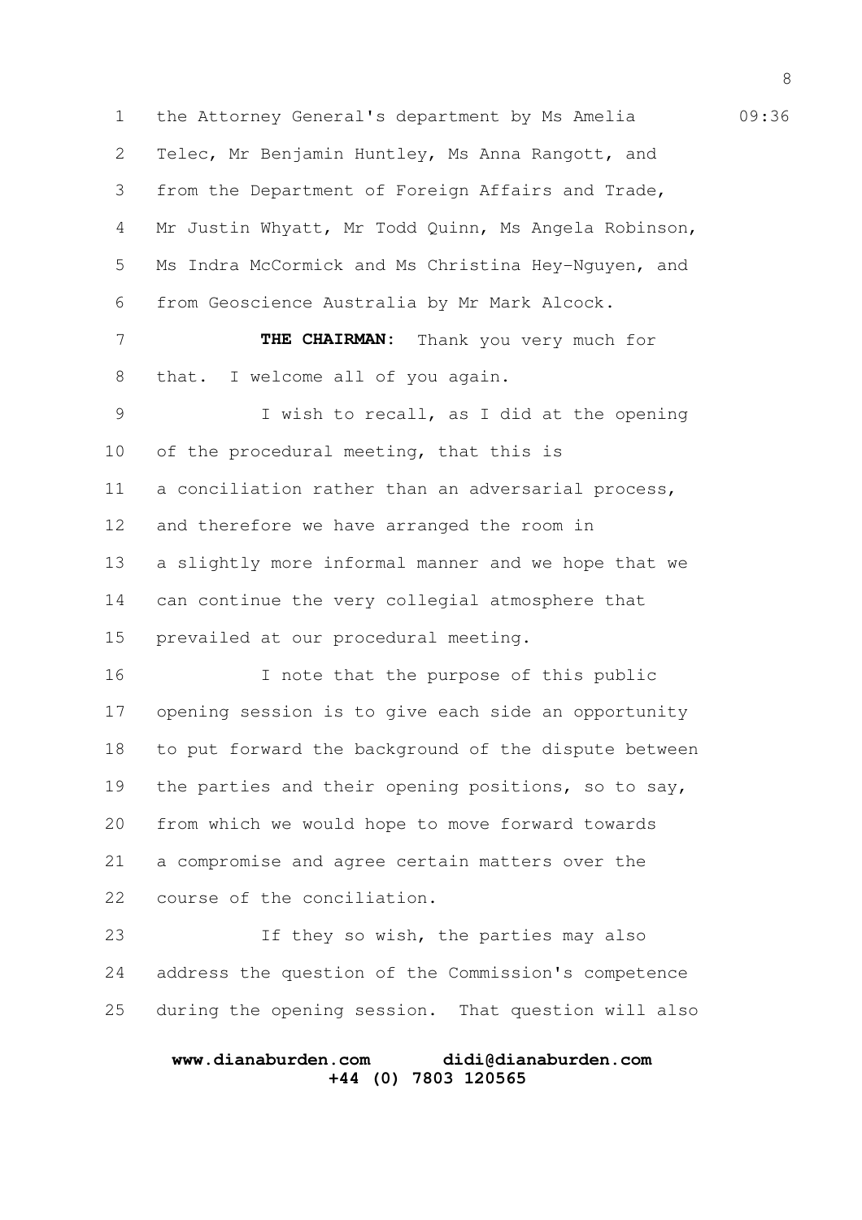the Attorney General's department by Ms Amelia Telec, Mr Benjamin Huntley, Ms Anna Rangott, and from the Department of Foreign Affairs and Trade, Mr Justin Whyatt, Mr Todd Quinn, Ms Angela Robinson, Ms Indra McCormick and Ms Christina Hey-Nguyen, and from Geoscience Australia by Mr Mark Alcock.

**THE CHAIRMAN:** Thank you very much for that. I welcome all of you again.

I wish to recall, as I did at the opening of the procedural meeting, that this is a conciliation rather than an adversarial process, and therefore we have arranged the room in a slightly more informal manner and we hope that we can continue the very collegial atmosphere that prevailed at our procedural meeting.

I note that the purpose of this public opening session is to give each side an opportunity to put forward the background of the dispute between the parties and their opening positions, so to say, from which we would hope to move forward towards a compromise and agree certain matters over the course of the conciliation.

If they so wish, the parties may also address the question of the Commission's competence during the opening session. That question will also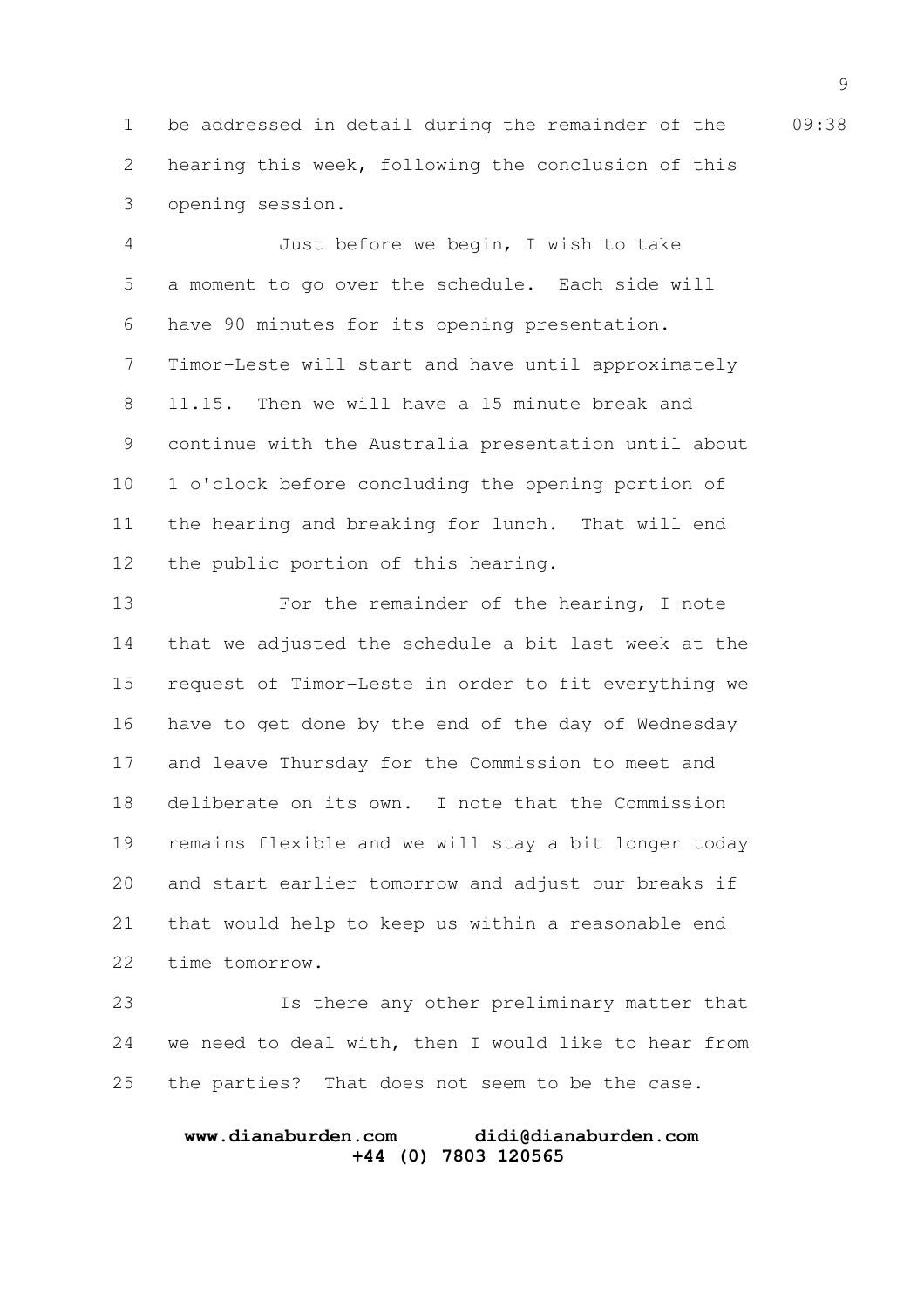be addressed in detail during the remainder of the hearing this week, following the conclusion of this opening session.

Just before we begin, I wish to take a moment to go over the schedule. Each side will have 90 minutes for its opening presentation. Timor-Leste will start and have until approximately 11.15. Then we will have a 15 minute break and continue with the Australia presentation until about 1 o'clock before concluding the opening portion of the hearing and breaking for lunch. That will end the public portion of this hearing.

For the remainder of the hearing, I note that we adjusted the schedule a bit last week at the request of Timor-Leste in order to fit everything we have to get done by the end of the day of Wednesday and leave Thursday for the Commission to meet and deliberate on its own. I note that the Commission remains flexible and we will stay a bit longer today and start earlier tomorrow and adjust our breaks if that would help to keep us within a reasonable end time tomorrow.

Is there any other preliminary matter that we need to deal with, then I would like to hear from the parties? That does not seem to be the case.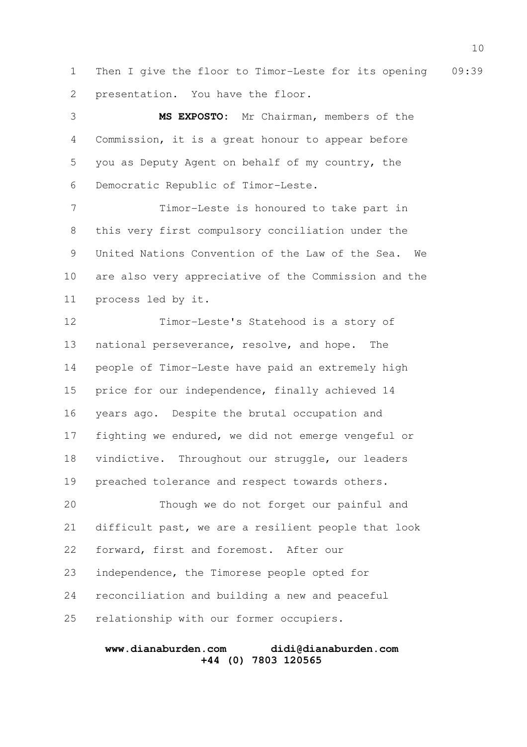Then I give the floor to Timor-Leste for its opening presentation. You have the floor.

**MS EXPOSTO:** Mr Chairman, members of the Commission, it is a great honour to appear before you as Deputy Agent on behalf of my country, the Democratic Republic of Timor-Leste.

Timor-Leste is honoured to take part in this very first compulsory conciliation under the United Nations Convention of the Law of the Sea. We are also very appreciative of the Commission and the process led by it.

Timor-Leste's Statehood is a story of national perseverance, resolve, and hope. The people of Timor-Leste have paid an extremely high price for our independence, finally achieved 14 years ago. Despite the brutal occupation and fighting we endured, we did not emerge vengeful or vindictive. Throughout our struggle, our leaders preached tolerance and respect towards others.

Though we do not forget our painful and difficult past, we are a resilient people that look forward, first and foremost. After our independence, the Timorese people opted for reconciliation and building a new and peaceful relationship with our former occupiers.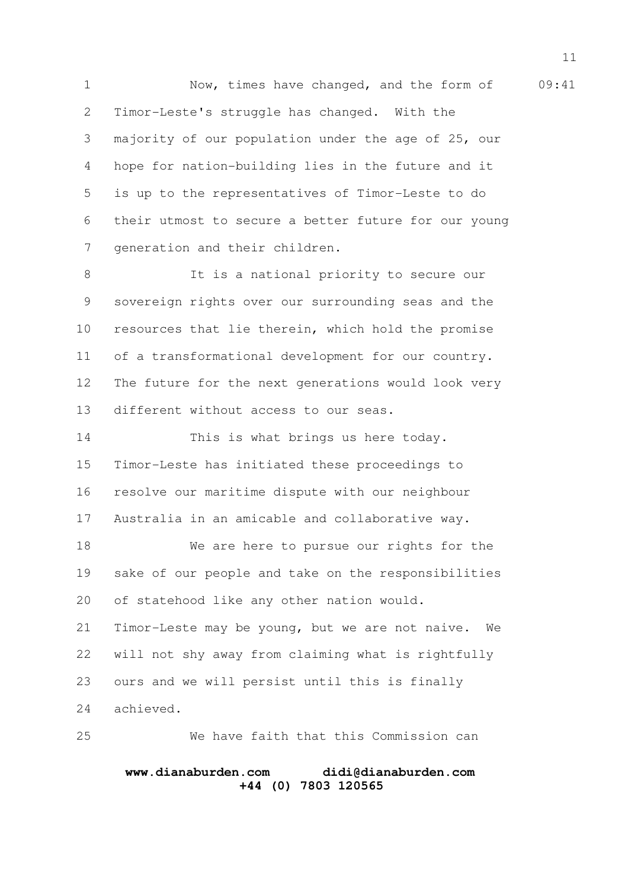Now, times have changed, and the form of Timor-Leste's struggle has changed. With the majority of our population under the age of 25, our hope for nation-building lies in the future and it is up to the representatives of Timor-Leste to do their utmost to secure a better future for our young generation and their children.

It is a national priority to secure our sovereign rights over our surrounding seas and the resources that lie therein, which hold the promise of a transformational development for our country. The future for the next generations would look very different without access to our seas.

This is what brings us here today. Timor-Leste has initiated these proceedings to resolve our maritime dispute with our neighbour Australia in an amicable and collaborative way.

We are here to pursue our rights for the sake of our people and take on the responsibilities of statehood like any other nation would. Timor-Leste may be young, but we are not naive. We will not shy away from claiming what is rightfully ours and we will persist until this is finally achieved.

We have faith that this Commission can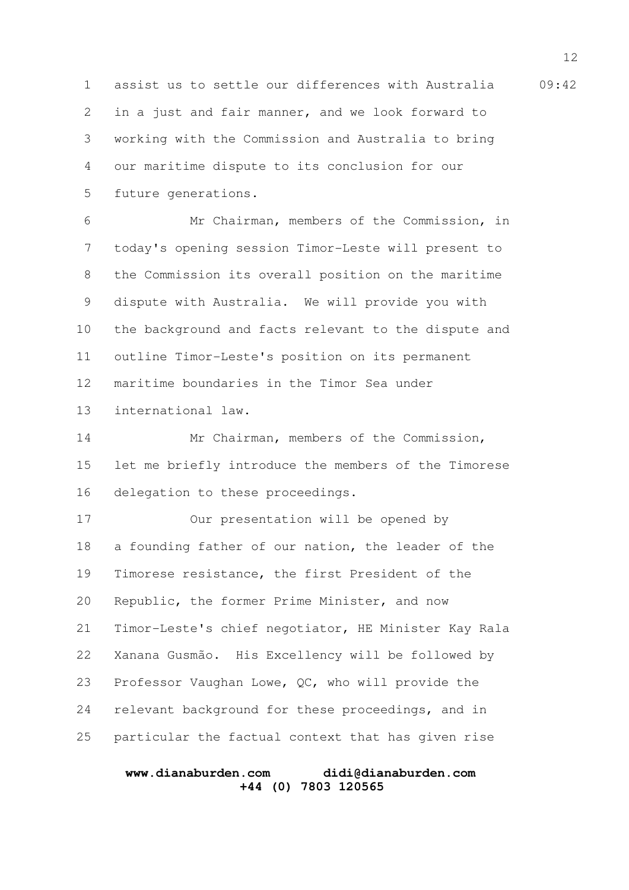assist us to settle our differences with Australia in a just and fair manner, and we look forward to working with the Commission and Australia to bring our maritime dispute to its conclusion for our future generations.

Mr Chairman, members of the Commission, in today's opening session Timor-Leste will present to the Commission its overall position on the maritime dispute with Australia. We will provide you with the background and facts relevant to the dispute and outline Timor-Leste's position on its permanent maritime boundaries in the Timor Sea under international law.

Mr Chairman, members of the Commission, let me briefly introduce the members of the Timorese delegation to these proceedings.

Our presentation will be opened by a founding father of our nation, the leader of the Timorese resistance, the first President of the Republic, the former Prime Minister, and now Timor-Leste's chief negotiator, HE Minister Kay Rala Xanana Gusmão. His Excellency will be followed by Professor Vaughan Lowe, QC, who will provide the relevant background for these proceedings, and in particular the factual context that has given rise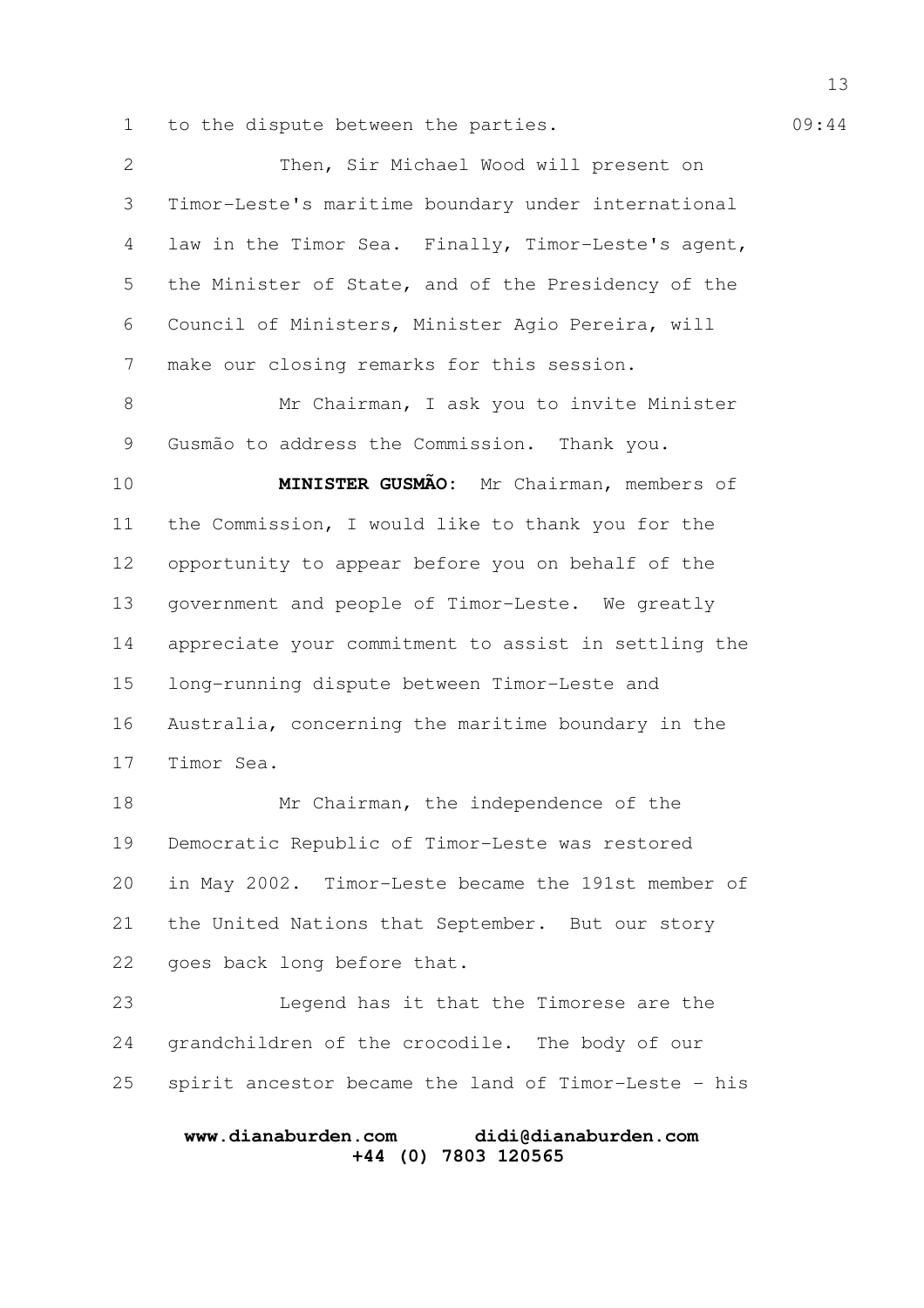to the dispute between the parties.

Then, Sir Michael Wood will present on Timor-Leste's maritime boundary under international law in the Timor Sea. Finally, Timor-Leste's agent, the Minister of State, and of the Presidency of the Council of Ministers, Minister Agio Pereira, will make our closing remarks for this session.

Mr Chairman, I ask you to invite Minister Gusmão to address the Commission. Thank you.

**MINISTER GUSMÃO:** Mr Chairman, members of the Commission, I would like to thank you for the opportunity to appear before you on behalf of the government and people of Timor-Leste. We greatly appreciate your commitment to assist in settling the long-running dispute between Timor-Leste and Australia, concerning the maritime boundary in the Timor Sea.

Mr Chairman, the independence of the Democratic Republic of Timor-Leste was restored in May 2002. Timor-Leste became the 191st member of the United Nations that September. But our story goes back long before that.

Legend has it that the Timorese are the grandchildren of the crocodile. The body of our spirit ancestor became the land of Timor-Leste - his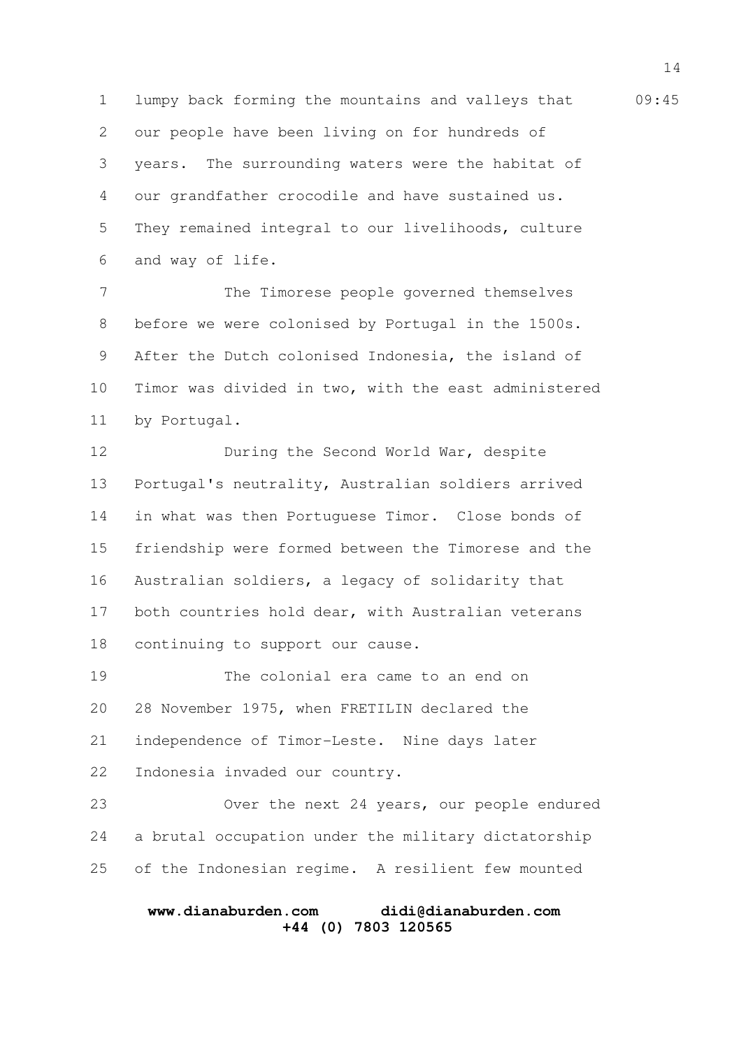lumpy back forming the mountains and valleys that our people have been living on for hundreds of years. The surrounding waters were the habitat of our grandfather crocodile and have sustained us. They remained integral to our livelihoods, culture and way of life.

The Timorese people governed themselves before we were colonised by Portugal in the 1500s. After the Dutch colonised Indonesia, the island of Timor was divided in two, with the east administered by Portugal.

During the Second World War, despite Portugal's neutrality, Australian soldiers arrived in what was then Portuguese Timor. Close bonds of friendship were formed between the Timorese and the Australian soldiers, a legacy of solidarity that both countries hold dear, with Australian veterans continuing to support our cause.

The colonial era came to an end on 28 November 1975, when FRETILIN declared the independence of Timor-Leste. Nine days later Indonesia invaded our country.

Over the next 24 years, our people endured a brutal occupation under the military dictatorship of the Indonesian regime. A resilient few mounted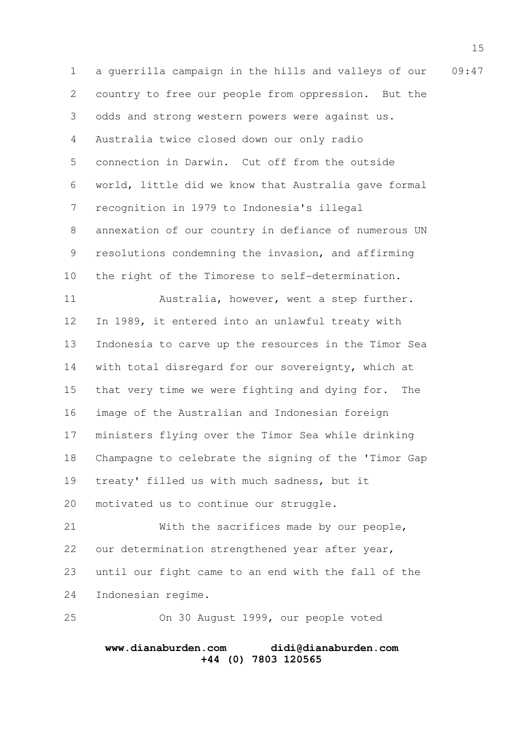a guerrilla campaign in the hills and valleys of our country to free our people from oppression. But the odds and strong western powers were against us. Australia twice closed down our only radio connection in Darwin. Cut off from the outside world, little did we know that Australia gave formal recognition in 1979 to Indonesia's illegal annexation of our country in defiance of numerous UN resolutions condemning the invasion, and affirming the right of the Timorese to self-determination.

Australia, however, went a step further. In 1989, it entered into an unlawful treaty with Indonesia to carve up the resources in the Timor Sea with total disregard for our sovereignty, which at that very time we were fighting and dying for. The image of the Australian and Indonesian foreign ministers flying over the Timor Sea while drinking Champagne to celebrate the signing of the 'Timor Gap treaty' filled us with much sadness, but it motivated us to continue our struggle.

With the sacrifices made by our people, our determination strengthened year after year, until our fight came to an end with the fall of the Indonesian regime.

On 30 August 1999, our people voted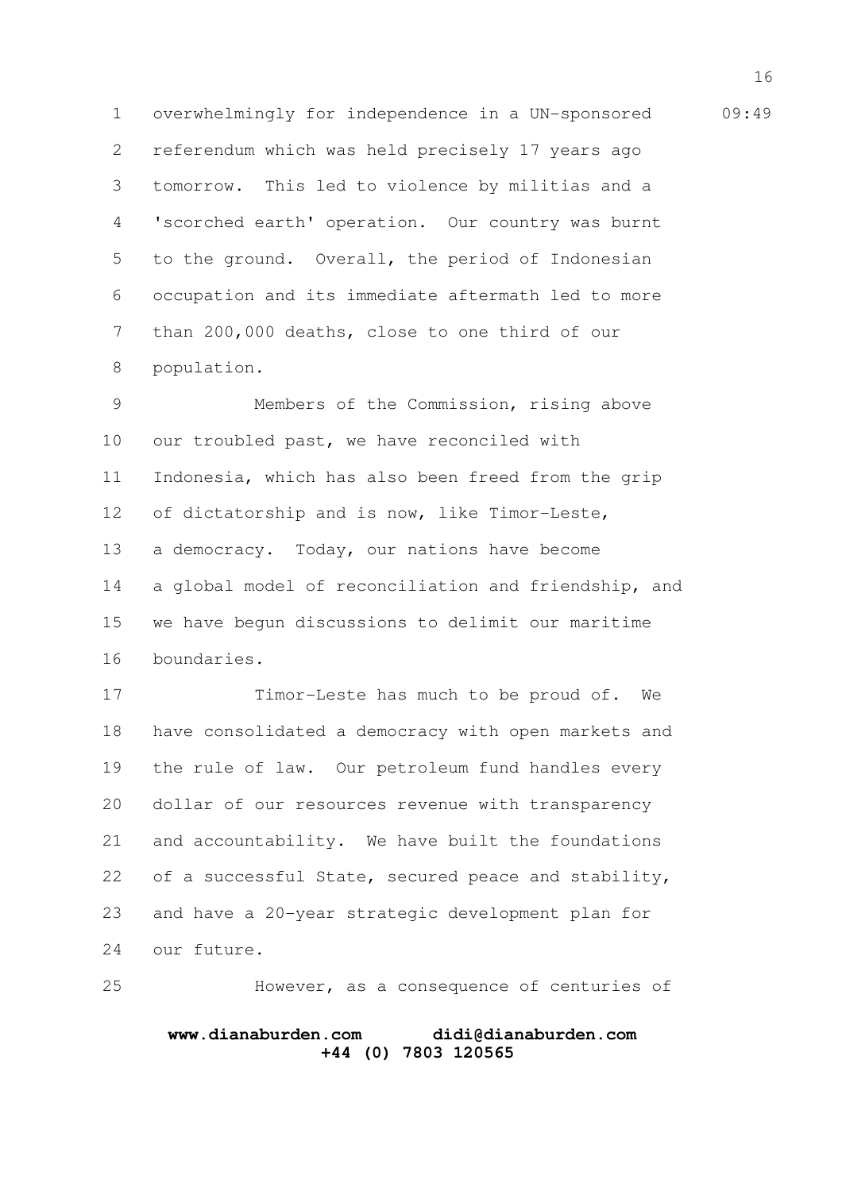overwhelmingly for independence in a UN-sponsored referendum which was held precisely 17 years ago tomorrow. This led to violence by militias and a 'scorched earth' operation. Our country was burnt to the ground. Overall, the period of Indonesian occupation and its immediate aftermath led to more than 200,000 deaths, close to one third of our population.

Members of the Commission, rising above our troubled past, we have reconciled with Indonesia, which has also been freed from the grip of dictatorship and is now, like Timor-Leste, a democracy. Today, our nations have become a global model of reconciliation and friendship, and we have begun discussions to delimit our maritime boundaries.

Timor-Leste has much to be proud of. We have consolidated a democracy with open markets and the rule of law. Our petroleum fund handles every dollar of our resources revenue with transparency and accountability. We have built the foundations of a successful State, secured peace and stability, and have a 20-year strategic development plan for our future.

However, as a consequence of centuries of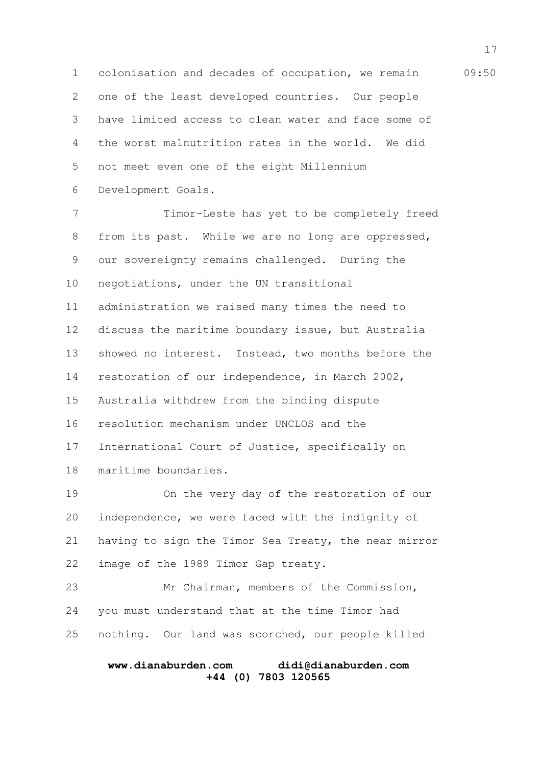colonisation and decades of occupation, we remain one of the least developed countries. Our people have limited access to clean water and face some of the worst malnutrition rates in the world. We did not meet even one of the eight Millennium Development Goals.

Timor-Leste has yet to be completely freed from its past. While we are no long are oppressed, our sovereignty remains challenged. During the negotiations, under the UN transitional administration we raised many times the need to discuss the maritime boundary issue, but Australia showed no interest. Instead, two months before the restoration of our independence, in March 2002, Australia withdrew from the binding dispute resolution mechanism under UNCLOS and the International Court of Justice, specifically on maritime boundaries.

On the very day of the restoration of our independence, we were faced with the indignity of having to sign the Timor Sea Treaty, the near mirror image of the 1989 Timor Gap treaty.

Mr Chairman, members of the Commission, you must understand that at the time Timor had nothing. Our land was scorched, our people killed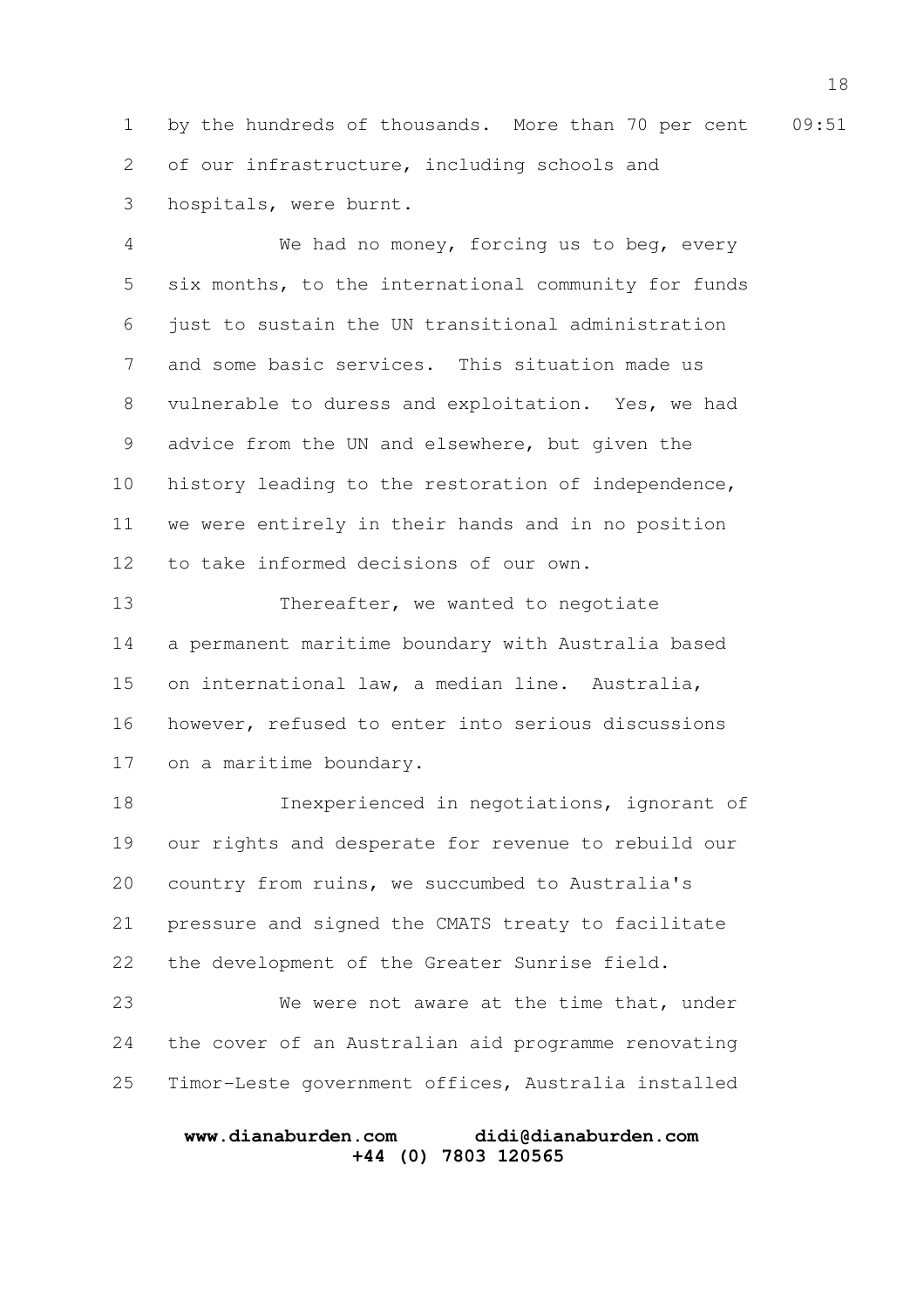by the hundreds of thousands. More than 70 per cent of our infrastructure, including schools and hospitals, were burnt.

We had no money, forcing us to beg, every six months, to the international community for funds just to sustain the UN transitional administration and some basic services. This situation made us vulnerable to duress and exploitation. Yes, we had advice from the UN and elsewhere, but given the history leading to the restoration of independence, we were entirely in their hands and in no position to take informed decisions of our own.

Thereafter, we wanted to negotiate a permanent maritime boundary with Australia based on international law, a median line. Australia, however, refused to enter into serious discussions on a maritime boundary.

Inexperienced in negotiations, ignorant of our rights and desperate for revenue to rebuild our country from ruins, we succumbed to Australia's pressure and signed the CMATS treaty to facilitate the development of the Greater Sunrise field.

We were not aware at the time that, under the cover of an Australian aid programme renovating Timor-Leste government offices, Australia installed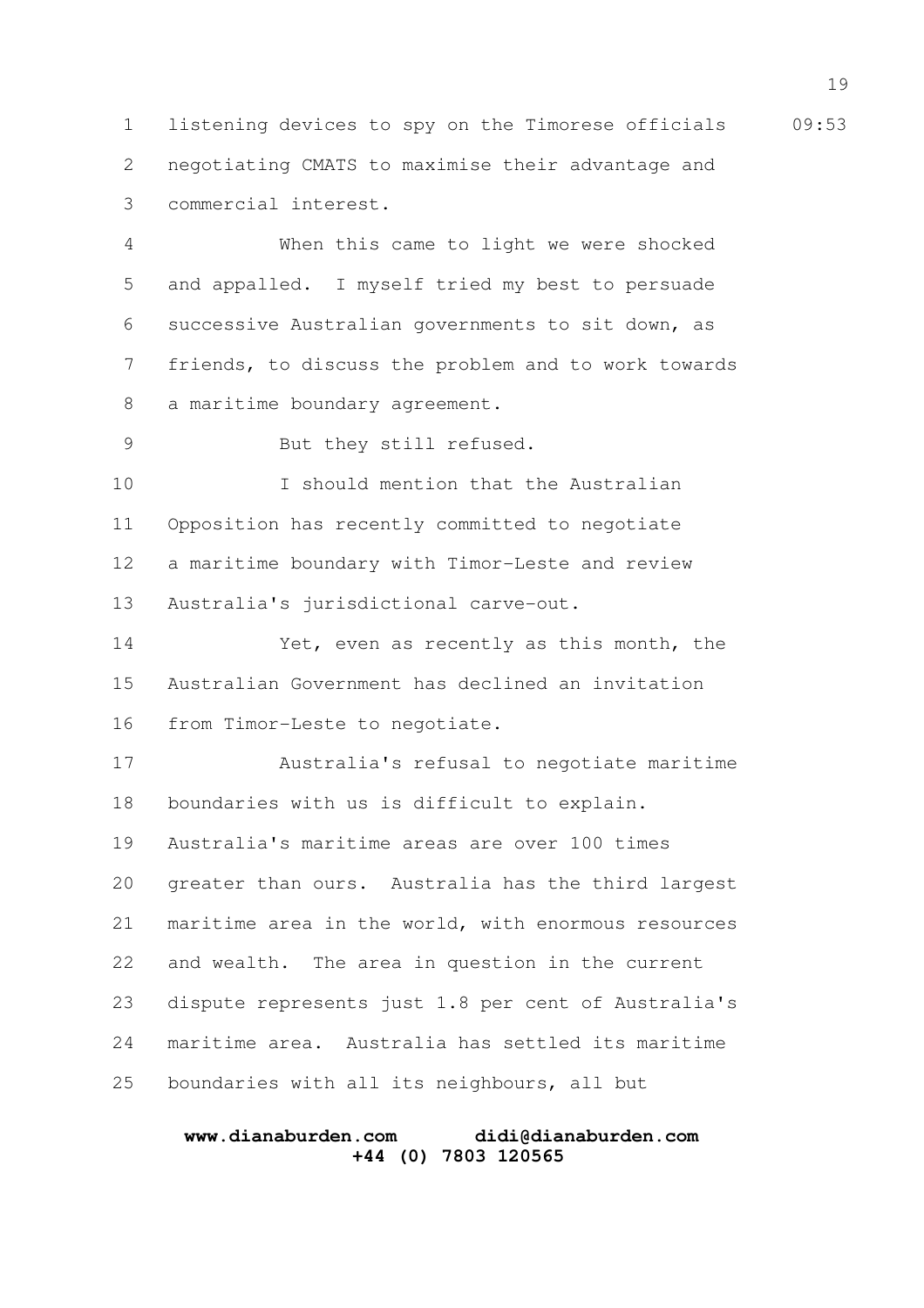listening devices to spy on the Timorese officials negotiating CMATS to maximise their advantage and commercial interest.

When this came to light we were shocked and appalled. I myself tried my best to persuade successive Australian governments to sit down, as friends, to discuss the problem and to work towards a maritime boundary agreement.

But they still refused.

I should mention that the Australian Opposition has recently committed to negotiate a maritime boundary with Timor-Leste and review Australia's jurisdictional carve-out.

Yet, even as recently as this month, the Australian Government has declined an invitation from Timor-Leste to negotiate.

Australia's refusal to negotiate maritime boundaries with us is difficult to explain. Australia's maritime areas are over 100 times greater than ours. Australia has the third largest maritime area in the world, with enormous resources and wealth. The area in question in the current dispute represents just 1.8 per cent of Australia's maritime area. Australia has settled its maritime boundaries with all its neighbours, all but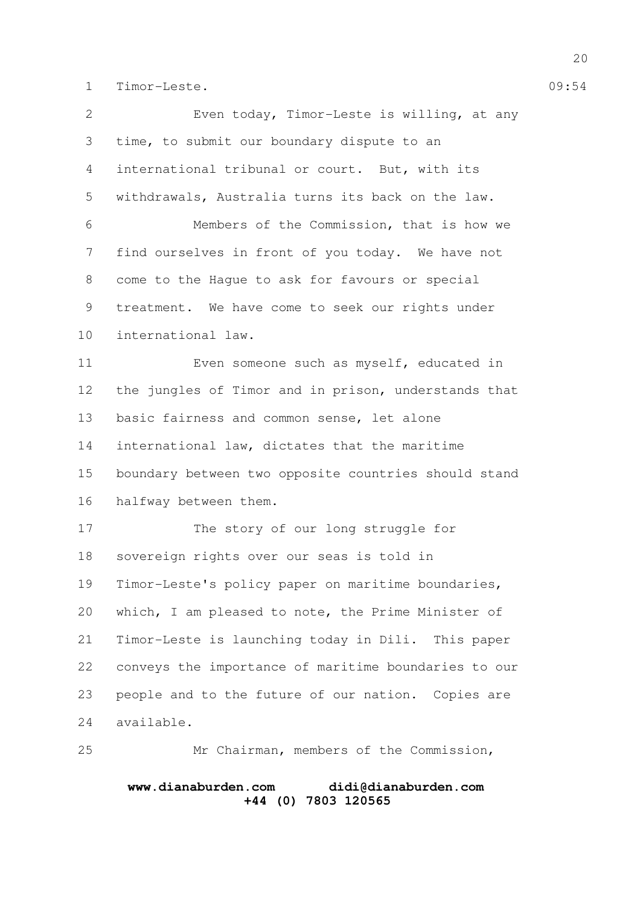Timor-Leste.

Even today, Timor-Leste is willing, at any time, to submit our boundary dispute to an international tribunal or court. But, with its withdrawals, Australia turns its back on the law.

Members of the Commission, that is how we find ourselves in front of you today. We have not come to the Hague to ask for favours or special treatment. We have come to seek our rights under international law.

Even someone such as myself, educated in the jungles of Timor and in prison, understands that basic fairness and common sense, let alone international law, dictates that the maritime boundary between two opposite countries should stand halfway between them.

The story of our long struggle for sovereign rights over our seas is told in Timor-Leste's policy paper on maritime boundaries, which, I am pleased to note, the Prime Minister of Timor-Leste is launching today in Dili. This paper conveys the importance of maritime boundaries to our people and to the future of our nation. Copies are available.

Mr Chairman, members of the Commission,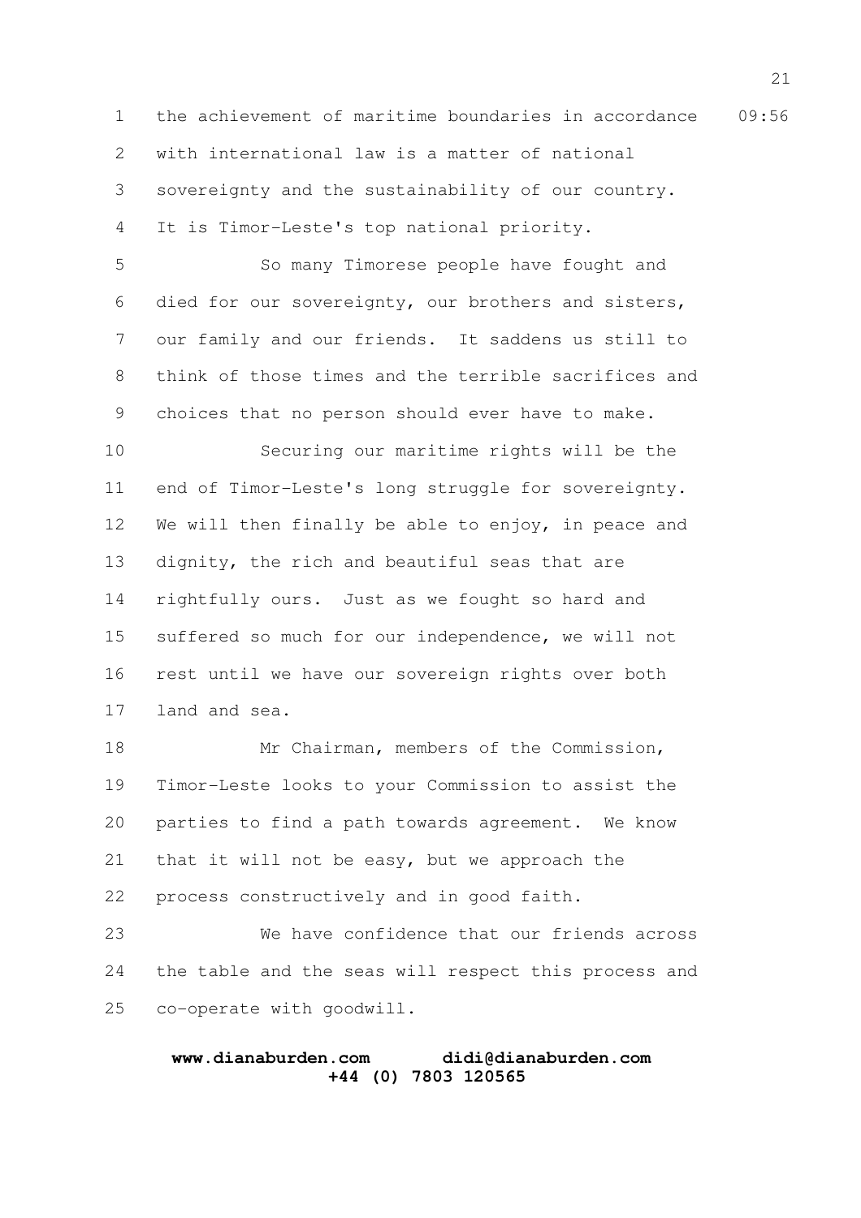the achievement of maritime boundaries in accordance with international law is a matter of national sovereignty and the sustainability of our country. It is Timor-Leste's top national priority.

So many Timorese people have fought and died for our sovereignty, our brothers and sisters, our family and our friends. It saddens us still to think of those times and the terrible sacrifices and choices that no person should ever have to make.

Securing our maritime rights will be the end of Timor-Leste's long struggle for sovereignty. We will then finally be able to enjoy, in peace and dignity, the rich and beautiful seas that are rightfully ours. Just as we fought so hard and suffered so much for our independence, we will not rest until we have our sovereign rights over both land and sea.

Mr Chairman, members of the Commission, Timor-Leste looks to your Commission to assist the parties to find a path towards agreement. We know that it will not be easy, but we approach the process constructively and in good faith.

We have confidence that our friends across the table and the seas will respect this process and co-operate with goodwill.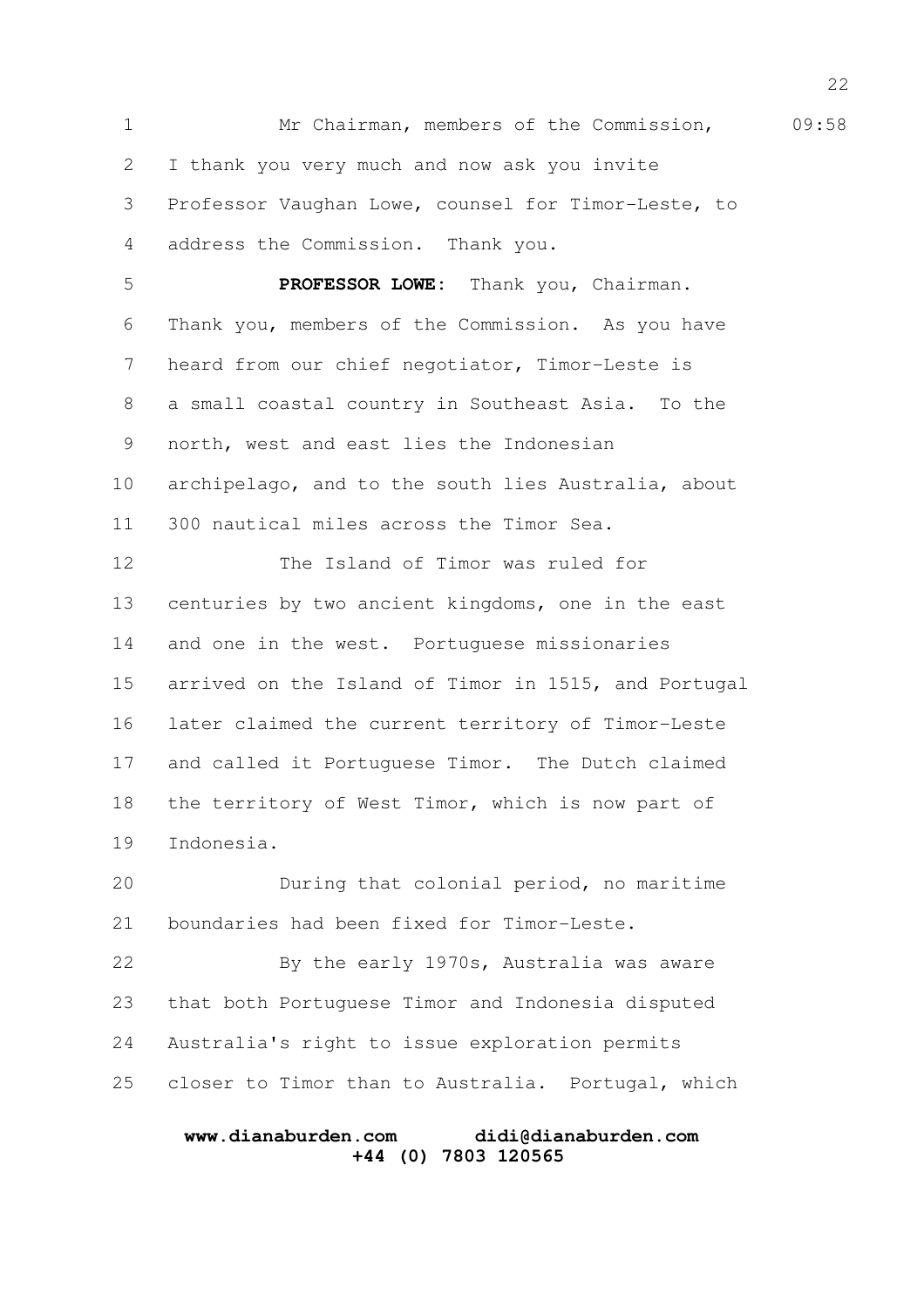Mr Chairman, members of the Commission, I thank you very much and now ask you invite Professor Vaughan Lowe, counsel for Timor-Leste, to address the Commission. Thank you.

**PROFESSOR LOWE:** Thank you, Chairman. Thank you, members of the Commission. As you have heard from our chief negotiator, Timor-Leste is a small coastal country in Southeast Asia. To the north, west and east lies the Indonesian archipelago, and to the south lies Australia, about 300 nautical miles across the Timor Sea.

The Island of Timor was ruled for centuries by two ancient kingdoms, one in the east and one in the west. Portuguese missionaries arrived on the Island of Timor in 1515, and Portugal later claimed the current territory of Timor-Leste and called it Portuguese Timor. The Dutch claimed the territory of West Timor, which is now part of Indonesia.

During that colonial period, no maritime boundaries had been fixed for Timor-Leste.

By the early 1970s, Australia was aware that both Portuguese Timor and Indonesia disputed Australia's right to issue exploration permits closer to Timor than to Australia. Portugal, which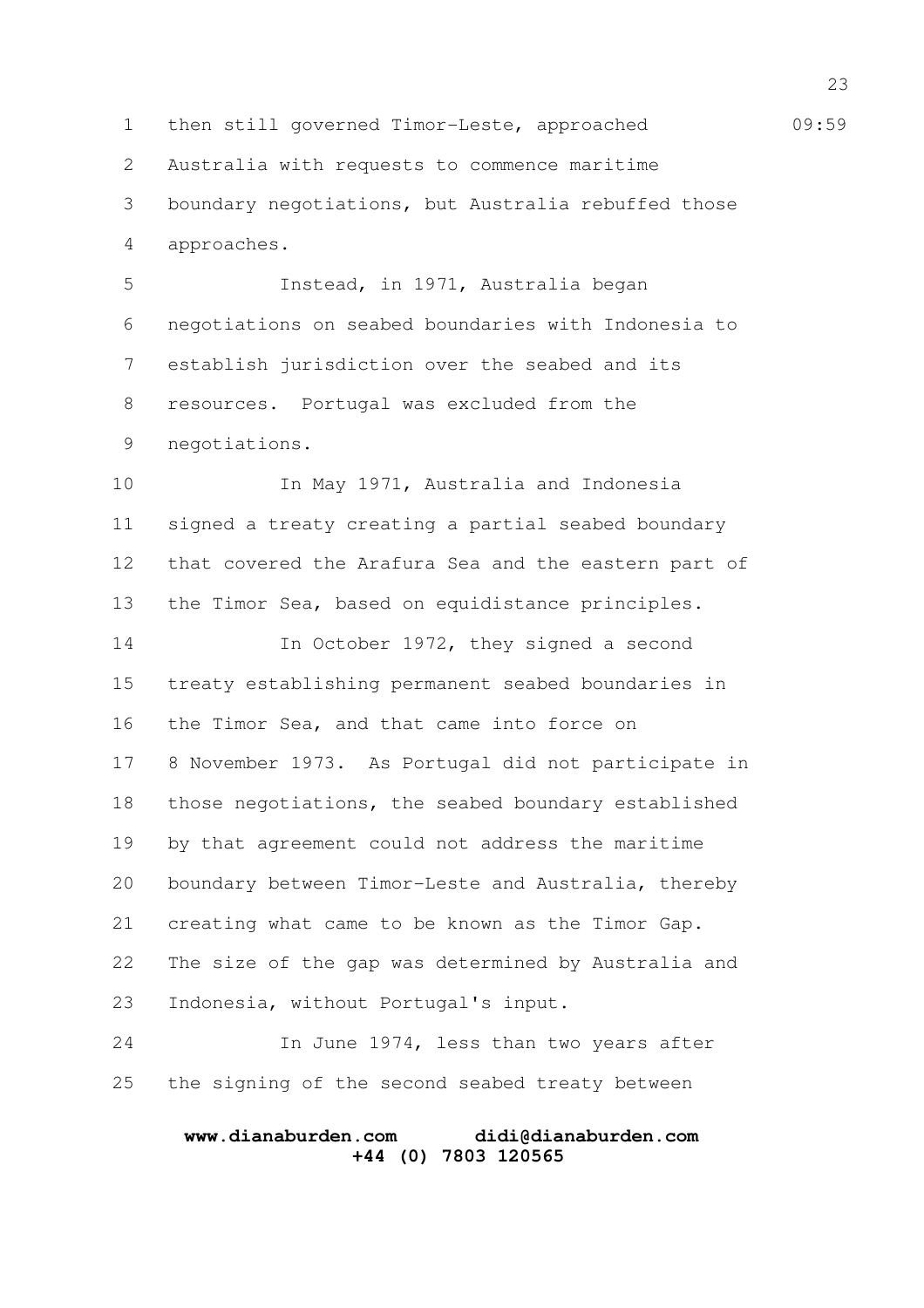then still governed Timor-Leste, approached Australia with requests to commence maritime boundary negotiations, but Australia rebuffed those approaches.

Instead, in 1971, Australia began negotiations on seabed boundaries with Indonesia to establish jurisdiction over the seabed and its resources. Portugal was excluded from the negotiations.

In May 1971, Australia and Indonesia signed a treaty creating a partial seabed boundary that covered the Arafura Sea and the eastern part of the Timor Sea, based on equidistance principles.

In October 1972, they signed a second treaty establishing permanent seabed boundaries in the Timor Sea, and that came into force on 8 November 1973. As Portugal did not participate in those negotiations, the seabed boundary established by that agreement could not address the maritime boundary between Timor-Leste and Australia, thereby creating what came to be known as the Timor Gap. The size of the gap was determined by Australia and Indonesia, without Portugal's input.

In June 1974, less than two years after the signing of the second seabed treaty between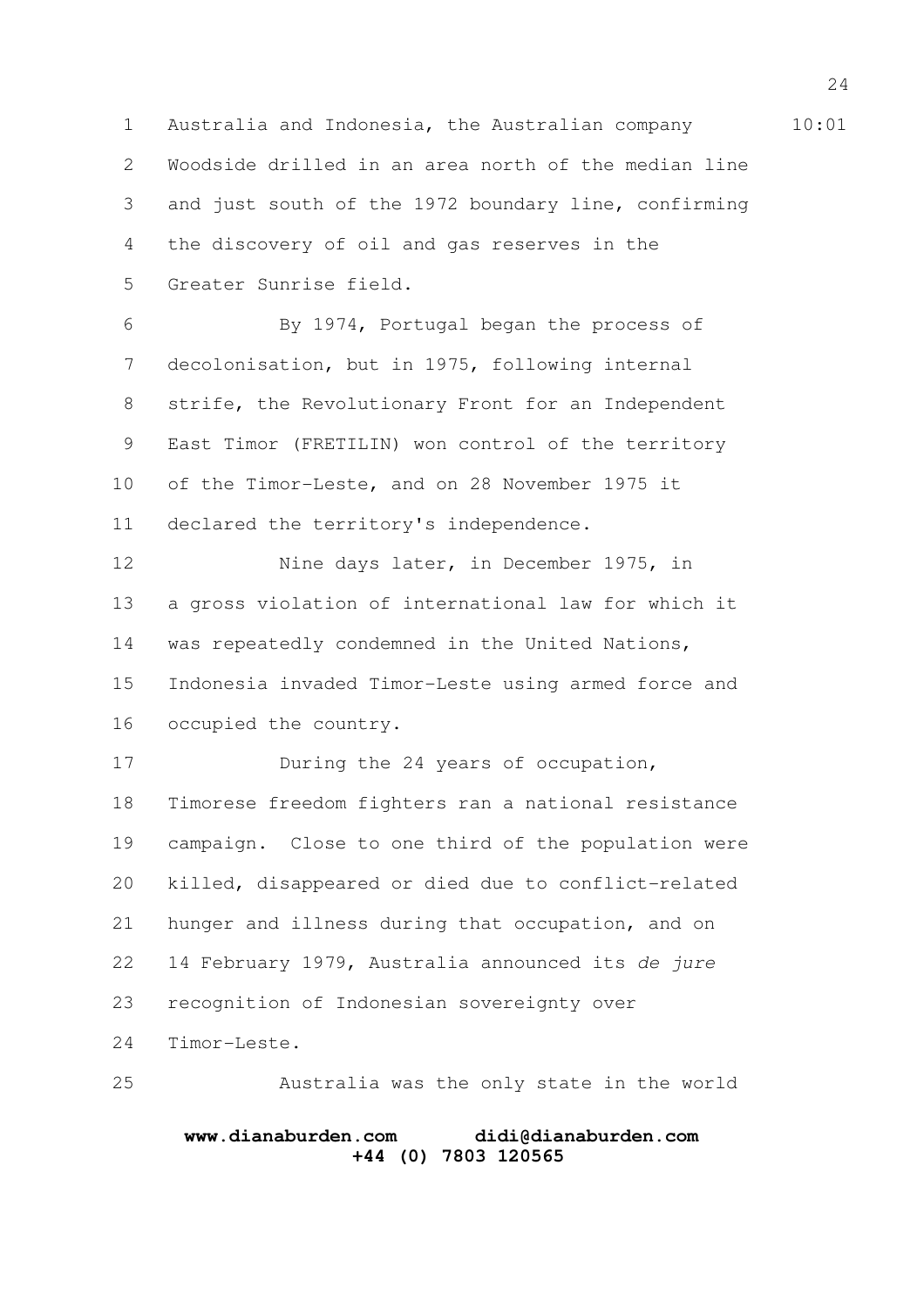Australia and Indonesia, the Australian company Woodside drilled in an area north of the median line and just south of the 1972 boundary line, confirming the discovery of oil and gas reserves in the Greater Sunrise field.

By 1974, Portugal began the process of decolonisation, but in 1975, following internal strife, the Revolutionary Front for an Independent East Timor (FRETILIN) won control of the territory of the Timor-Leste, and on 28 November 1975 it declared the territory's independence.

Nine days later, in December 1975, in a gross violation of international law for which it was repeatedly condemned in the United Nations, Indonesia invaded Timor-Leste using armed force and occupied the country.

During the 24 years of occupation, Timorese freedom fighters ran a national resistance campaign. Close to one third of the population were killed, disappeared or died due to conflict-related hunger and illness during that occupation, and on 14 February 1979, Australia announced its *de jure* recognition of Indonesian sovereignty over Timor-Leste.

Australia was the only state in the world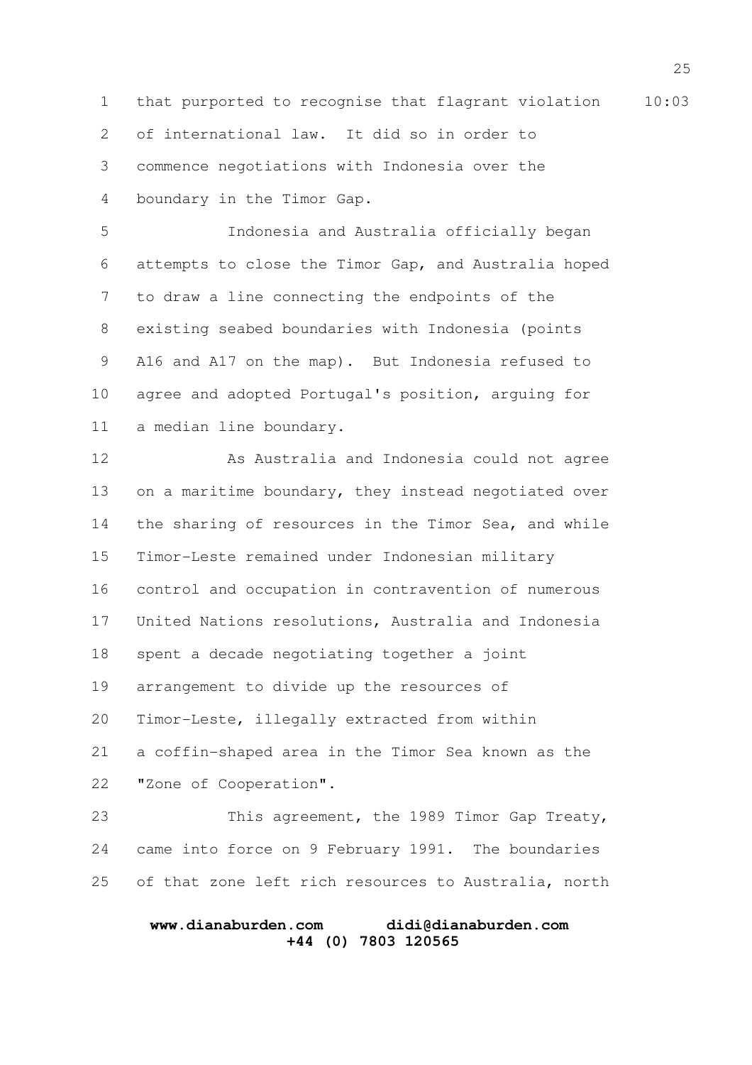that purported to recognise that flagrant violation of international law. It did so in order to commence negotiations with Indonesia over the boundary in the Timor Gap.

Indonesia and Australia officially began attempts to close the Timor Gap, and Australia hoped to draw a line connecting the endpoints of the existing seabed boundaries with Indonesia (points A16 and A17 on the map). But Indonesia refused to agree and adopted Portugal's position, arguing for a median line boundary.

As Australia and Indonesia could not agree on a maritime boundary, they instead negotiated over the sharing of resources in the Timor Sea, and while Timor-Leste remained under Indonesian military control and occupation in contravention of numerous United Nations resolutions, Australia and Indonesia spent a decade negotiating together a joint arrangement to divide up the resources of Timor-Leste, illegally extracted from within a coffin-shaped area in the Timor Sea known as the "Zone of Cooperation".

This agreement, the 1989 Timor Gap Treaty, came into force on 9 February 1991. The boundaries of that zone left rich resources to Australia, north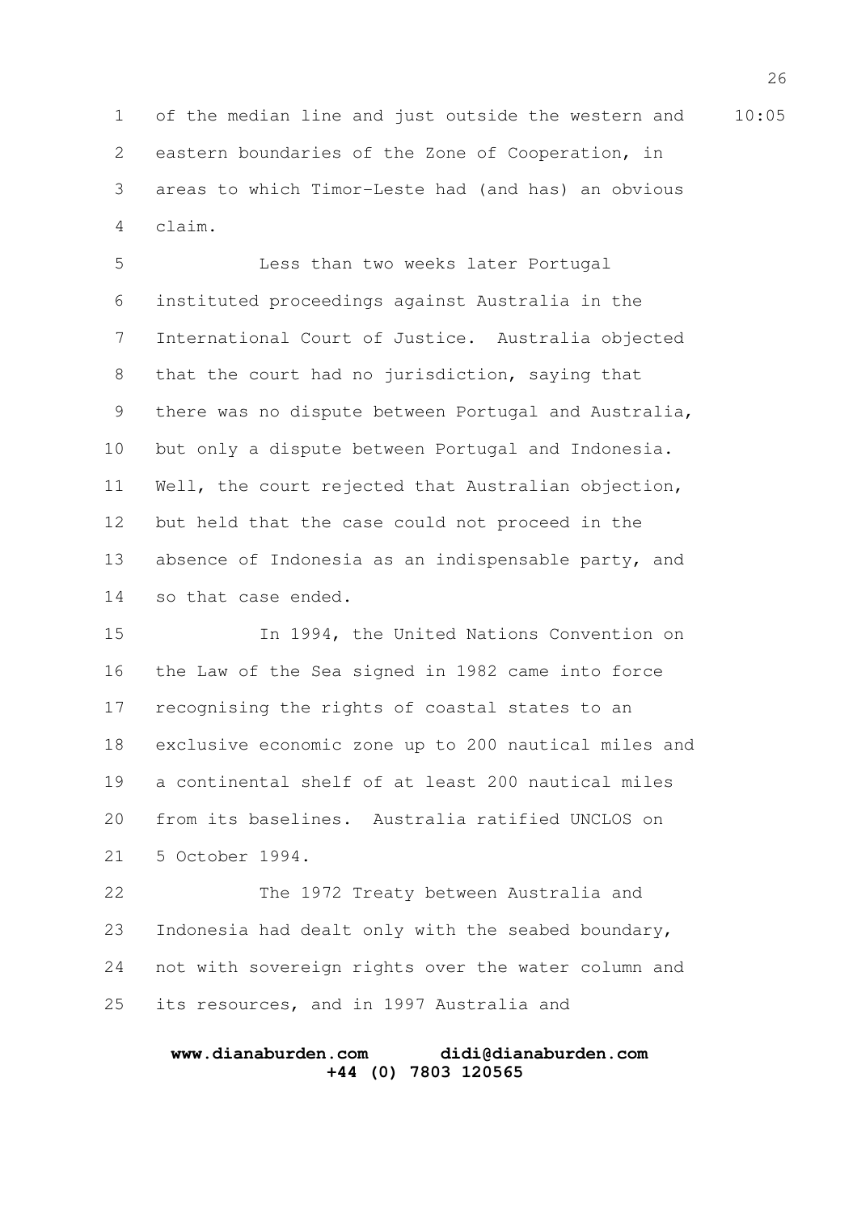of the median line and just outside the western and eastern boundaries of the Zone of Cooperation, in areas to which Timor-Leste had (and has) an obvious claim.

Less than two weeks later Portugal instituted proceedings against Australia in the International Court of Justice. Australia objected that the court had no jurisdiction, saying that there was no dispute between Portugal and Australia, but only a dispute between Portugal and Indonesia. Well, the court rejected that Australian objection, but held that the case could not proceed in the absence of Indonesia as an indispensable party, and so that case ended.

In 1994, the United Nations Convention on the Law of the Sea signed in 1982 came into force recognising the rights of coastal states to an exclusive economic zone up to 200 nautical miles and a continental shelf of at least 200 nautical miles from its baselines. Australia ratified UNCLOS on 5 October 1994.

The 1972 Treaty between Australia and Indonesia had dealt only with the seabed boundary, not with sovereign rights over the water column and its resources, and in 1997 Australia and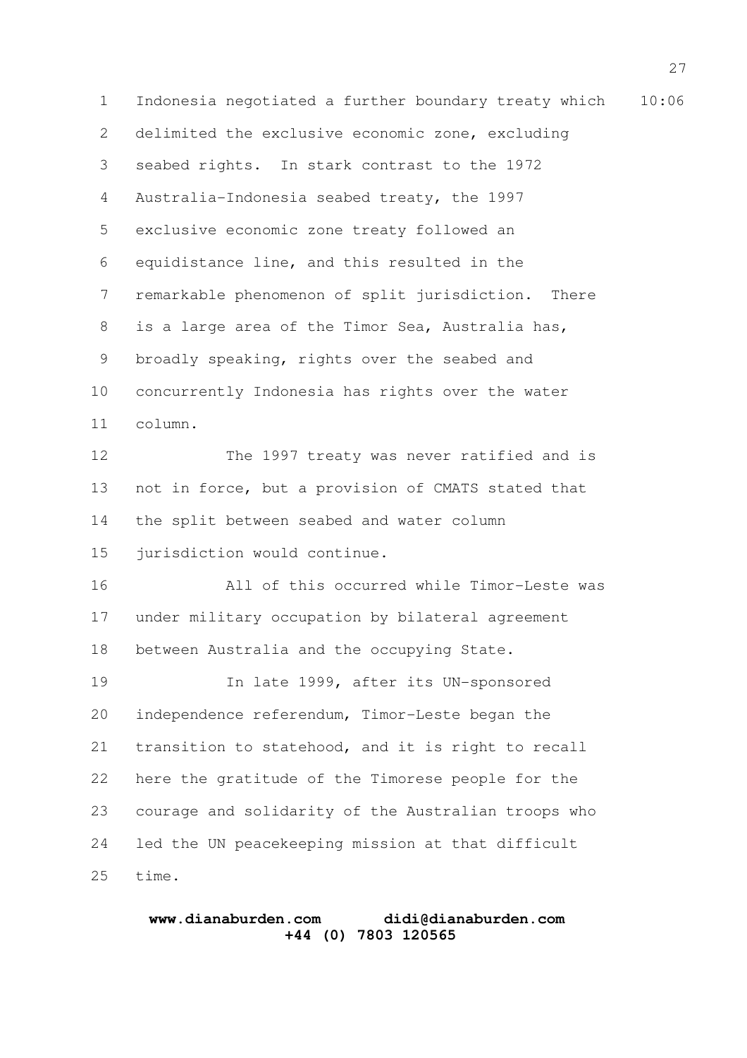Indonesia negotiated a further boundary treaty which delimited the exclusive economic zone, excluding seabed rights. In stark contrast to the 1972 Australia-Indonesia seabed treaty, the 1997 exclusive economic zone treaty followed an equidistance line, and this resulted in the remarkable phenomenon of split jurisdiction. There is a large area of the Timor Sea, Australia has, broadly speaking, rights over the seabed and concurrently Indonesia has rights over the water column.

The 1997 treaty was never ratified and is not in force, but a provision of CMATS stated that the split between seabed and water column jurisdiction would continue.

All of this occurred while Timor-Leste was under military occupation by bilateral agreement between Australia and the occupying State.

In late 1999, after its UN-sponsored independence referendum, Timor-Leste began the transition to statehood, and it is right to recall here the gratitude of the Timorese people for the courage and solidarity of the Australian troops who led the UN peacekeeping mission at that difficult time.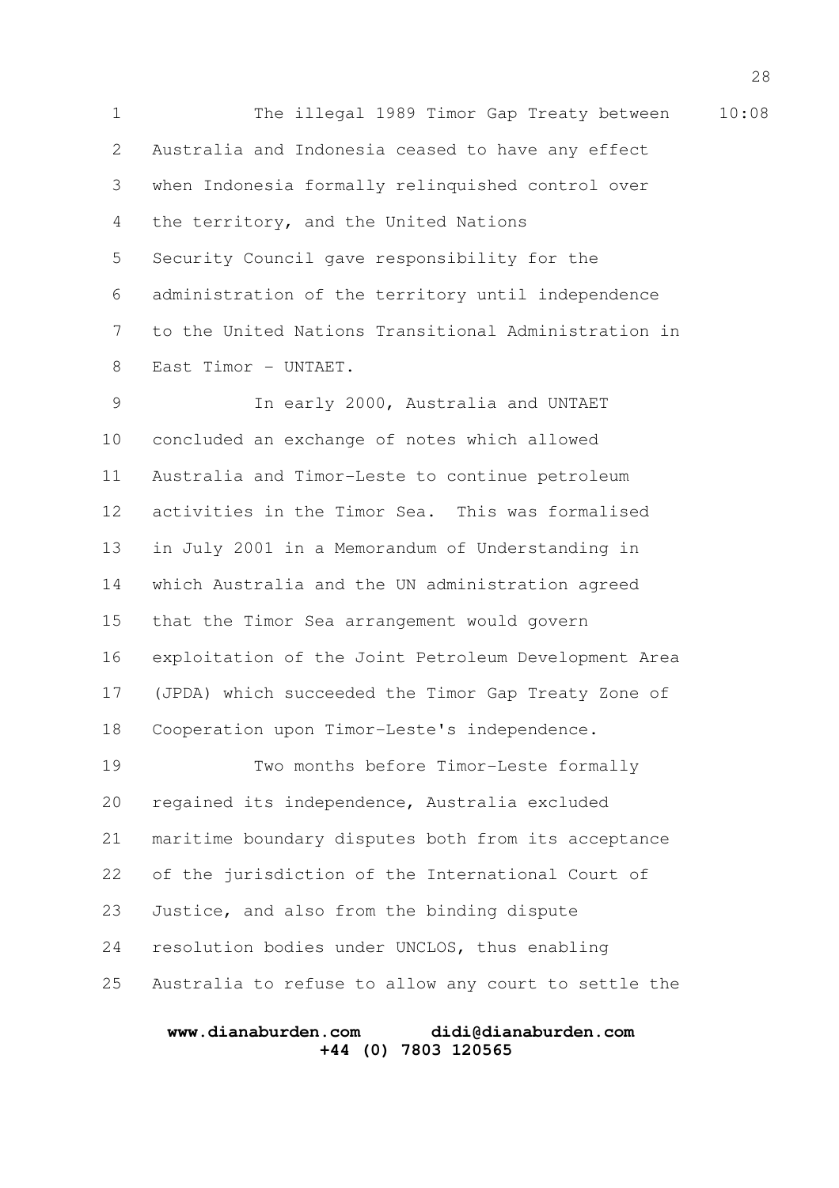The illegal 1989 Timor Gap Treaty between Australia and Indonesia ceased to have any effect when Indonesia formally relinquished control over the territory, and the United Nations Security Council gave responsibility for the administration of the territory until independence to the United Nations Transitional Administration in East Timor - UNTAET.

In early 2000, Australia and UNTAET concluded an exchange of notes which allowed Australia and Timor-Leste to continue petroleum activities in the Timor Sea. This was formalised in July 2001 in a Memorandum of Understanding in which Australia and the UN administration agreed that the Timor Sea arrangement would govern exploitation of the Joint Petroleum Development Area (JPDA) which succeeded the Timor Gap Treaty Zone of Cooperation upon Timor-Leste's independence.

Two months before Timor-Leste formally regained its independence, Australia excluded maritime boundary disputes both from its acceptance of the jurisdiction of the International Court of Justice, and also from the binding dispute resolution bodies under UNCLOS, thus enabling Australia to refuse to allow any court to settle the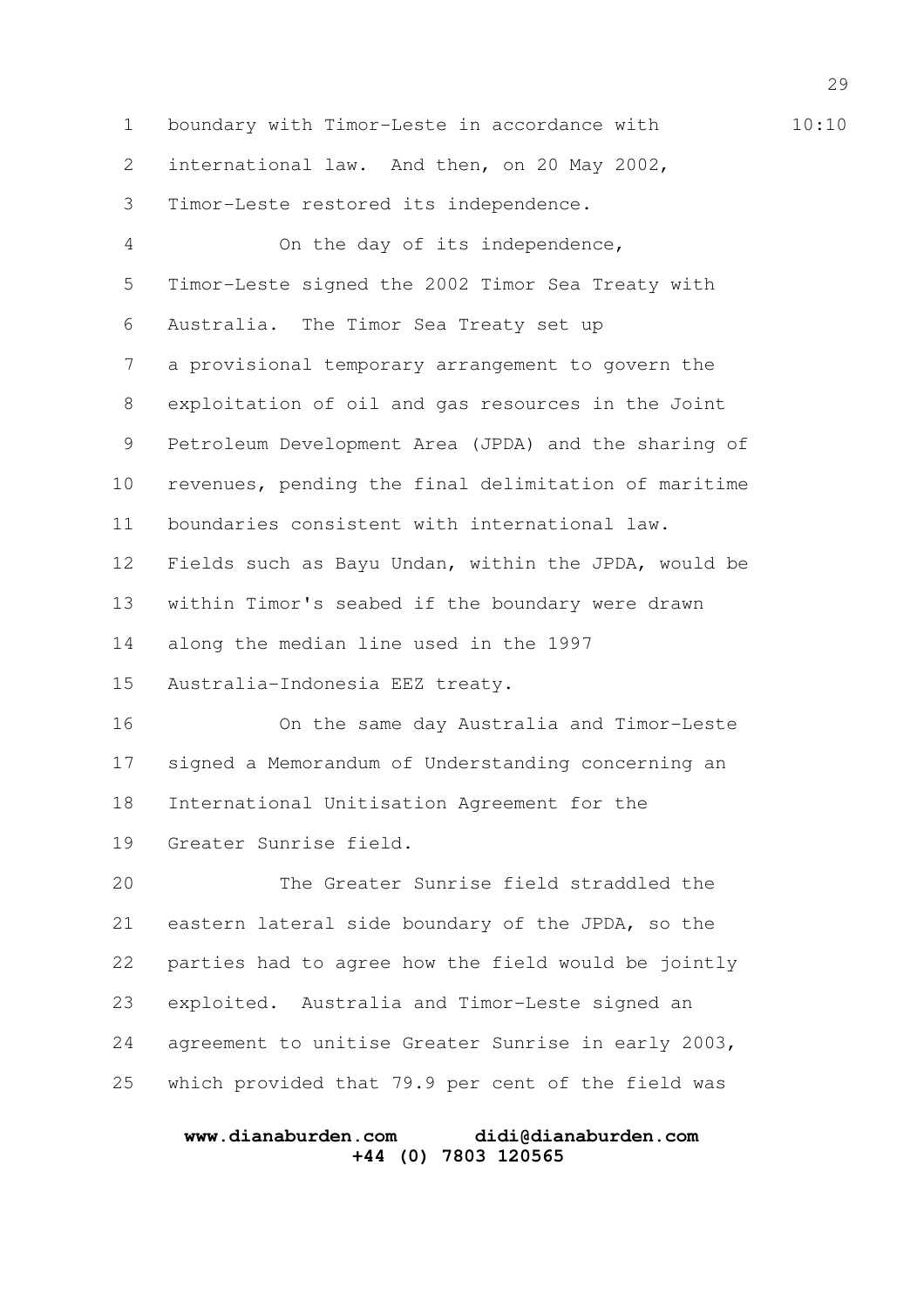boundary with Timor-Leste in accordance with international law. And then, on 20 May 2002, Timor-Leste restored its independence.

On the day of its independence, Timor-Leste signed the 2002 Timor Sea Treaty with Australia. The Timor Sea Treaty set up a provisional temporary arrangement to govern the exploitation of oil and gas resources in the Joint Petroleum Development Area (JPDA) and the sharing of revenues, pending the final delimitation of maritime boundaries consistent with international law. Fields such as Bayu Undan, within the JPDA, would be within Timor's seabed if the boundary were drawn along the median line used in the 1997 Australia-Indonesia EEZ treaty.

On the same day Australia and Timor-Leste signed a Memorandum of Understanding concerning an International Unitisation Agreement for the Greater Sunrise field.

The Greater Sunrise field straddled the eastern lateral side boundary of the JPDA, so the parties had to agree how the field would be jointly exploited. Australia and Timor-Leste signed an agreement to unitise Greater Sunrise in early 2003, which provided that 79.9 per cent of the field was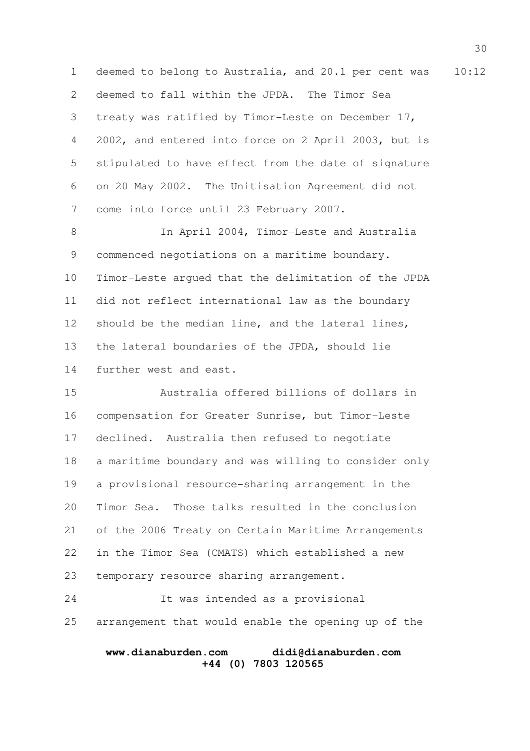deemed to belong to Australia, and 20.1 per cent was deemed to fall within the JPDA. The Timor Sea treaty was ratified by Timor-Leste on December 17, 2002, and entered into force on 2 April 2003, but is stipulated to have effect from the date of signature on 20 May 2002. The Unitisation Agreement did not come into force until 23 February 2007.

In April 2004, Timor-Leste and Australia commenced negotiations on a maritime boundary. Timor-Leste argued that the delimitation of the JPDA did not reflect international law as the boundary should be the median line, and the lateral lines, the lateral boundaries of the JPDA, should lie further west and east.

Australia offered billions of dollars in compensation for Greater Sunrise, but Timor-Leste declined. Australia then refused to negotiate a maritime boundary and was willing to consider only a provisional resource-sharing arrangement in the Timor Sea. Those talks resulted in the conclusion of the 2006 Treaty on Certain Maritime Arrangements in the Timor Sea (CMATS) which established a new temporary resource-sharing arrangement.

It was intended as a provisional arrangement that would enable the opening up of the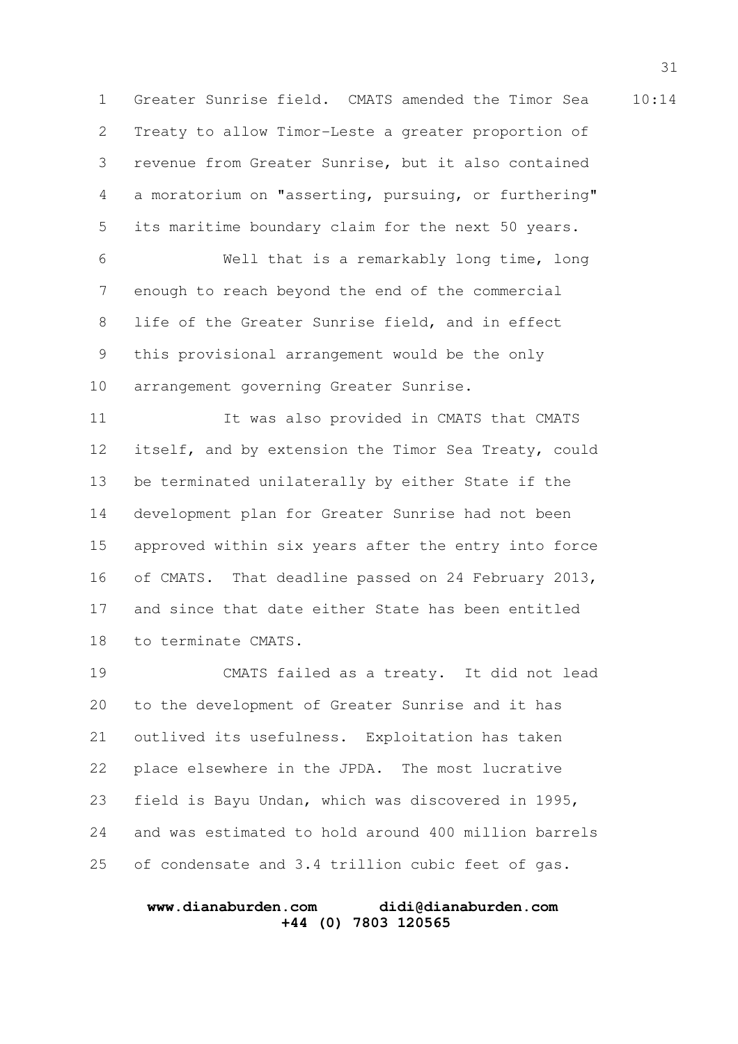Greater Sunrise field. CMATS amended the Timor Sea Treaty to allow Timor-Leste a greater proportion of revenue from Greater Sunrise, but it also contained a moratorium on "asserting, pursuing, or furthering" its maritime boundary claim for the next 50 years.

Well that is a remarkably long time, long enough to reach beyond the end of the commercial life of the Greater Sunrise field, and in effect this provisional arrangement would be the only arrangement governing Greater Sunrise.

It was also provided in CMATS that CMATS itself, and by extension the Timor Sea Treaty, could be terminated unilaterally by either State if the development plan for Greater Sunrise had not been approved within six years after the entry into force of CMATS. That deadline passed on 24 February 2013, and since that date either State has been entitled to terminate CMATS.

CMATS failed as a treaty. It did not lead to the development of Greater Sunrise and it has outlived its usefulness. Exploitation has taken place elsewhere in the JPDA. The most lucrative field is Bayu Undan, which was discovered in 1995, and was estimated to hold around 400 million barrels of condensate and 3.4 trillion cubic feet of gas.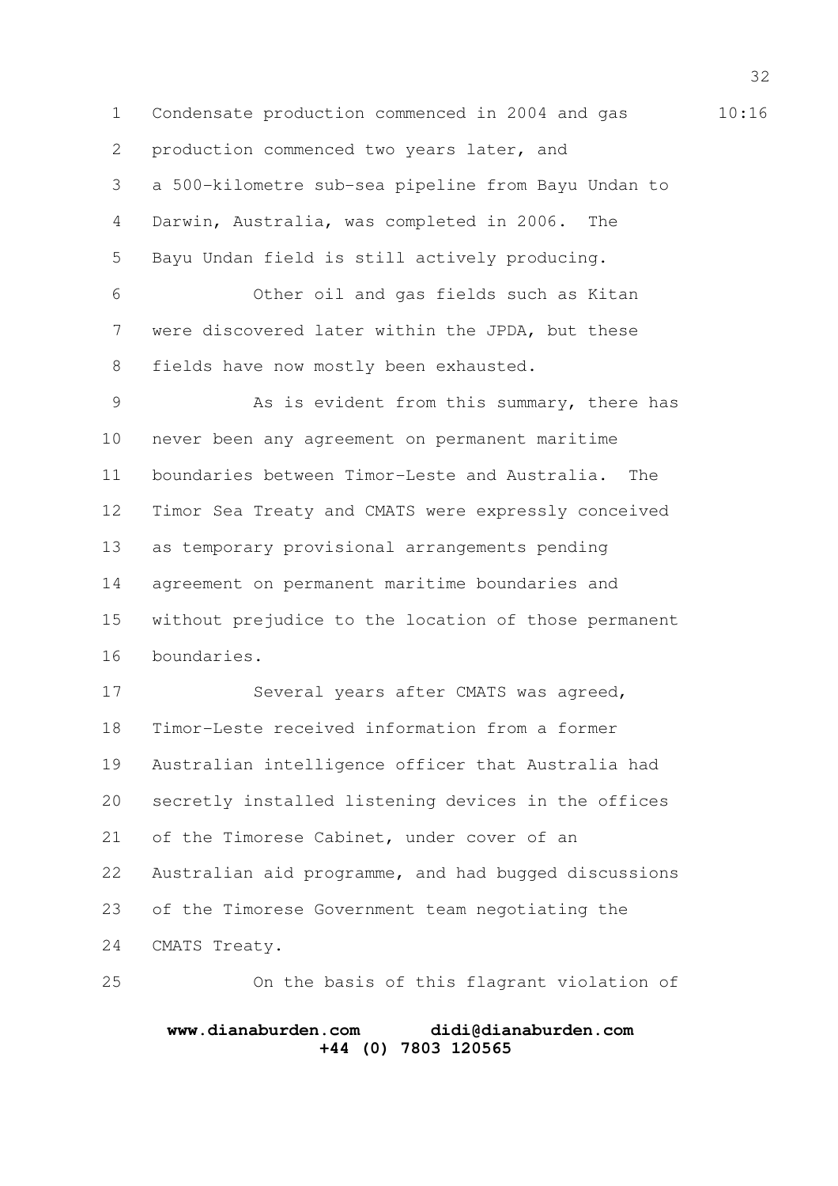Condensate production commenced in 2004 and gas production commenced two years later, and a 500-kilometre sub-sea pipeline from Bayu Undan to Darwin, Australia, was completed in 2006. The Bayu Undan field is still actively producing.

Other oil and gas fields such as Kitan were discovered later within the JPDA, but these fields have now mostly been exhausted.

As is evident from this summary, there has never been any agreement on permanent maritime boundaries between Timor-Leste and Australia. The Timor Sea Treaty and CMATS were expressly conceived as temporary provisional arrangements pending agreement on permanent maritime boundaries and without prejudice to the location of those permanent boundaries.

Several years after CMATS was agreed, Timor-Leste received information from a former Australian intelligence officer that Australia had secretly installed listening devices in the offices of the Timorese Cabinet, under cover of an Australian aid programme, and had bugged discussions of the Timorese Government team negotiating the CMATS Treaty.

On the basis of this flagrant violation of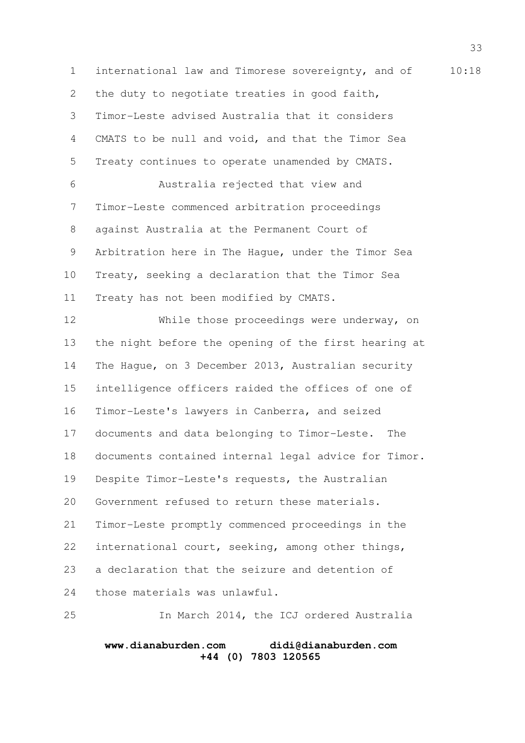international law and Timorese sovereignty, and of the duty to negotiate treaties in good faith, Timor-Leste advised Australia that it considers CMATS to be null and void, and that the Timor Sea Treaty continues to operate unamended by CMATS.

Australia rejected that view and Timor-Leste commenced arbitration proceedings against Australia at the Permanent Court of Arbitration here in The Hague, under the Timor Sea Treaty, seeking a declaration that the Timor Sea Treaty has not been modified by CMATS.

While those proceedings were underway, on the night before the opening of the first hearing at The Hague, on 3 December 2013, Australian security intelligence officers raided the offices of one of Timor-Leste's lawyers in Canberra, and seized documents and data belonging to Timor-Leste. The documents contained internal legal advice for Timor. Despite Timor-Leste's requests, the Australian Government refused to return these materials. Timor-Leste promptly commenced proceedings in the international court, seeking, among other things, a declaration that the seizure and detention of those materials was unlawful.

In March 2014, the ICJ ordered Australia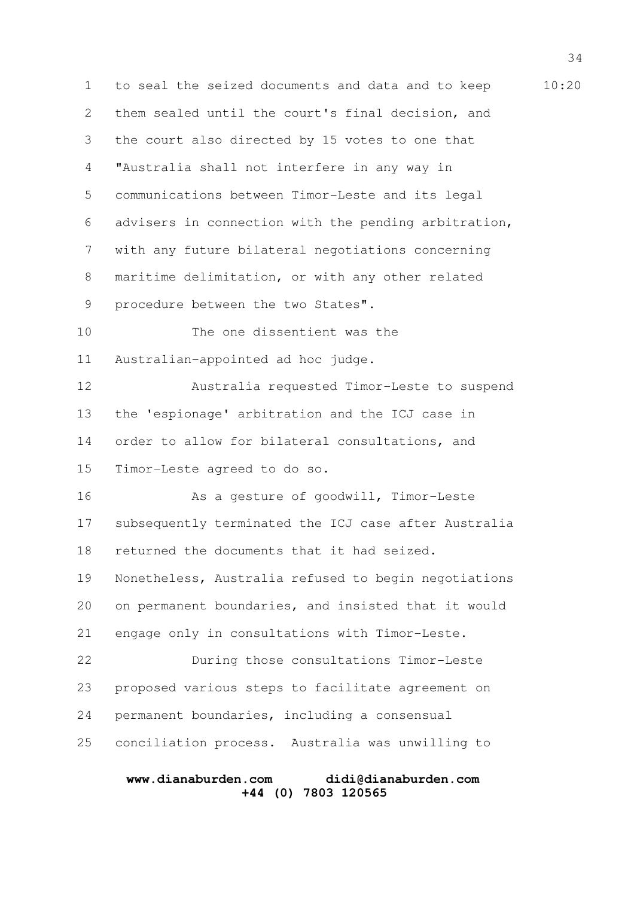to seal the seized documents and data and to keep them sealed until the court's final decision, and the court also directed by 15 votes to one that "Australia shall not interfere in any way in communications between Timor-Leste and its legal advisers in connection with the pending arbitration, with any future bilateral negotiations concerning maritime delimitation, or with any other related procedure between the two States".

The one dissentient was the Australian-appointed ad hoc judge.

Australia requested Timor-Leste to suspend the 'espionage' arbitration and the ICJ case in order to allow for bilateral consultations, and Timor-Leste agreed to do so.

As a gesture of goodwill, Timor-Leste subsequently terminated the ICJ case after Australia returned the documents that it had seized. Nonetheless, Australia refused to begin negotiations on permanent boundaries, and insisted that it would engage only in consultations with Timor-Leste.

During those consultations Timor-Leste proposed various steps to facilitate agreement on permanent boundaries, including a consensual conciliation process. Australia was unwilling to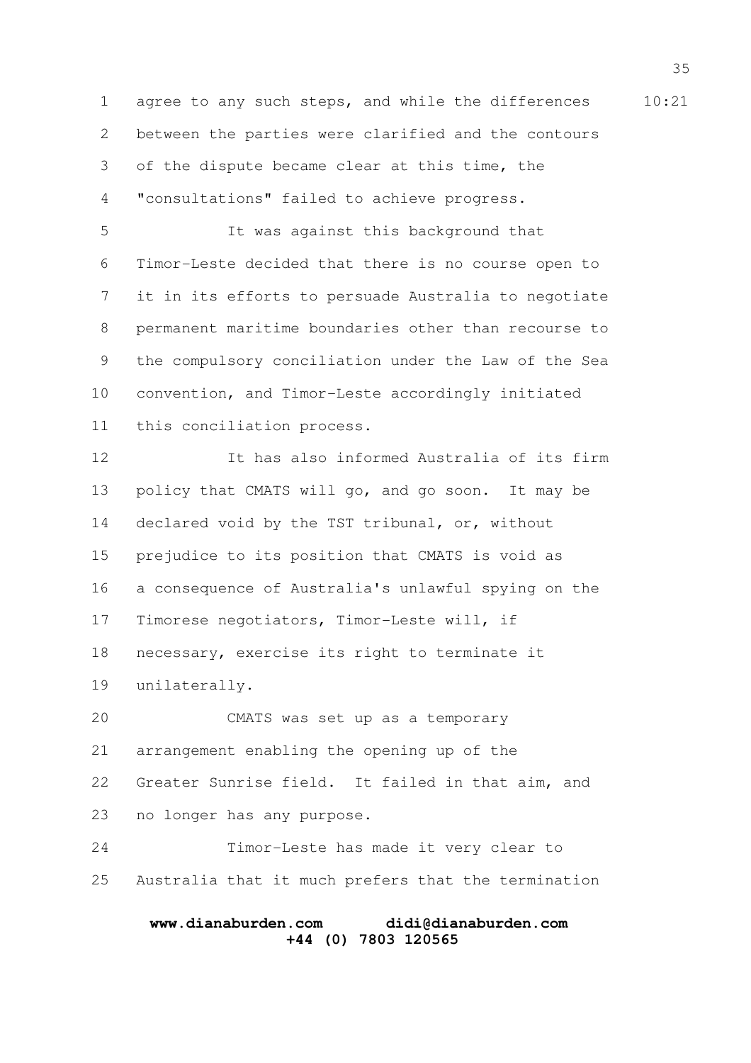agree to any such steps, and while the differences between the parties were clarified and the contours of the dispute became clear at this time, the "consultations" failed to achieve progress.

It was against this background that Timor-Leste decided that there is no course open to it in its efforts to persuade Australia to negotiate permanent maritime boundaries other than recourse to the compulsory conciliation under the Law of the Sea convention, and Timor-Leste accordingly initiated this conciliation process.

It has also informed Australia of its firm policy that CMATS will go, and go soon. It may be declared void by the TST tribunal, or, without prejudice to its position that CMATS is void as a consequence of Australia's unlawful spying on the Timorese negotiators, Timor-Leste will, if necessary, exercise its right to terminate it unilaterally.

CMATS was set up as a temporary arrangement enabling the opening up of the Greater Sunrise field. It failed in that aim, and no longer has any purpose.

Timor-Leste has made it very clear to Australia that it much prefers that the termination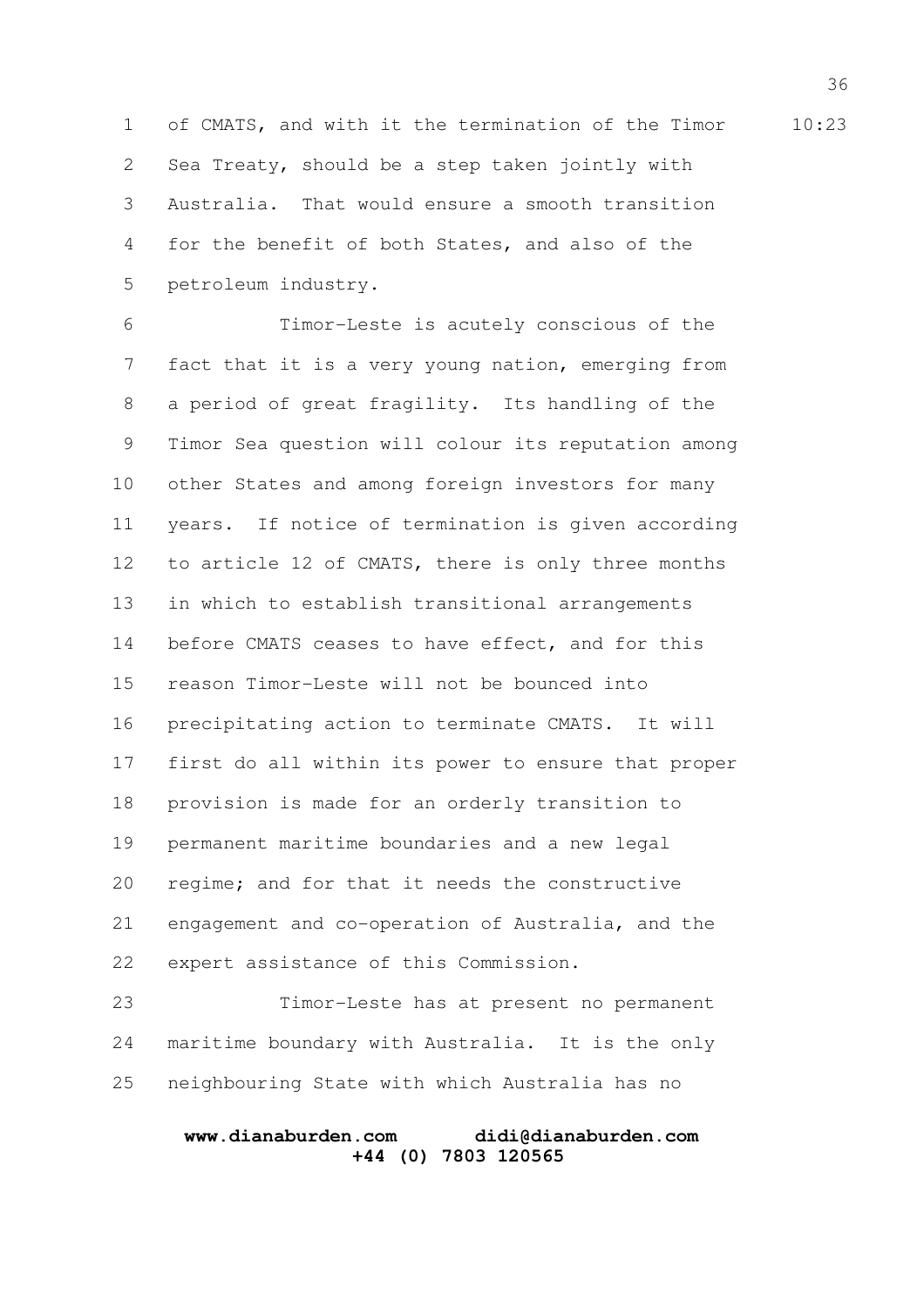of CMATS, and with it the termination of the Timor Sea Treaty, should be a step taken jointly with Australia. That would ensure a smooth transition for the benefit of both States, and also of the petroleum industry.

Timor-Leste is acutely conscious of the fact that it is a very young nation, emerging from a period of great fragility. Its handling of the Timor Sea question will colour its reputation among other States and among foreign investors for many years. If notice of termination is given according to article 12 of CMATS, there is only three months in which to establish transitional arrangements before CMATS ceases to have effect, and for this reason Timor-Leste will not be bounced into precipitating action to terminate CMATS. It will first do all within its power to ensure that proper provision is made for an orderly transition to permanent maritime boundaries and a new legal regime; and for that it needs the constructive engagement and co-operation of Australia, and the expert assistance of this Commission.

Timor-Leste has at present no permanent maritime boundary with Australia. It is the only neighbouring State with which Australia has no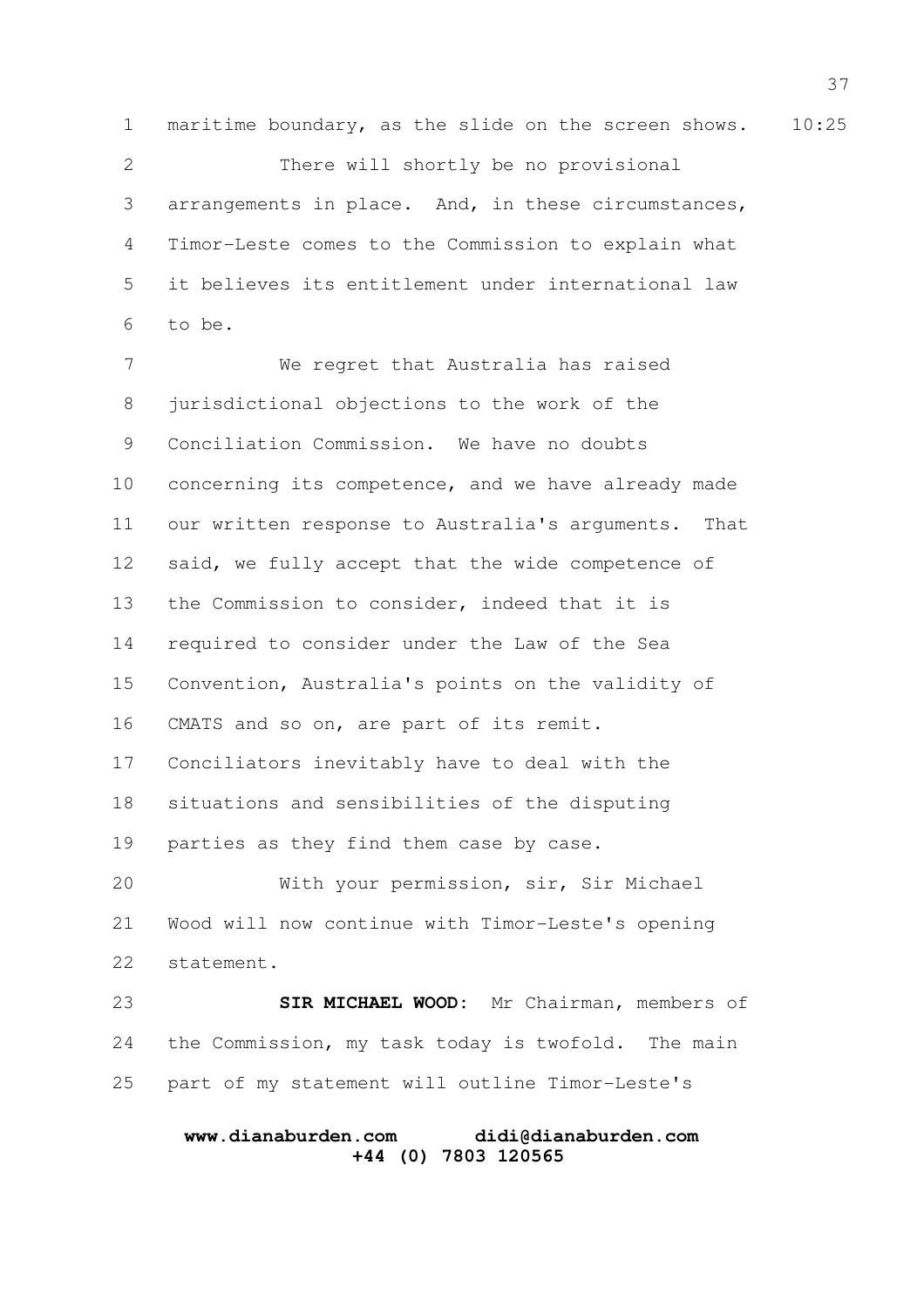maritime boundary, as the slide on the screen shows.

There will shortly be no provisional arrangements in place. And, in these circumstances, Timor-Leste comes to the Commission to explain what it believes its entitlement under international law to be.

We regret that Australia has raised jurisdictional objections to the work of the Conciliation Commission. We have no doubts concerning its competence, and we have already made our written response to Australia's arguments. That said, we fully accept that the wide competence of the Commission to consider, indeed that it is required to consider under the Law of the Sea Convention, Australia's points on the validity of CMATS and so on, are part of its remit. Conciliators inevitably have to deal with the situations and sensibilities of the disputing parties as they find them case by case.

With your permission, sir, Sir Michael Wood will now continue with Timor-Leste's opening statement.

**SIR MICHAEL WOOD:** Mr Chairman, members of the Commission, my task today is twofold. The main part of my statement will outline Timor-Leste's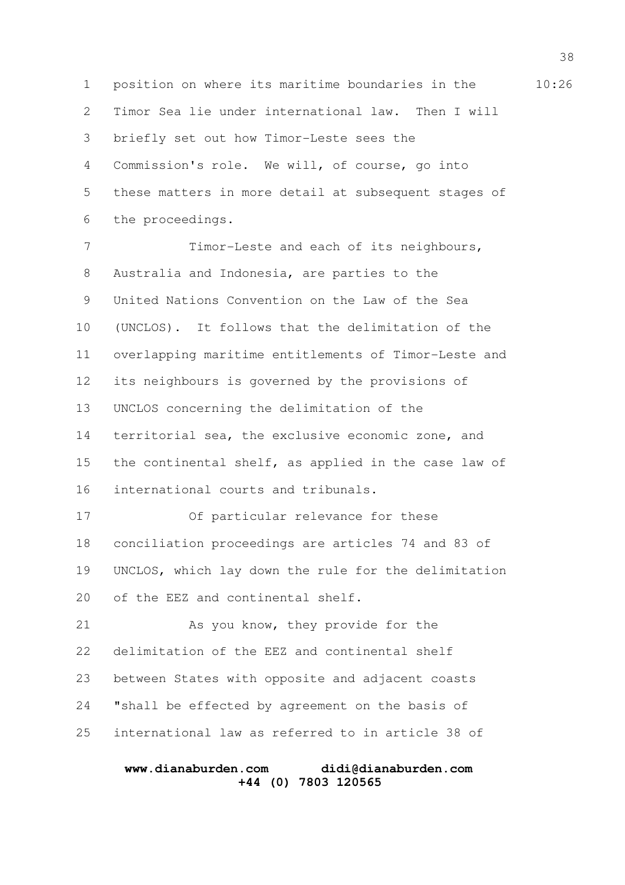position on where its maritime boundaries in the Timor Sea lie under international law. Then I will briefly set out how Timor-Leste sees the Commission's role. We will, of course, go into these matters in more detail at subsequent stages of the proceedings.

Timor-Leste and each of its neighbours, Australia and Indonesia, are parties to the United Nations Convention on the Law of the Sea (UNCLOS). It follows that the delimitation of the overlapping maritime entitlements of Timor-Leste and its neighbours is governed by the provisions of UNCLOS concerning the delimitation of the territorial sea, the exclusive economic zone, and the continental shelf, as applied in the case law of international courts and tribunals.

Of particular relevance for these conciliation proceedings are articles 74 and 83 of UNCLOS, which lay down the rule for the delimitation of the EEZ and continental shelf.

As you know, they provide for the delimitation of the EEZ and continental shelf between States with opposite and adjacent coasts "shall be effected by agreement on the basis of international law as referred to in article 38 of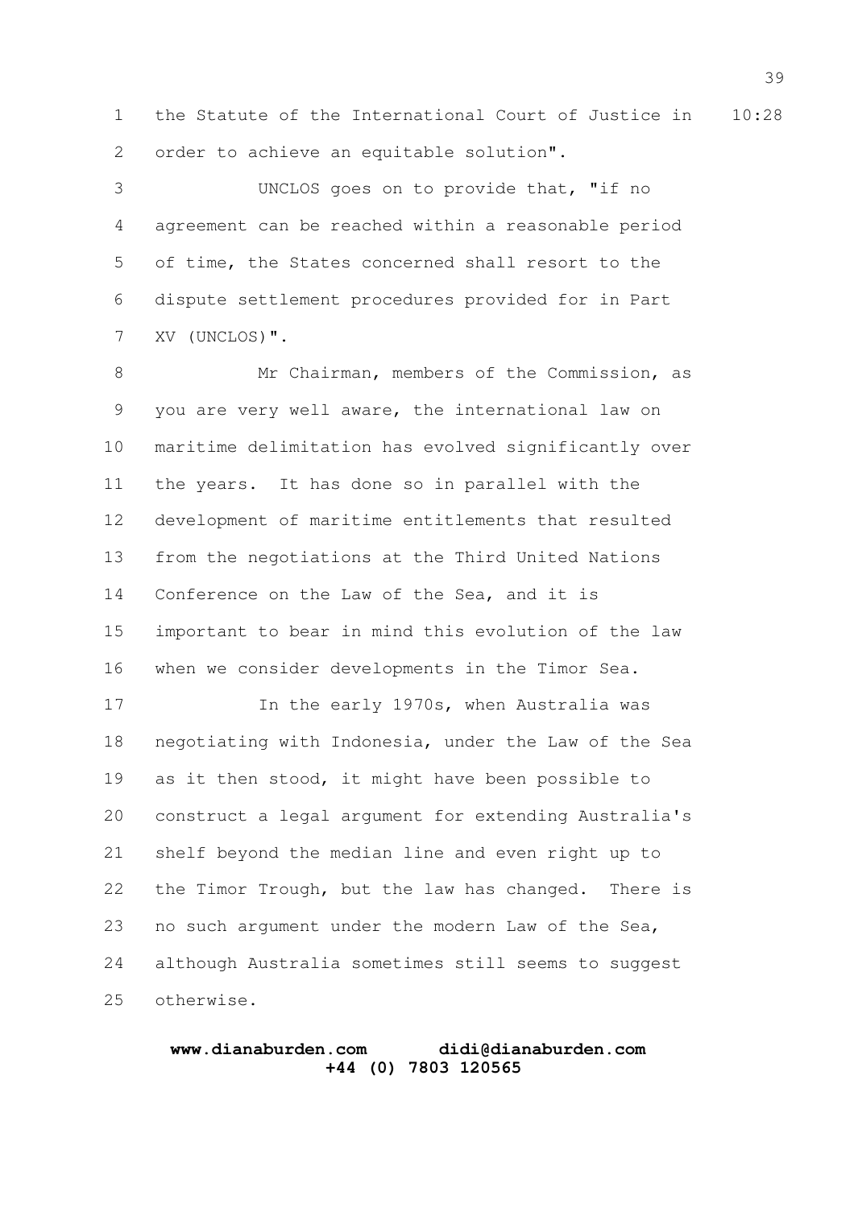the Statute of the International Court of Justice in order to achieve an equitable solution".

UNCLOS goes on to provide that, "if no agreement can be reached within a reasonable period of time, the States concerned shall resort to the dispute settlement procedures provided for in Part XV (UNCLOS)".

Mr Chairman, members of the Commission, as you are very well aware, the international law on maritime delimitation has evolved significantly over the years. It has done so in parallel with the development of maritime entitlements that resulted from the negotiations at the Third United Nations Conference on the Law of the Sea, and it is important to bear in mind this evolution of the law when we consider developments in the Timor Sea.

In the early 1970s, when Australia was negotiating with Indonesia, under the Law of the Sea as it then stood, it might have been possible to construct a legal argument for extending Australia's shelf beyond the median line and even right up to the Timor Trough, but the law has changed. There is no such argument under the modern Law of the Sea, although Australia sometimes still seems to suggest otherwise.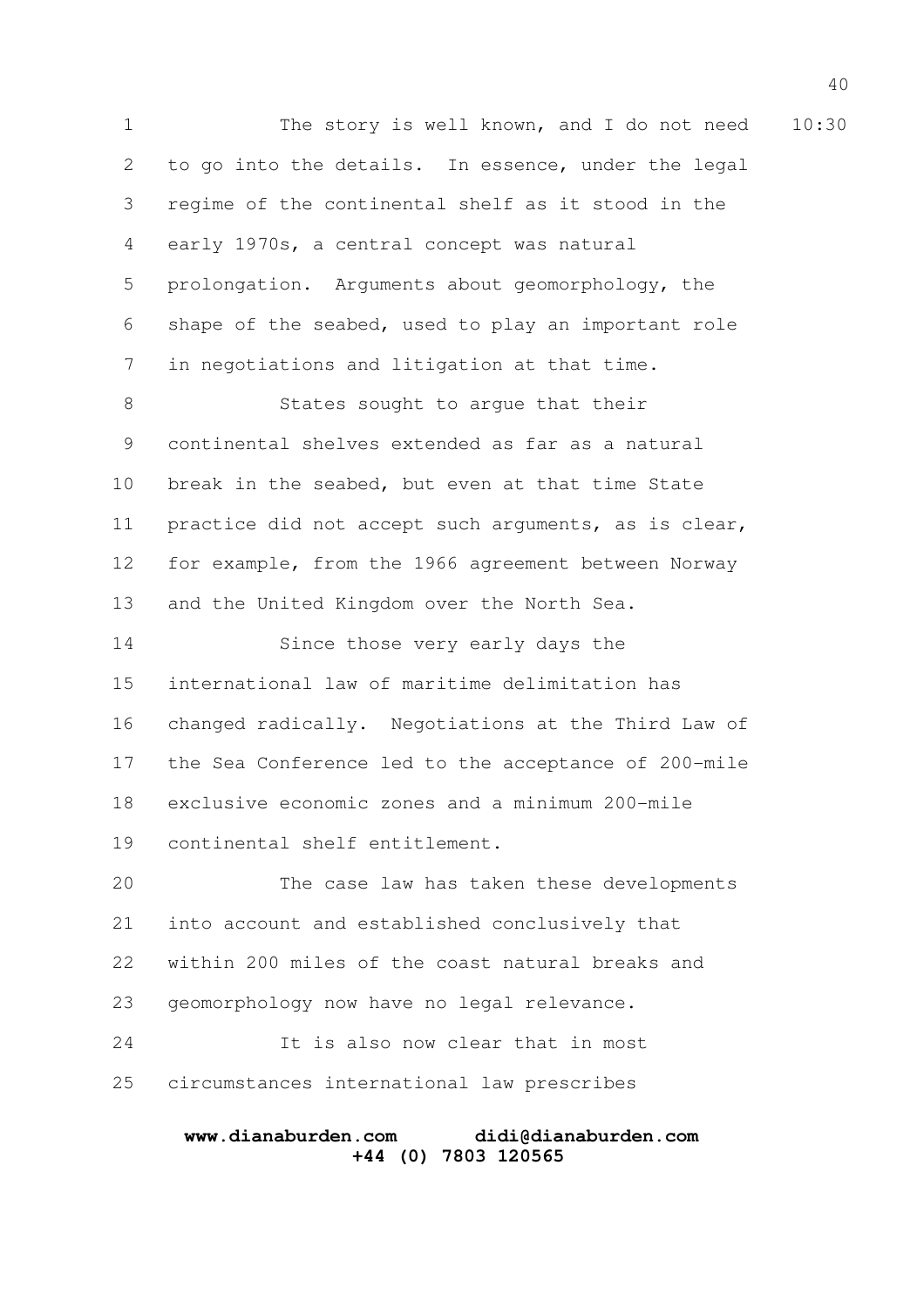The story is well known, and I do not need to go into the details. In essence, under the legal regime of the continental shelf as it stood in the early 1970s, a central concept was natural prolongation. Arguments about geomorphology, the shape of the seabed, used to play an important role in negotiations and litigation at that time.

States sought to argue that their continental shelves extended as far as a natural break in the seabed, but even at that time State practice did not accept such arguments, as is clear, for example, from the 1966 agreement between Norway and the United Kingdom over the North Sea.

Since those very early days the international law of maritime delimitation has changed radically. Negotiations at the Third Law of the Sea Conference led to the acceptance of 200-mile exclusive economic zones and a minimum 200-mile continental shelf entitlement.

The case law has taken these developments into account and established conclusively that within 200 miles of the coast natural breaks and geomorphology now have no legal relevance.

It is also now clear that in most circumstances international law prescribes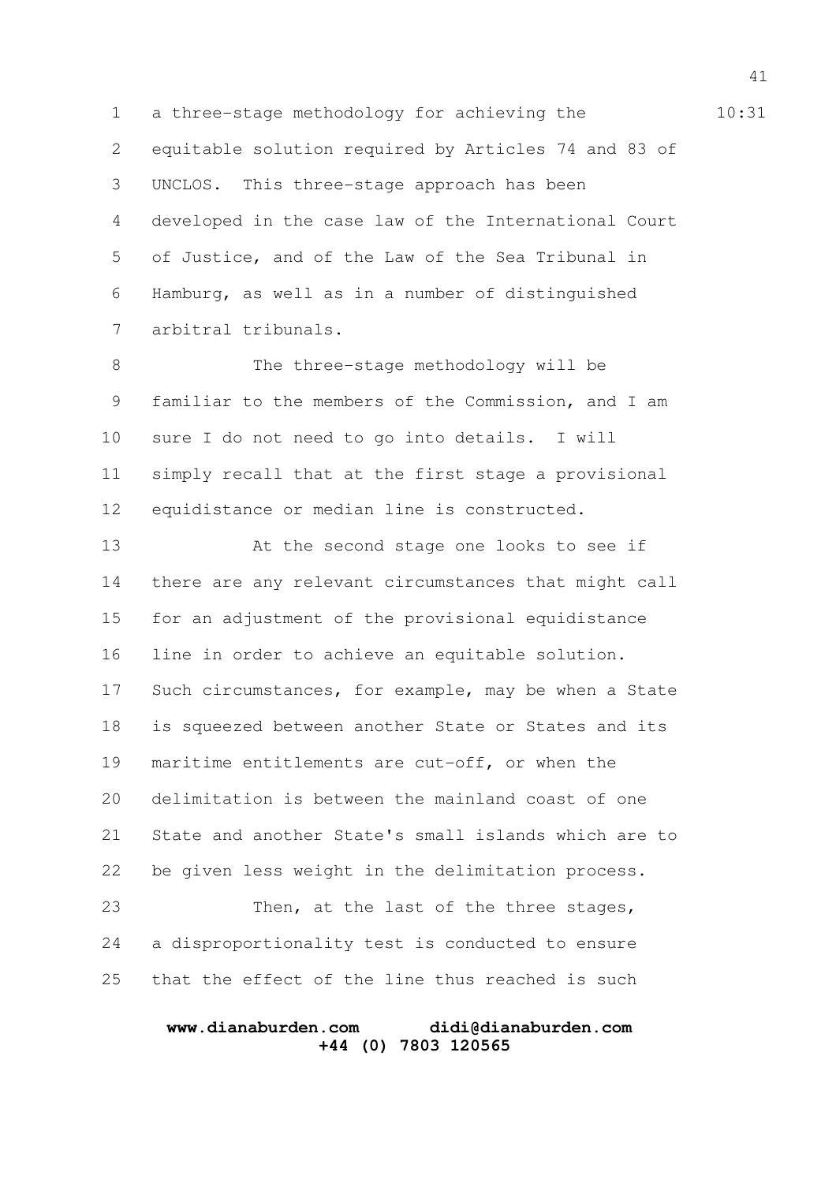a three-stage methodology for achieving the equitable solution required by Articles 74 and 83 of UNCLOS. This three-stage approach has been developed in the case law of the International Court of Justice, and of the Law of the Sea Tribunal in Hamburg, as well as in a number of distinguished arbitral tribunals.

The three-stage methodology will be familiar to the members of the Commission, and I am sure I do not need to go into details. I will simply recall that at the first stage a provisional equidistance or median line is constructed.

At the second stage one looks to see if there are any relevant circumstances that might call for an adjustment of the provisional equidistance line in order to achieve an equitable solution. Such circumstances, for example, may be when a State is squeezed between another State or States and its maritime entitlements are cut-off, or when the delimitation is between the mainland coast of one State and another State's small islands which are to be given less weight in the delimitation process.

Then, at the last of the three stages, a disproportionality test is conducted to ensure that the effect of the line thus reached is such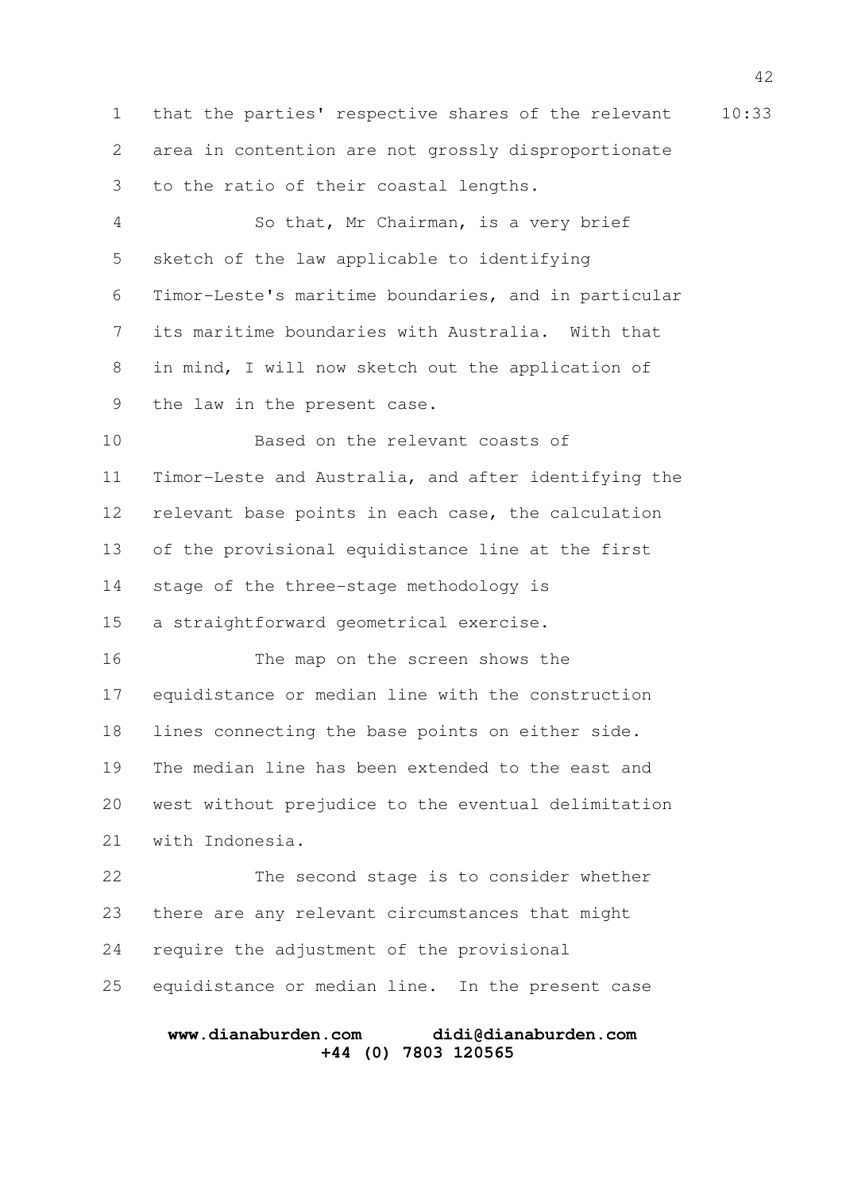that the parties' respective shares of the relevant area in contention are not grossly disproportionate to the ratio of their coastal lengths.

So that, Mr Chairman, is a very brief sketch of the law applicable to identifying Timor-Leste's maritime boundaries, and in particular its maritime boundaries with Australia. With that in mind, I will now sketch out the application of the law in the present case.

Based on the relevant coasts of Timor-Leste and Australia, and after identifying the relevant base points in each case, the calculation of the provisional equidistance line at the first stage of the three-stage methodology is a straightforward geometrical exercise.

The map on the screen shows the equidistance or median line with the construction lines connecting the base points on either side. The median line has been extended to the east and west without prejudice to the eventual delimitation with Indonesia.

The second stage is to consider whether there are any relevant circumstances that might require the adjustment of the provisional equidistance or median line. In the present case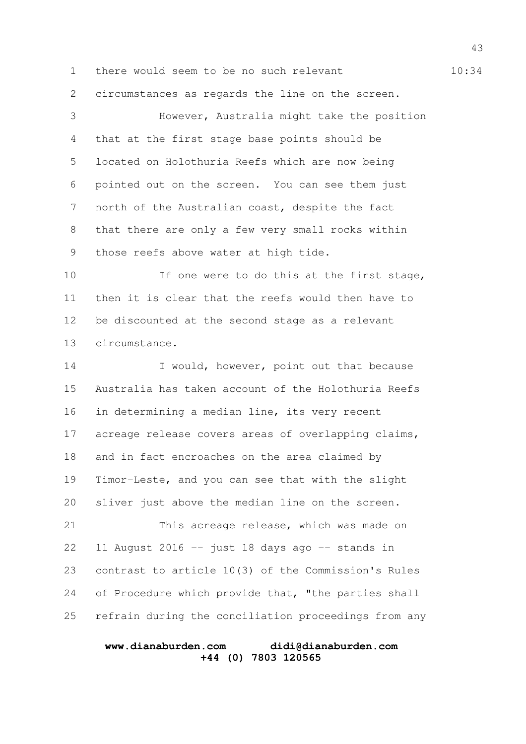there would seem to be no such relevant circumstances as regards the line on the screen.

However, Australia might take the position that at the first stage base points should be located on Holothuria Reefs which are now being pointed out on the screen. You can see them just north of the Australian coast, despite the fact that there are only a few very small rocks within those reefs above water at high tide.

If one were to do this at the first stage, then it is clear that the reefs would then have to be discounted at the second stage as a relevant circumstance.

I would, however, point out that because Australia has taken account of the Holothuria Reefs in determining a median line, its very recent acreage release covers areas of overlapping claims, and in fact encroaches on the area claimed by Timor-Leste, and you can see that with the slight sliver just above the median line on the screen.

This acreage release, which was made on 11 August 2016 -- just 18 days ago -- stands in contrast to article 10(3) of the Commission's Rules of Procedure which provide that, "the parties shall refrain during the conciliation proceedings from any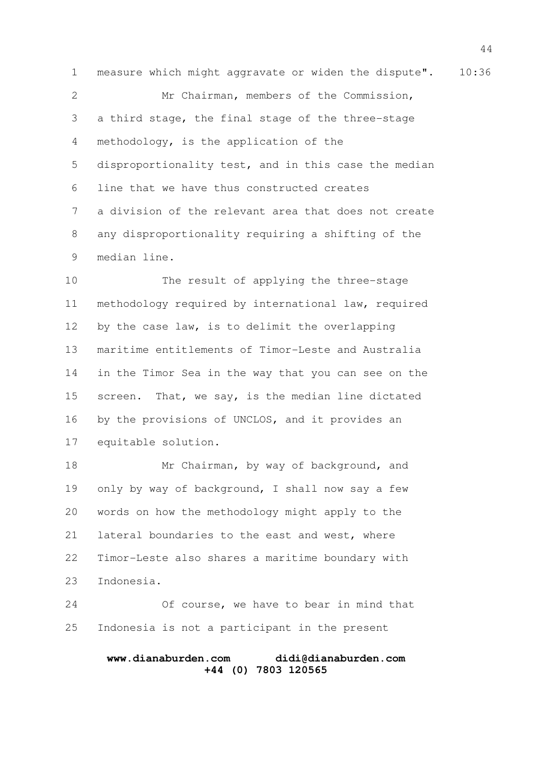measure which might aggravate or widen the dispute".

Mr Chairman, members of the Commission, a third stage, the final stage of the three-stage methodology, is the application of the disproportionality test, and in this case the median line that we have thus constructed creates a division of the relevant area that does not create any disproportionality requiring a shifting of the median line.

The result of applying the three-stage methodology required by international law, required by the case law, is to delimit the overlapping maritime entitlements of Timor-Leste and Australia in the Timor Sea in the way that you can see on the screen. That, we say, is the median line dictated by the provisions of UNCLOS, and it provides an equitable solution.

Mr Chairman, by way of background, and only by way of background, I shall now say a few words on how the methodology might apply to the lateral boundaries to the east and west, where Timor-Leste also shares a maritime boundary with Indonesia.

Of course, we have to bear in mind that Indonesia is not a participant in the present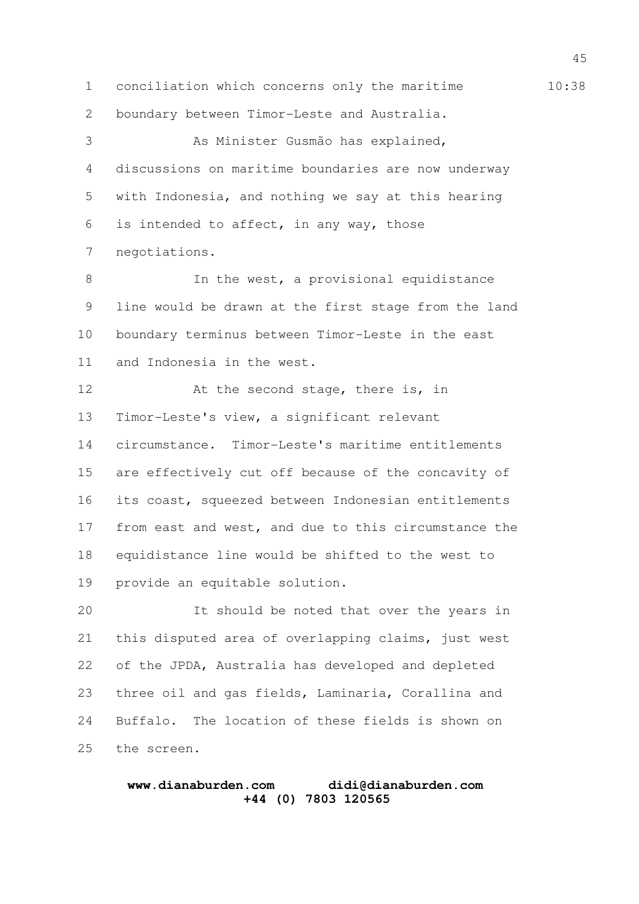conciliation which concerns only the maritime boundary between Timor-Leste and Australia.

As Minister Gusmão has explained, discussions on maritime boundaries are now underway with Indonesia, and nothing we say at this hearing is intended to affect, in any way, those negotiations.

In the west, a provisional equidistance line would be drawn at the first stage from the land boundary terminus between Timor-Leste in the east and Indonesia in the west.

At the second stage, there is, in Timor-Leste's view, a significant relevant circumstance. Timor-Leste's maritime entitlements are effectively cut off because of the concavity of its coast, squeezed between Indonesian entitlements from east and west, and due to this circumstance the equidistance line would be shifted to the west to provide an equitable solution.

It should be noted that over the years in this disputed area of overlapping claims, just west of the JPDA, Australia has developed and depleted three oil and gas fields, Laminaria, Corallina and Buffalo. The location of these fields is shown on the screen.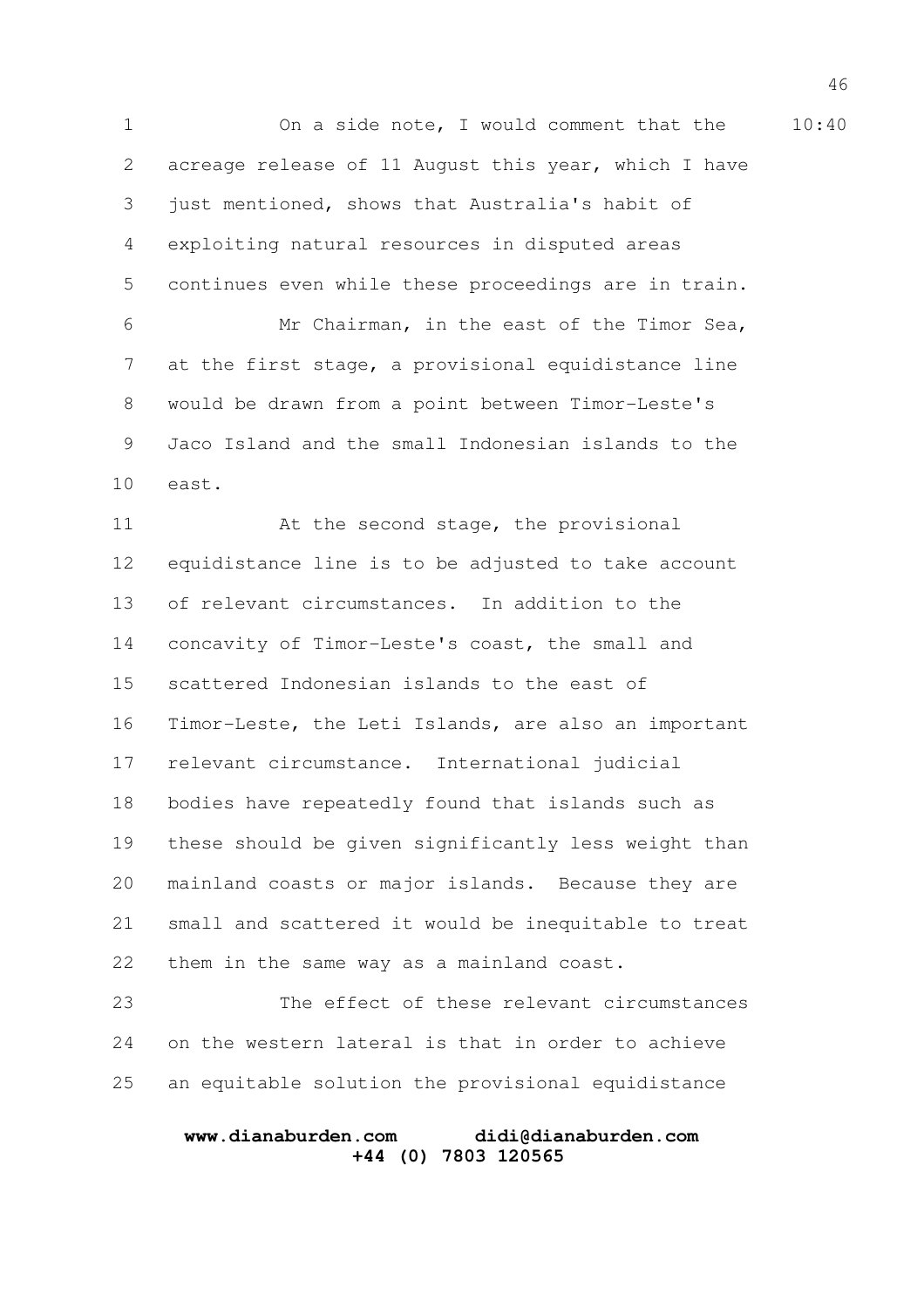On a side note, I would comment that the acreage release of 11 August this year, which I have just mentioned, shows that Australia's habit of exploiting natural resources in disputed areas continues even while these proceedings are in train.

Mr Chairman, in the east of the Timor Sea, at the first stage, a provisional equidistance line would be drawn from a point between Timor-Leste's Jaco Island and the small Indonesian islands to the east.

At the second stage, the provisional equidistance line is to be adjusted to take account of relevant circumstances. In addition to the concavity of Timor-Leste's coast, the small and scattered Indonesian islands to the east of Timor-Leste, the Leti Islands, are also an important relevant circumstance. International judicial bodies have repeatedly found that islands such as these should be given significantly less weight than mainland coasts or major islands. Because they are small and scattered it would be inequitable to treat them in the same way as a mainland coast.

The effect of these relevant circumstances on the western lateral is that in order to achieve an equitable solution the provisional equidistance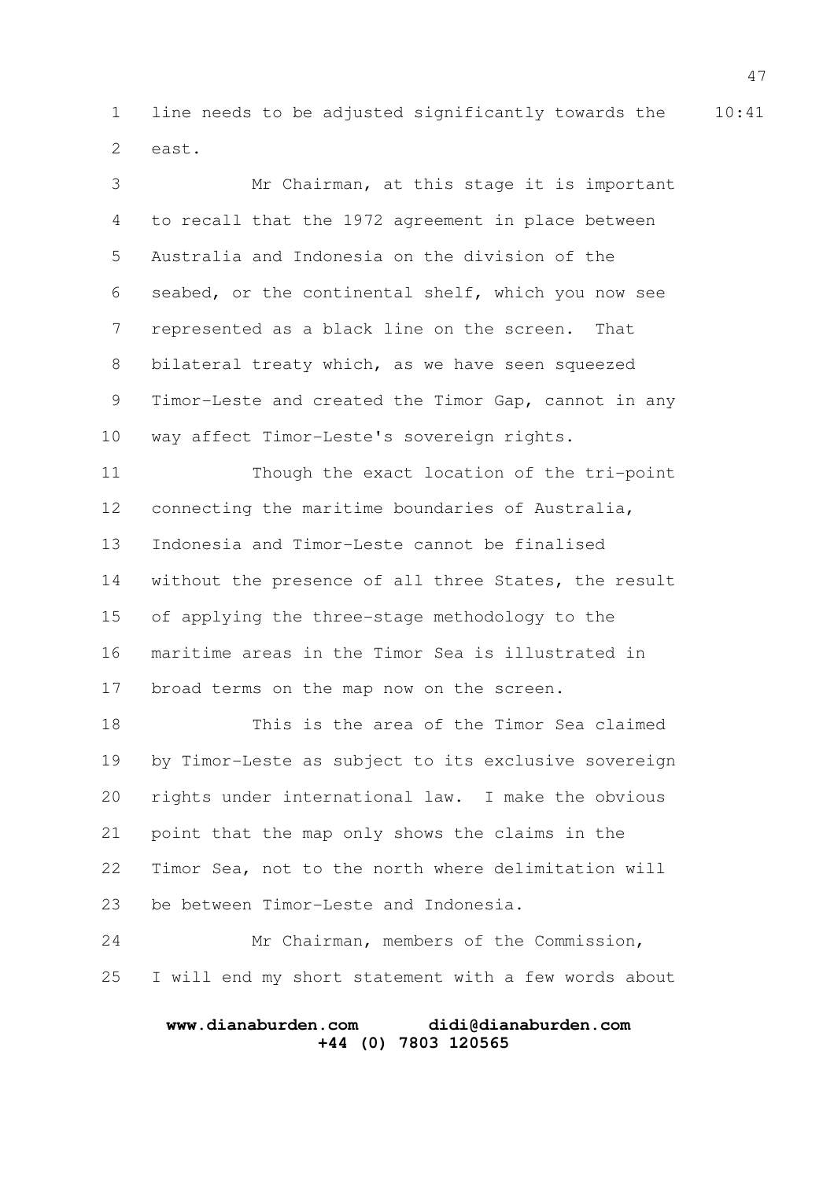line needs to be adjusted significantly towards the east.

Mr Chairman, at this stage it is important to recall that the 1972 agreement in place between Australia and Indonesia on the division of the seabed, or the continental shelf, which you now see represented as a black line on the screen. That bilateral treaty which, as we have seen squeezed Timor-Leste and created the Timor Gap, cannot in any way affect Timor-Leste's sovereign rights.

Though the exact location of the tri-point connecting the maritime boundaries of Australia, Indonesia and Timor-Leste cannot be finalised without the presence of all three States, the result of applying the three-stage methodology to the maritime areas in the Timor Sea is illustrated in broad terms on the map now on the screen.

This is the area of the Timor Sea claimed by Timor-Leste as subject to its exclusive sovereign rights under international law. I make the obvious point that the map only shows the claims in the Timor Sea, not to the north where delimitation will be between Timor-Leste and Indonesia.

Mr Chairman, members of the Commission, I will end my short statement with a few words about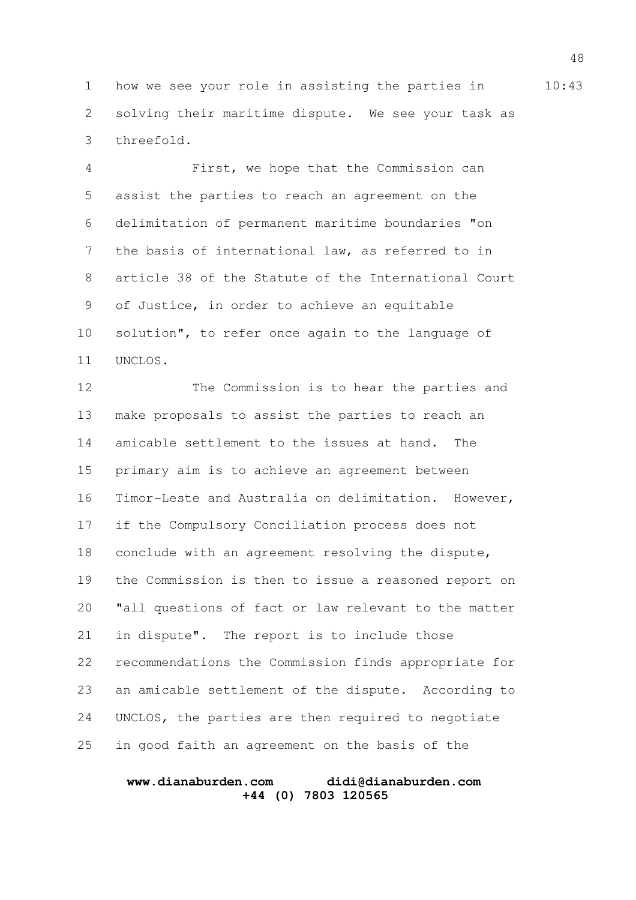how we see your role in assisting the parties in solving their maritime dispute. We see your task as threefold.

First, we hope that the Commission can assist the parties to reach an agreement on the delimitation of permanent maritime boundaries "on the basis of international law, as referred to in article 38 of the Statute of the International Court of Justice, in order to achieve an equitable solution", to refer once again to the language of UNCLOS.

The Commission is to hear the parties and make proposals to assist the parties to reach an amicable settlement to the issues at hand. The primary aim is to achieve an agreement between Timor-Leste and Australia on delimitation. However, if the Compulsory Conciliation process does not conclude with an agreement resolving the dispute, the Commission is then to issue a reasoned report on "all questions of fact or law relevant to the matter in dispute". The report is to include those recommendations the Commission finds appropriate for an amicable settlement of the dispute. According to UNCLOS, the parties are then required to negotiate in good faith an agreement on the basis of the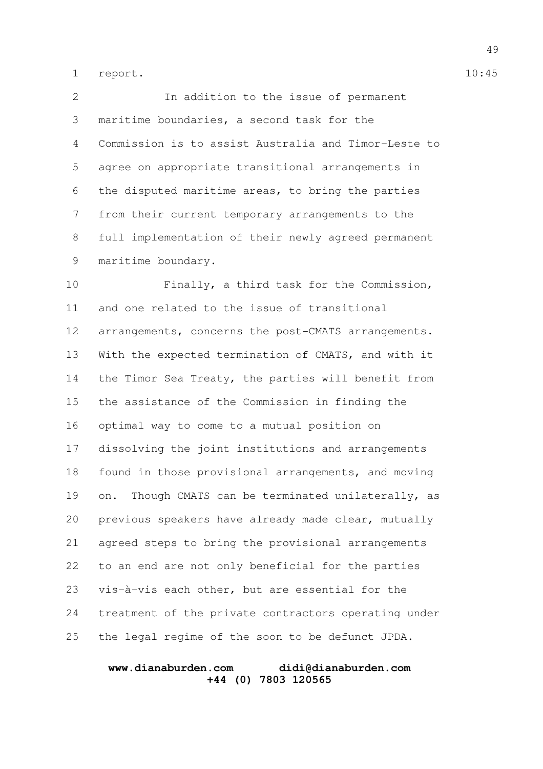report.

In addition to the issue of permanent maritime boundaries, a second task for the Commission is to assist Australia and Timor-Leste to agree on appropriate transitional arrangements in the disputed maritime areas, to bring the parties from their current temporary arrangements to the full implementation of their newly agreed permanent maritime boundary.

Finally, a third task for the Commission, and one related to the issue of transitional arrangements, concerns the post-CMATS arrangements. With the expected termination of CMATS, and with it the Timor Sea Treaty, the parties will benefit from the assistance of the Commission in finding the optimal way to come to a mutual position on dissolving the joint institutions and arrangements found in those provisional arrangements, and moving on. Though CMATS can be terminated unilaterally, as previous speakers have already made clear, mutually agreed steps to bring the provisional arrangements to an end are not only beneficial for the parties vis-à-vis each other, but are essential for the treatment of the private contractors operating under the legal regime of the soon to be defunct JPDA.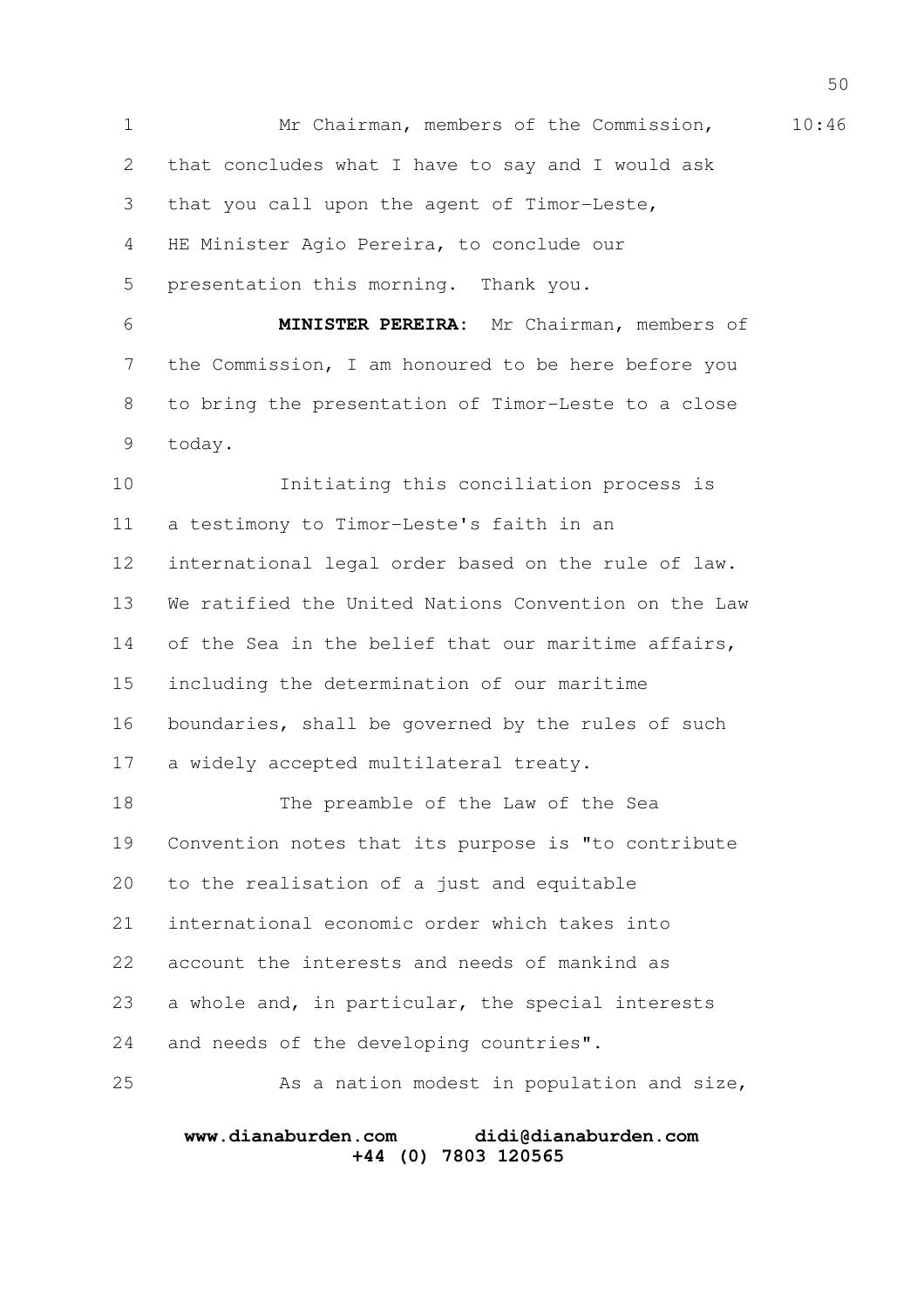Mr Chairman, members of the Commission, that concludes what I have to say and I would ask that you call upon the agent of Timor-Leste, HE Minister Agio Pereira, to conclude our presentation this morning. Thank you.

**MINISTER PEREIRA:** Mr Chairman, members of the Commission, I am honoured to be here before you to bring the presentation of Timor-Leste to a close today.

Initiating this conciliation process is a testimony to Timor-Leste's faith in an international legal order based on the rule of law. We ratified the United Nations Convention on the Law of the Sea in the belief that our maritime affairs, including the determination of our maritime boundaries, shall be governed by the rules of such a widely accepted multilateral treaty.

The preamble of the Law of the Sea Convention notes that its purpose is "to contribute to the realisation of a just and equitable international economic order which takes into account the interests and needs of mankind as a whole and, in particular, the special interests and needs of the developing countries".

As a nation modest in population and size,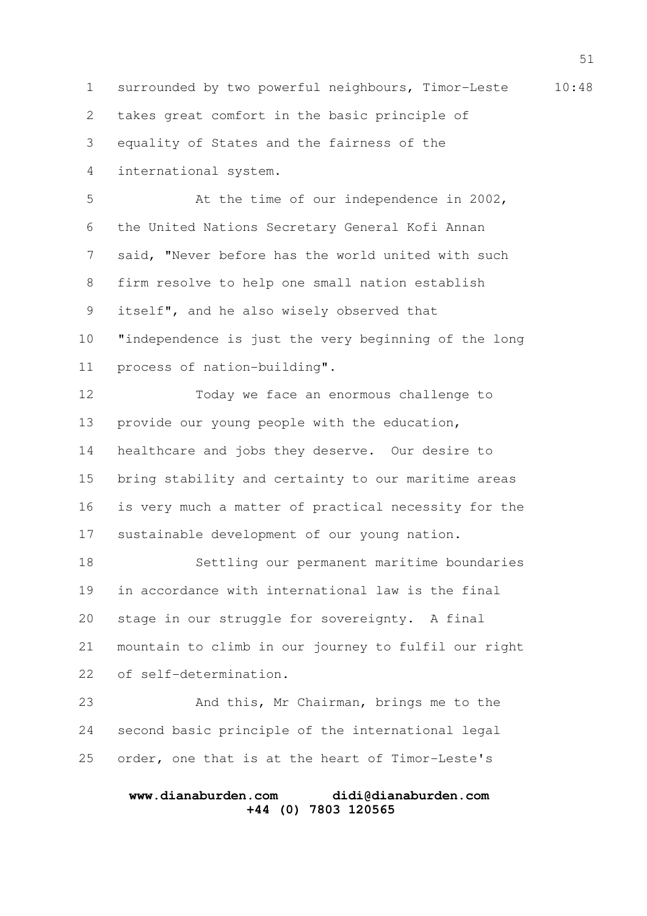surrounded by two powerful neighbours, Timor-Leste takes great comfort in the basic principle of equality of States and the fairness of the international system.

At the time of our independence in 2002, the United Nations Secretary General Kofi Annan said, "Never before has the world united with such firm resolve to help one small nation establish itself", and he also wisely observed that "independence is just the very beginning of the long process of nation-building".

Today we face an enormous challenge to provide our young people with the education, healthcare and jobs they deserve. Our desire to bring stability and certainty to our maritime areas is very much a matter of practical necessity for the sustainable development of our young nation.

Settling our permanent maritime boundaries in accordance with international law is the final stage in our struggle for sovereignty. A final mountain to climb in our journey to fulfil our right of self-determination.

And this, Mr Chairman, brings me to the second basic principle of the international legal order, one that is at the heart of Timor-Leste's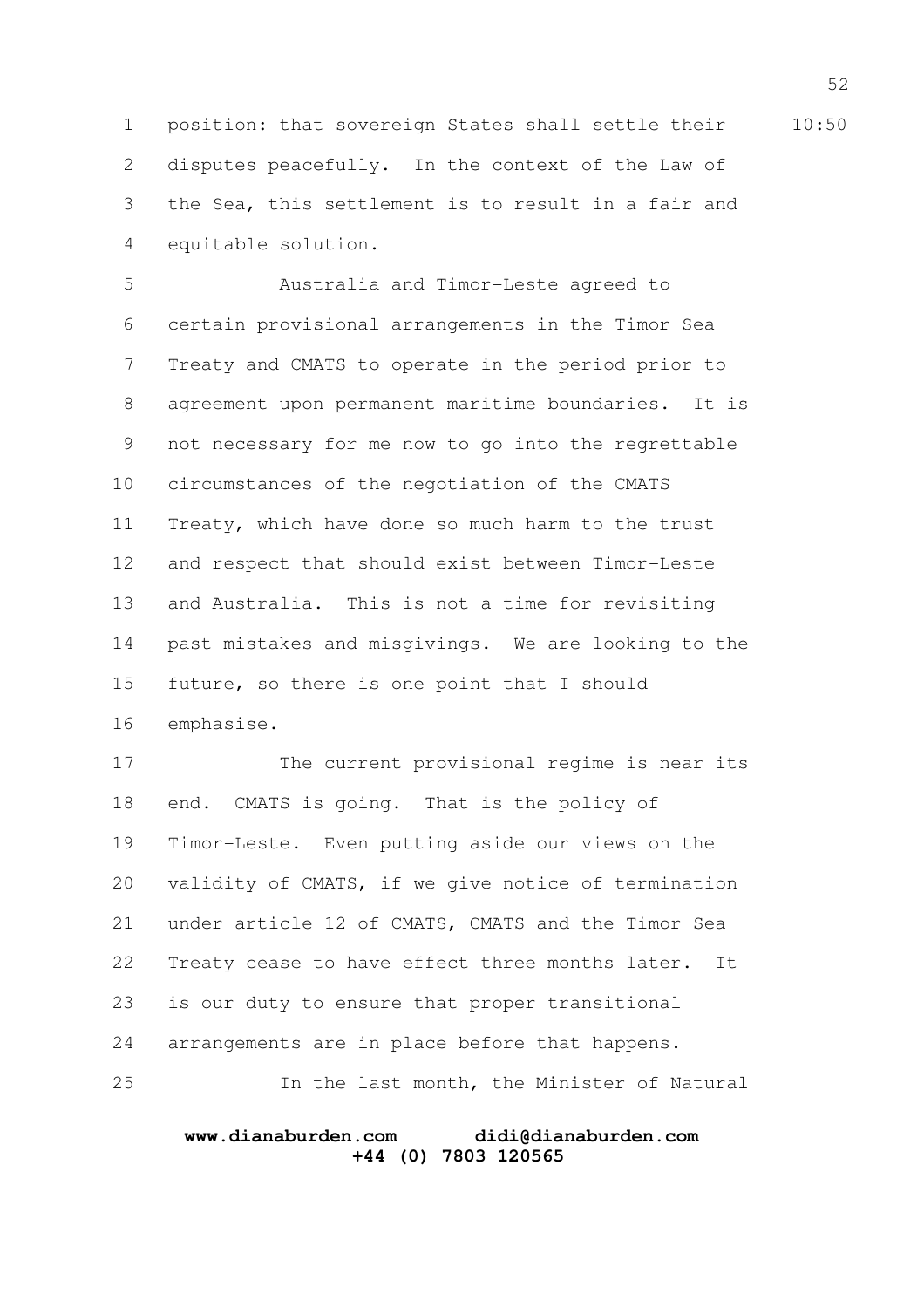position: that sovereign States shall settle their disputes peacefully. In the context of the Law of the Sea, this settlement is to result in a fair and equitable solution.

Australia and Timor-Leste agreed to certain provisional arrangements in the Timor Sea Treaty and CMATS to operate in the period prior to agreement upon permanent maritime boundaries. It is not necessary for me now to go into the regrettable circumstances of the negotiation of the CMATS Treaty, which have done so much harm to the trust and respect that should exist between Timor-Leste and Australia. This is not a time for revisiting past mistakes and misgivings. We are looking to the future, so there is one point that I should emphasise.

The current provisional regime is near its end. CMATS is going. That is the policy of Timor-Leste. Even putting aside our views on the validity of CMATS, if we give notice of termination under article 12 of CMATS, CMATS and the Timor Sea Treaty cease to have effect three months later. It is our duty to ensure that proper transitional arrangements are in place before that happens.

In the last month, the Minister of Natural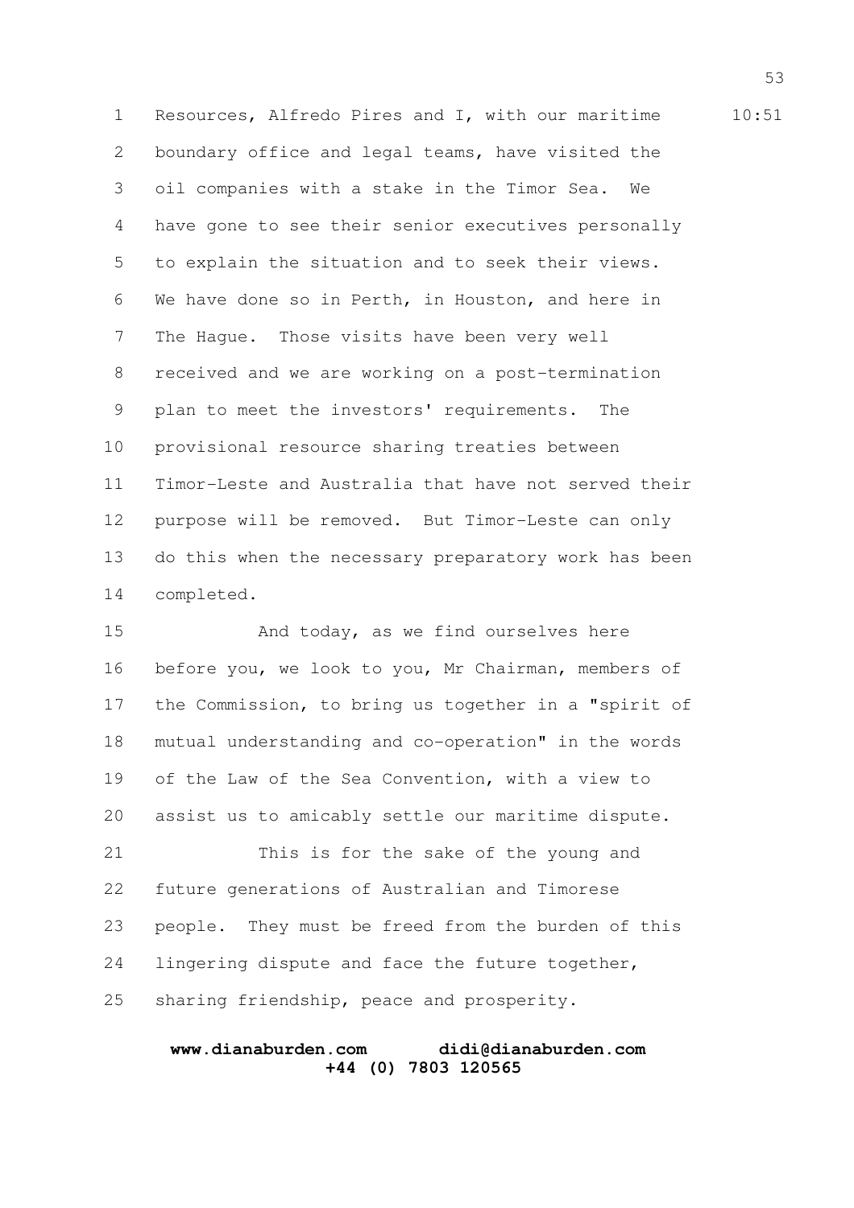Resources, Alfredo Pires and I, with our maritime boundary office and legal teams, have visited the oil companies with a stake in the Timor Sea. We have gone to see their senior executives personally to explain the situation and to seek their views. We have done so in Perth, in Houston, and here in The Hague. Those visits have been very well received and we are working on a post-termination plan to meet the investors' requirements. The provisional resource sharing treaties between Timor-Leste and Australia that have not served their purpose will be removed. But Timor-Leste can only do this when the necessary preparatory work has been completed.

And today, as we find ourselves here before you, we look to you, Mr Chairman, members of the Commission, to bring us together in a "spirit of mutual understanding and co-operation" in the words of the Law of the Sea Convention, with a view to assist us to amicably settle our maritime dispute.

This is for the sake of the young and future generations of Australian and Timorese people. They must be freed from the burden of this lingering dispute and face the future together, sharing friendship, peace and prosperity.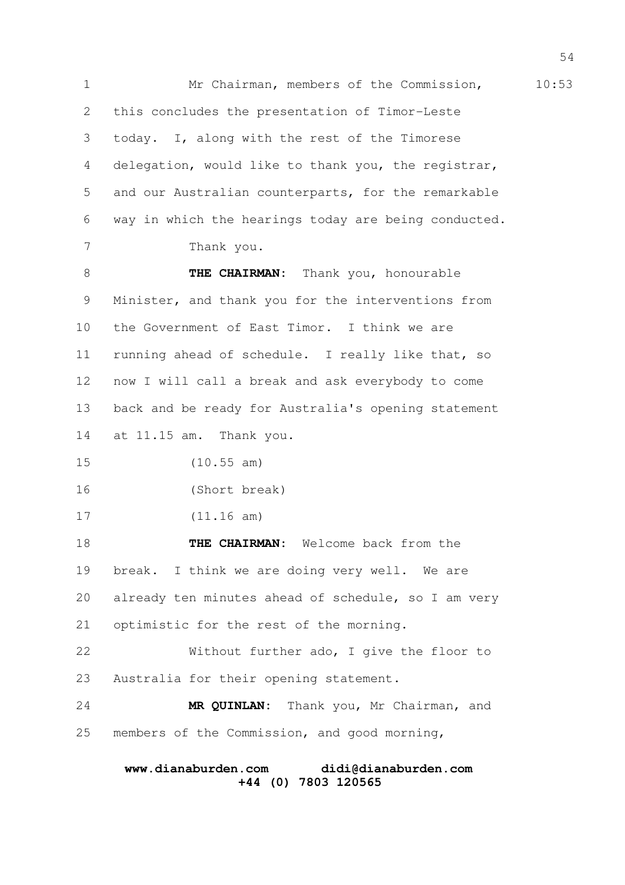Mr Chairman, members of the Commission, this concludes the presentation of Timor-Leste today. I, along with the rest of the Timorese delegation, would like to thank you, the registrar, and our Australian counterparts, for the remarkable way in which the hearings today are being conducted.

Thank you.

**THE CHAIRMAN:** Thank you, honourable Minister, and thank you for the interventions from the Government of East Timor. I think we are running ahead of schedule. I really like that, so now I will call a break and ask everybody to come back and be ready for Australia's opening statement at 11.15 am. Thank you.

(10.55 am)

(Short break)

(11.16 am)

**THE CHAIRMAN:** Welcome back from the break. I think we are doing very well. We are already ten minutes ahead of schedule, so I am very optimistic for the rest of the morning.

Without further ado, I give the floor to Australia for their opening statement.

**MR QUINLAN:** Thank you, Mr Chairman, and members of the Commission, and good morning,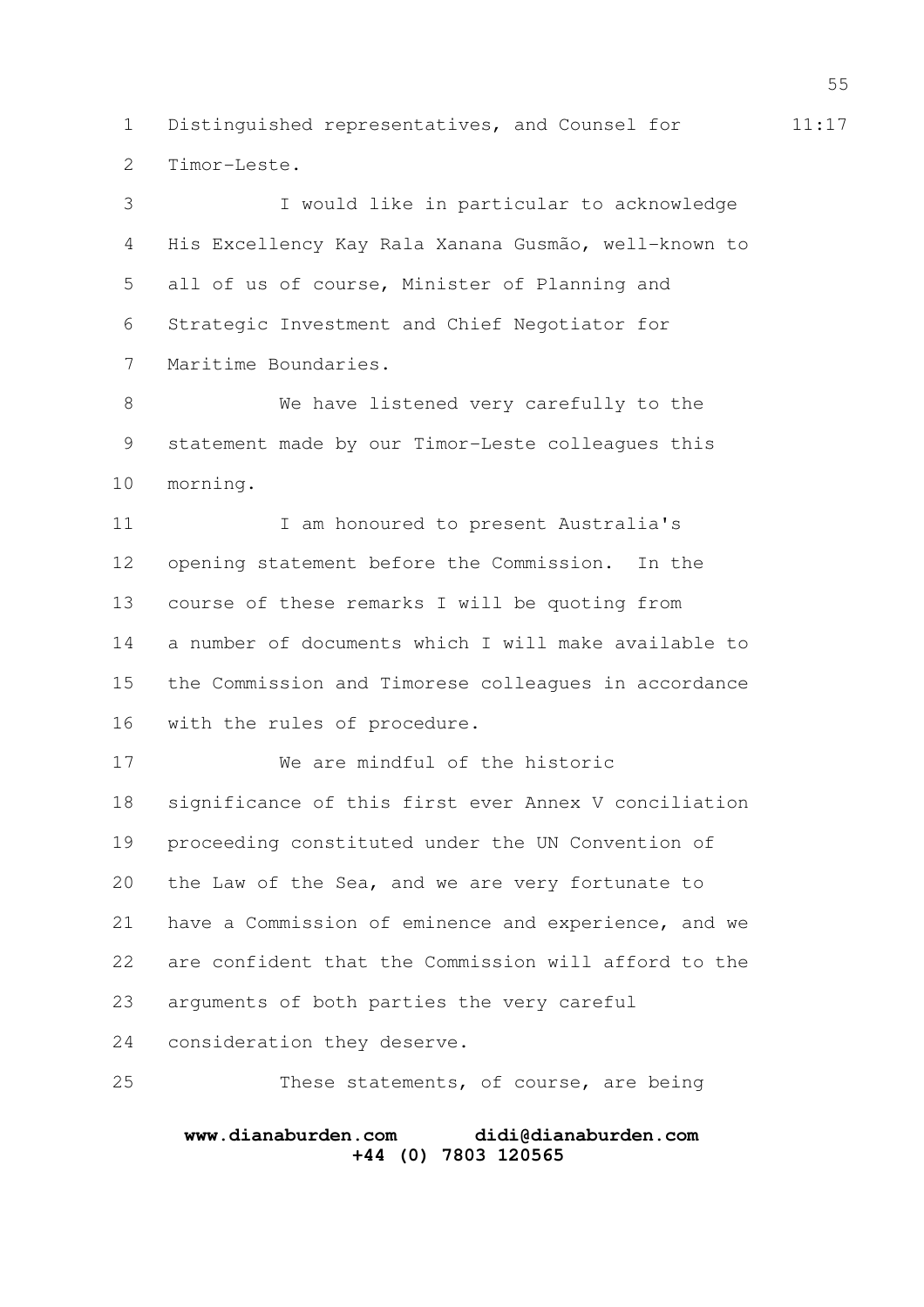Distinguished representatives, and Counsel for Timor-Leste.

I would like in particular to acknowledge His Excellency Kay Rala Xanana Gusmão, well-known to all of us of course, Minister of Planning and Strategic Investment and Chief Negotiator for Maritime Boundaries.

We have listened very carefully to the statement made by our Timor-Leste colleagues this morning.

I am honoured to present Australia's opening statement before the Commission. In the course of these remarks I will be quoting from a number of documents which I will make available to the Commission and Timorese colleagues in accordance with the rules of procedure.

We are mindful of the historic significance of this first ever Annex V conciliation proceeding constituted under the UN Convention of the Law of the Sea, and we are very fortunate to have a Commission of eminence and experience, and we are confident that the Commission will afford to the arguments of both parties the very careful consideration they deserve.

These statements, of course, are being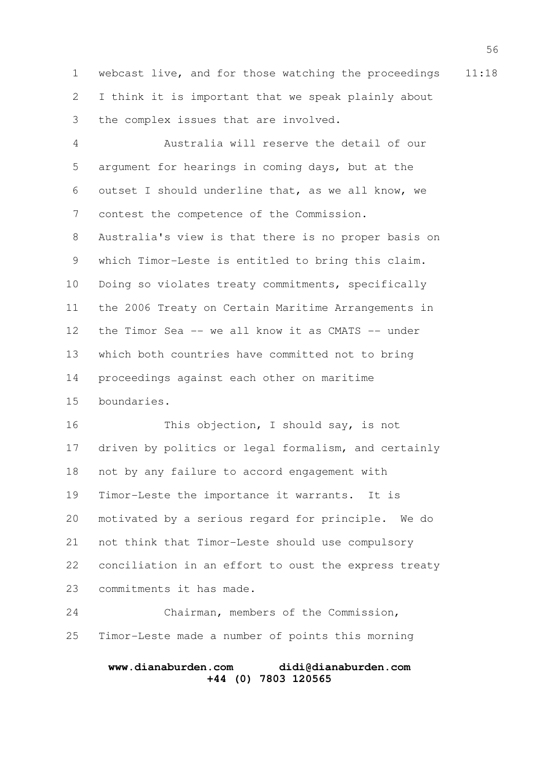webcast live, and for those watching the proceedings I think it is important that we speak plainly about the complex issues that are involved.

Australia will reserve the detail of our argument for hearings in coming days, but at the outset I should underline that, as we all know, we contest the competence of the Commission. Australia's view is that there is no proper basis on which Timor-Leste is entitled to bring this claim. Doing so violates treaty commitments, specifically the 2006 Treaty on Certain Maritime Arrangements in the Timor Sea -- we all know it as CMATS -- under which both countries have committed not to bring proceedings against each other on maritime boundaries.

This objection, I should say, is not driven by politics or legal formalism, and certainly not by any failure to accord engagement with Timor-Leste the importance it warrants. It is motivated by a serious regard for principle. We do not think that Timor-Leste should use compulsory conciliation in an effort to oust the express treaty commitments it has made.

Chairman, members of the Commission, Timor-Leste made a number of points this morning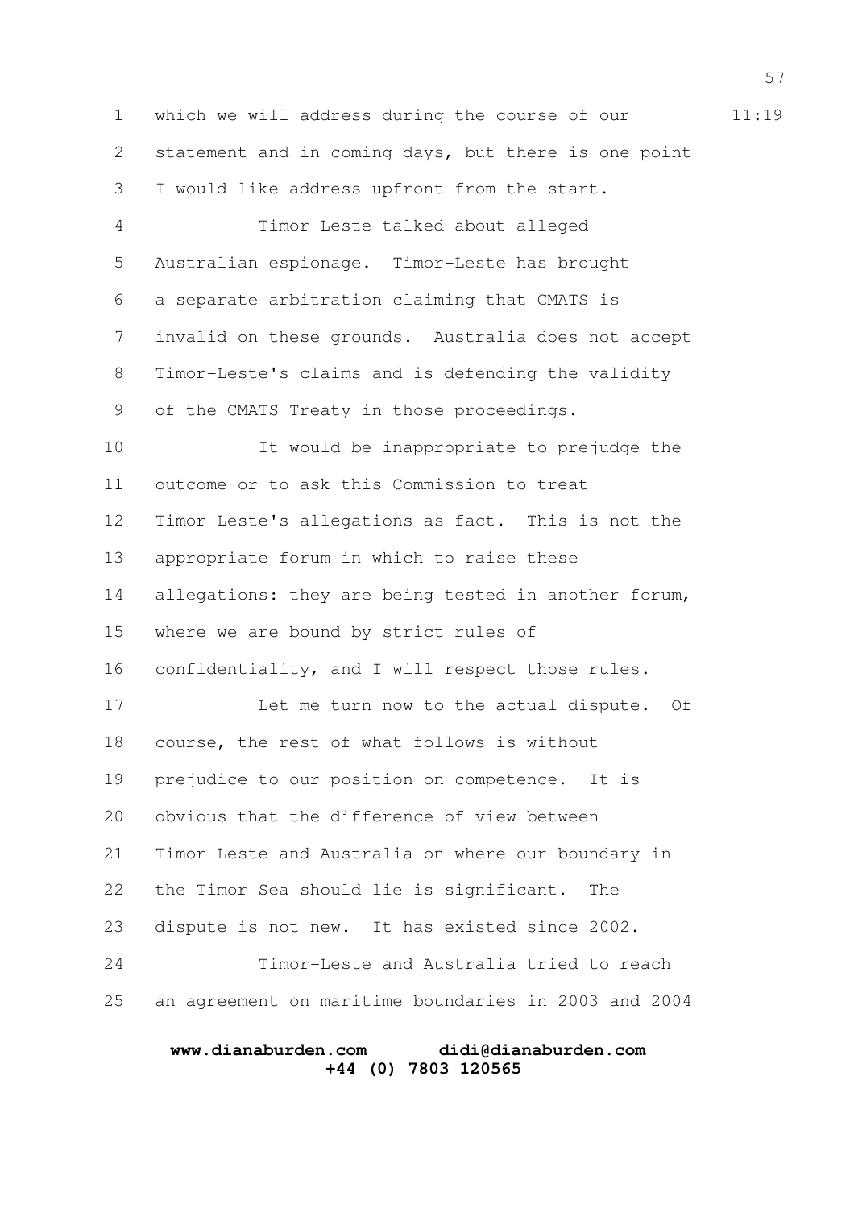which we will address during the course of our statement and in coming days, but there is one point I would like address upfront from the start.

Timor-Leste talked about alleged Australian espionage. Timor-Leste has brought a separate arbitration claiming that CMATS is invalid on these grounds. Australia does not accept Timor-Leste's claims and is defending the validity of the CMATS Treaty in those proceedings.

It would be inappropriate to prejudge the outcome or to ask this Commission to treat Timor-Leste's allegations as fact. This is not the appropriate forum in which to raise these allegations: they are being tested in another forum, where we are bound by strict rules of confidentiality, and I will respect those rules.

Let me turn now to the actual dispute. Of course, the rest of what follows is without prejudice to our position on competence. It is obvious that the difference of view between Timor-Leste and Australia on where our boundary in the Timor Sea should lie is significant. The dispute is not new. It has existed since 2002.

Timor-Leste and Australia tried to reach an agreement on maritime boundaries in 2003 and 2004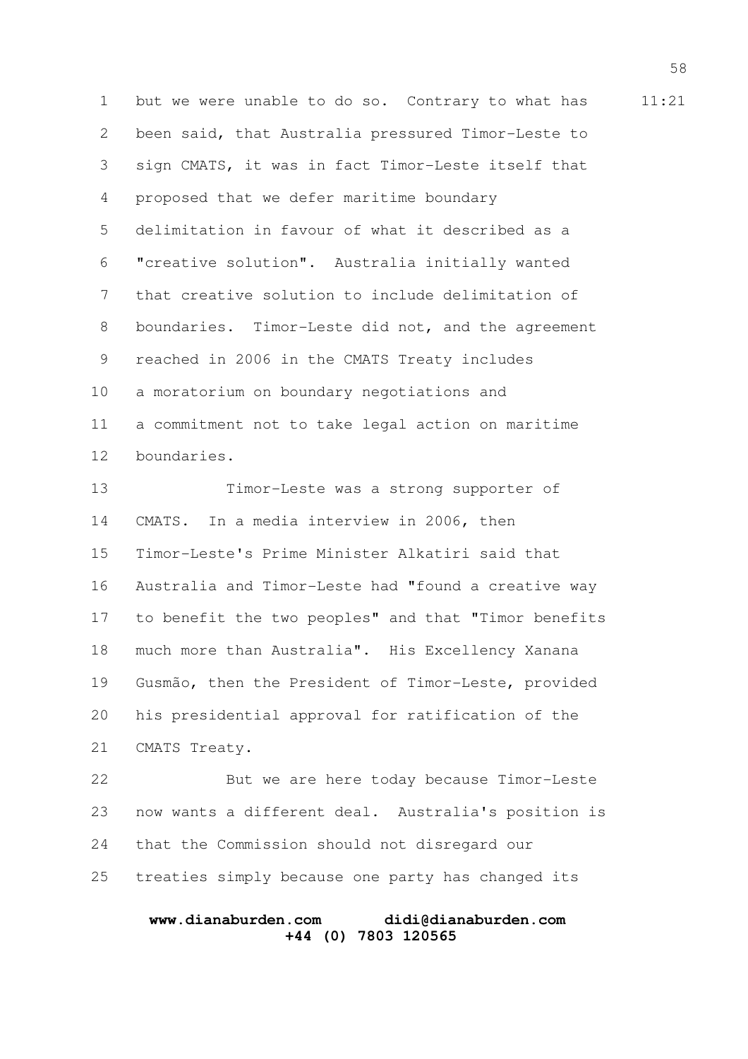but we were unable to do so. Contrary to what has been said, that Australia pressured Timor-Leste to sign CMATS, it was in fact Timor-Leste itself that proposed that we defer maritime boundary delimitation in favour of what it described as a "creative solution". Australia initially wanted that creative solution to include delimitation of boundaries. Timor-Leste did not, and the agreement reached in 2006 in the CMATS Treaty includes a moratorium on boundary negotiations and a commitment not to take legal action on maritime boundaries.

Timor-Leste was a strong supporter of CMATS. In a media interview in 2006, then Timor-Leste's Prime Minister Alkatiri said that Australia and Timor-Leste had "found a creative way to benefit the two peoples" and that "Timor benefits much more than Australia". His Excellency Xanana Gusmão, then the President of Timor-Leste, provided his presidential approval for ratification of the CMATS Treaty.

But we are here today because Timor-Leste now wants a different deal. Australia's position is that the Commission should not disregard our treaties simply because one party has changed its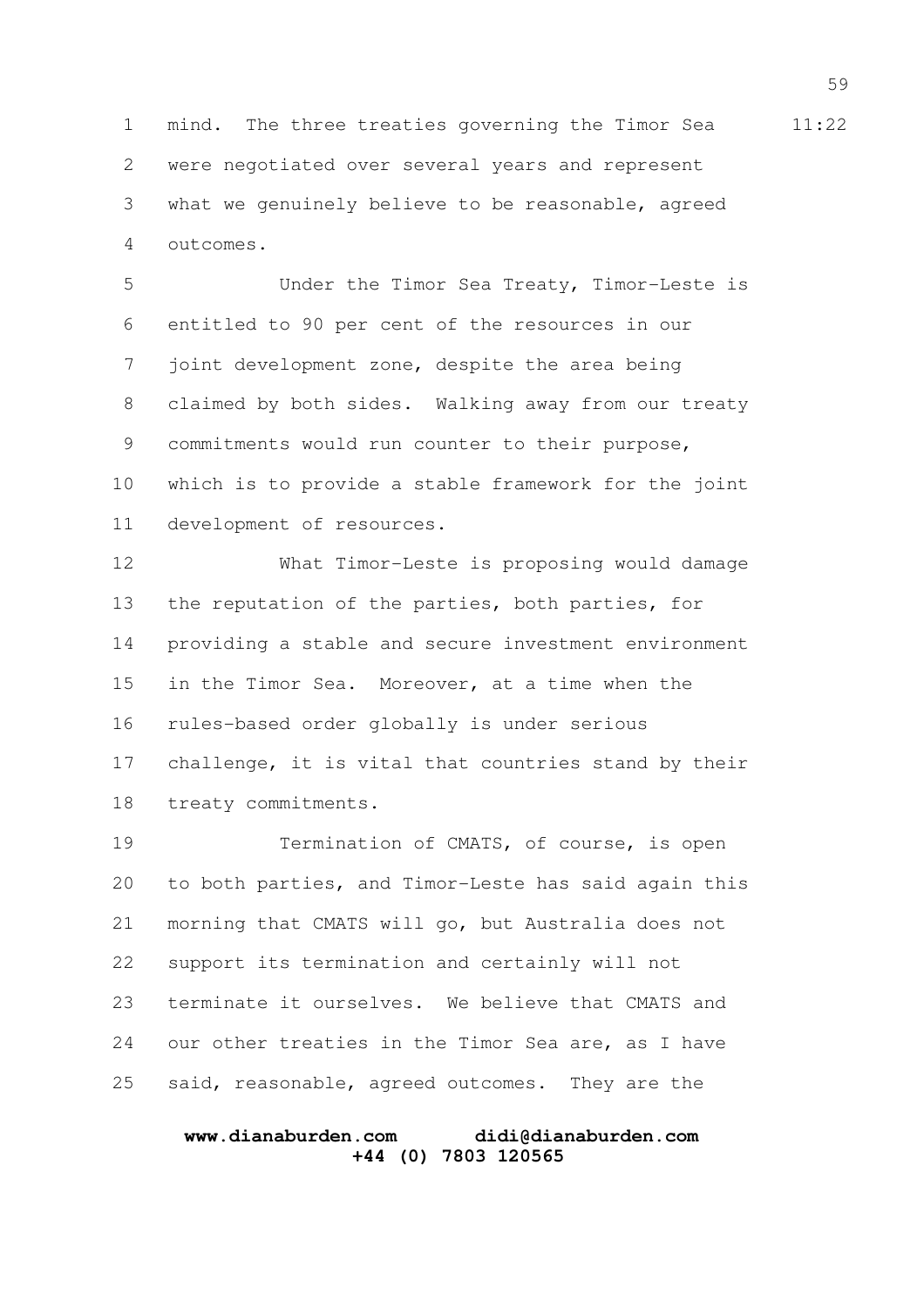mind. The three treaties governing the Timor Sea were negotiated over several years and represent what we genuinely believe to be reasonable, agreed outcomes.

Under the Timor Sea Treaty, Timor-Leste is entitled to 90 per cent of the resources in our joint development zone, despite the area being claimed by both sides. Walking away from our treaty commitments would run counter to their purpose, which is to provide a stable framework for the joint development of resources.

What Timor-Leste is proposing would damage the reputation of the parties, both parties, for providing a stable and secure investment environment in the Timor Sea. Moreover, at a time when the rules-based order globally is under serious challenge, it is vital that countries stand by their treaty commitments.

Termination of CMATS, of course, is open to both parties, and Timor-Leste has said again this morning that CMATS will go, but Australia does not support its termination and certainly will not terminate it ourselves. We believe that CMATS and our other treaties in the Timor Sea are, as I have said, reasonable, agreed outcomes. They are the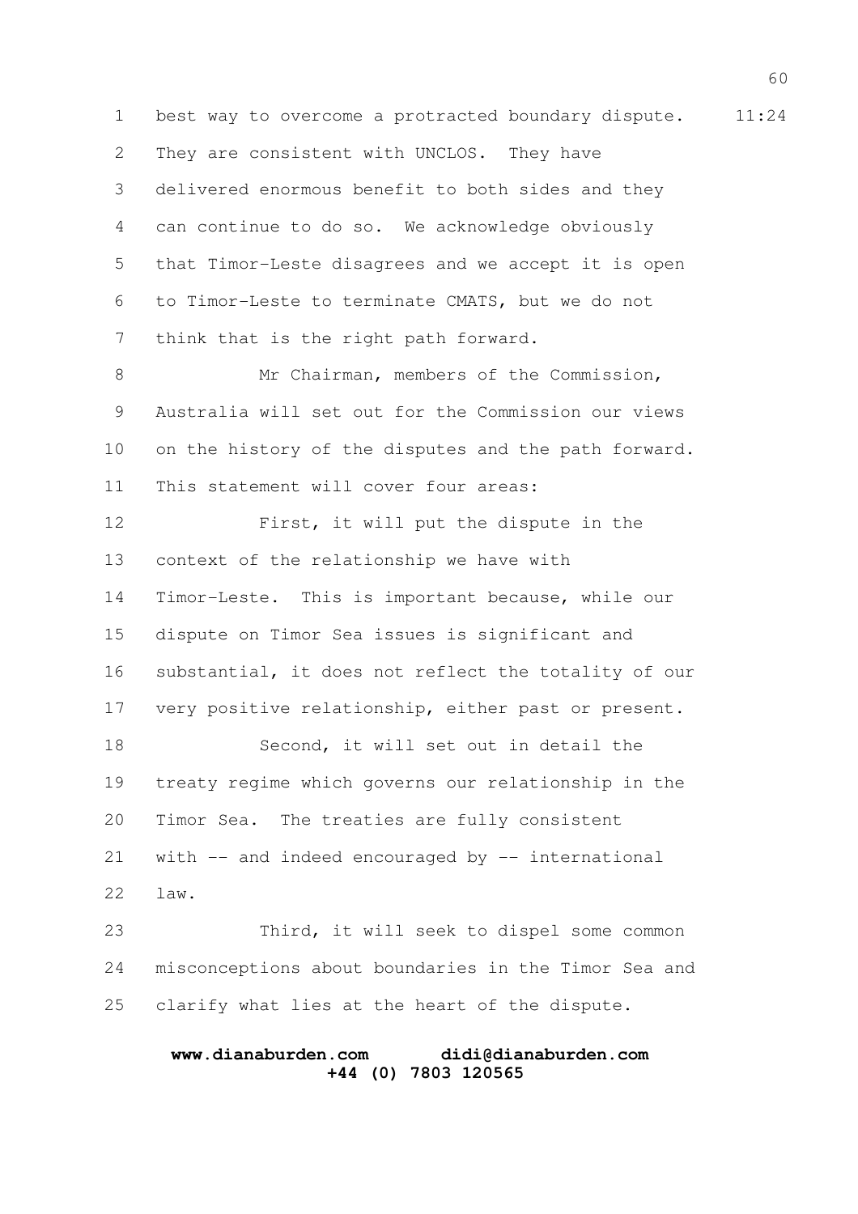best way to overcome a protracted boundary dispute. They are consistent with UNCLOS. They have delivered enormous benefit to both sides and they can continue to do so. We acknowledge obviously that Timor-Leste disagrees and we accept it is open to Timor-Leste to terminate CMATS, but we do not think that is the right path forward.

Mr Chairman, members of the Commission, Australia will set out for the Commission our views on the history of the disputes and the path forward. This statement will cover four areas:

First, it will put the dispute in the context of the relationship we have with Timor-Leste. This is important because, while our dispute on Timor Sea issues is significant and substantial, it does not reflect the totality of our very positive relationship, either past or present.

Second, it will set out in detail the treaty regime which governs our relationship in the Timor Sea. The treaties are fully consistent with -- and indeed encouraged by -- international law.

Third, it will seek to dispel some common misconceptions about boundaries in the Timor Sea and clarify what lies at the heart of the dispute.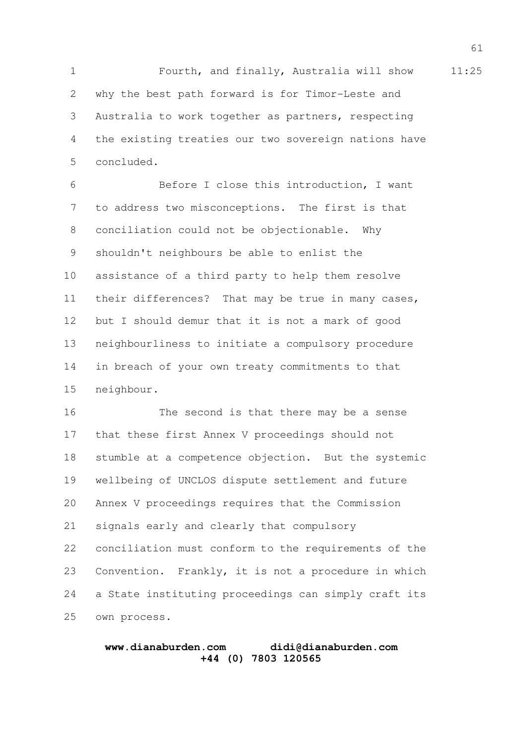Fourth, and finally, Australia will show why the best path forward is for Timor-Leste and Australia to work together as partners, respecting the existing treaties our two sovereign nations have concluded.

Before I close this introduction, I want to address two misconceptions. The first is that conciliation could not be objectionable. Why shouldn't neighbours be able to enlist the assistance of a third party to help them resolve their differences? That may be true in many cases, but I should demur that it is not a mark of good neighbourliness to initiate a compulsory procedure in breach of your own treaty commitments to that neighbour.

The second is that there may be a sense that these first Annex V proceedings should not stumble at a competence objection. But the systemic wellbeing of UNCLOS dispute settlement and future Annex V proceedings requires that the Commission signals early and clearly that compulsory conciliation must conform to the requirements of the Convention. Frankly, it is not a procedure in which a State instituting proceedings can simply craft its own process.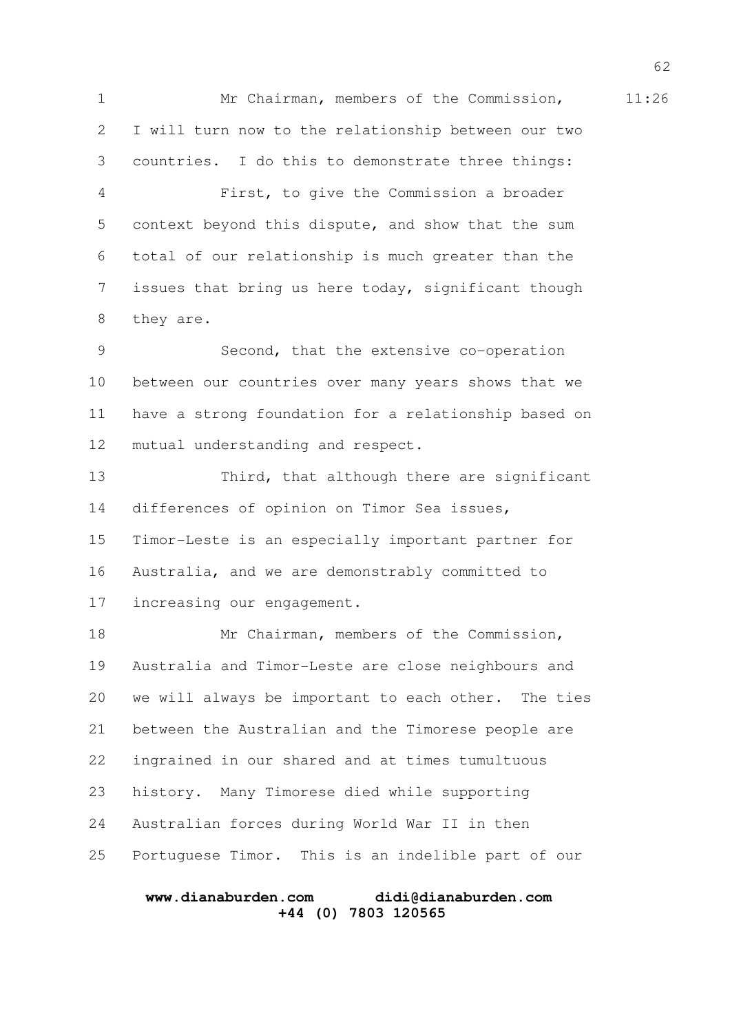Mr Chairman, members of the Commission, I will turn now to the relationship between our two countries. I do this to demonstrate three things:

First, to give the Commission a broader context beyond this dispute, and show that the sum total of our relationship is much greater than the issues that bring us here today, significant though they are.

Second, that the extensive co-operation between our countries over many years shows that we have a strong foundation for a relationship based on mutual understanding and respect.

Third, that although there are significant differences of opinion on Timor Sea issues, Timor-Leste is an especially important partner for Australia, and we are demonstrably committed to increasing our engagement.

Mr Chairman, members of the Commission, Australia and Timor-Leste are close neighbours and we will always be important to each other. The ties between the Australian and the Timorese people are ingrained in our shared and at times tumultuous history. Many Timorese died while supporting Australian forces during World War II in then Portuguese Timor. This is an indelible part of our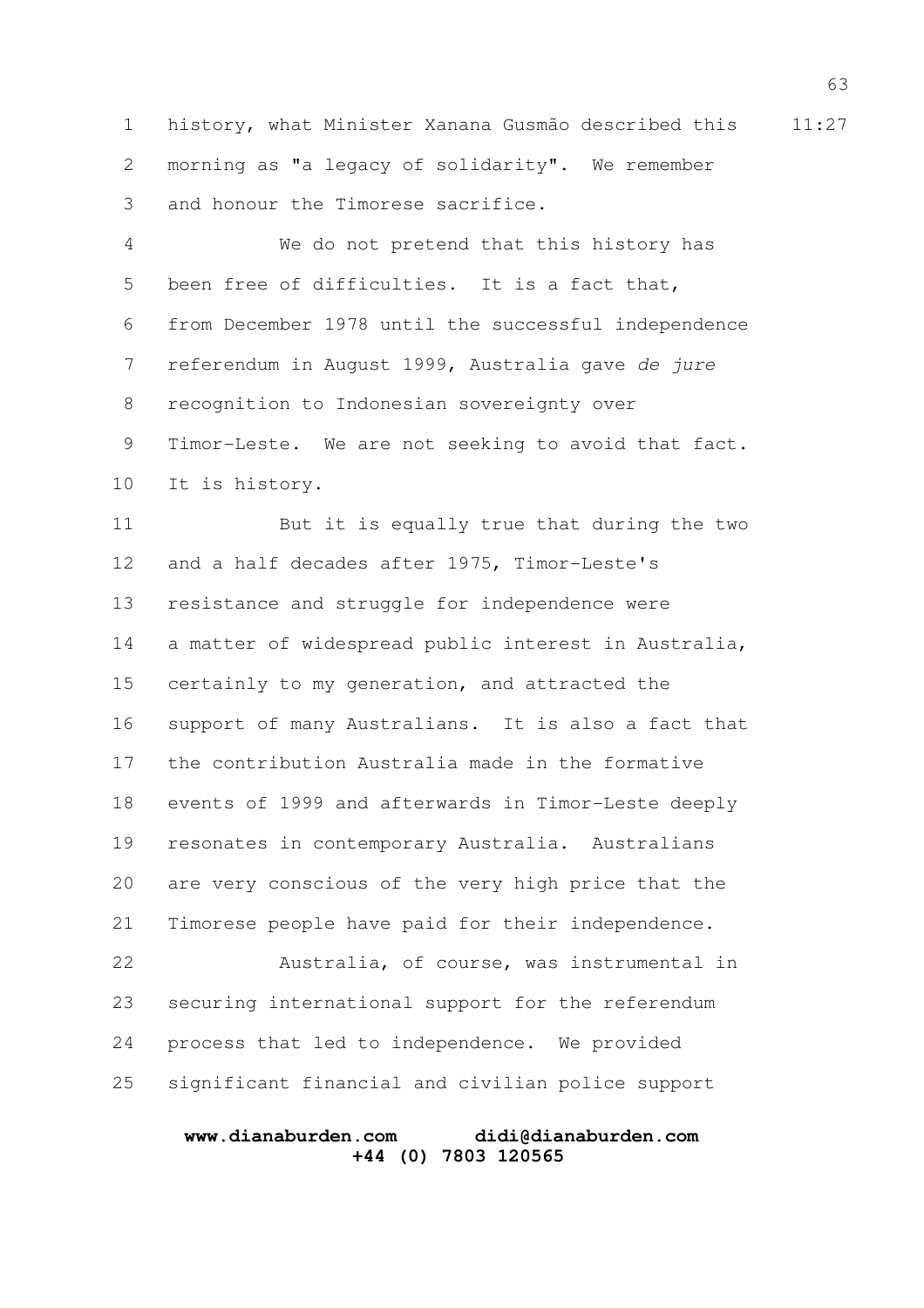history, what Minister Xanana Gusmão described this morning as "a legacy of solidarity". We remember and honour the Timorese sacrifice.

We do not pretend that this history has been free of difficulties. It is a fact that, from December 1978 until the successful independence referendum in August 1999, Australia gave *de jure* recognition to Indonesian sovereignty over Timor-Leste. We are not seeking to avoid that fact. It is history.

But it is equally true that during the two and a half decades after 1975, Timor-Leste's resistance and struggle for independence were a matter of widespread public interest in Australia, certainly to my generation, and attracted the support of many Australians. It is also a fact that the contribution Australia made in the formative events of 1999 and afterwards in Timor-Leste deeply resonates in contemporary Australia. Australians are very conscious of the very high price that the Timorese people have paid for their independence.

Australia, of course, was instrumental in securing international support for the referendum process that led to independence. We provided significant financial and civilian police support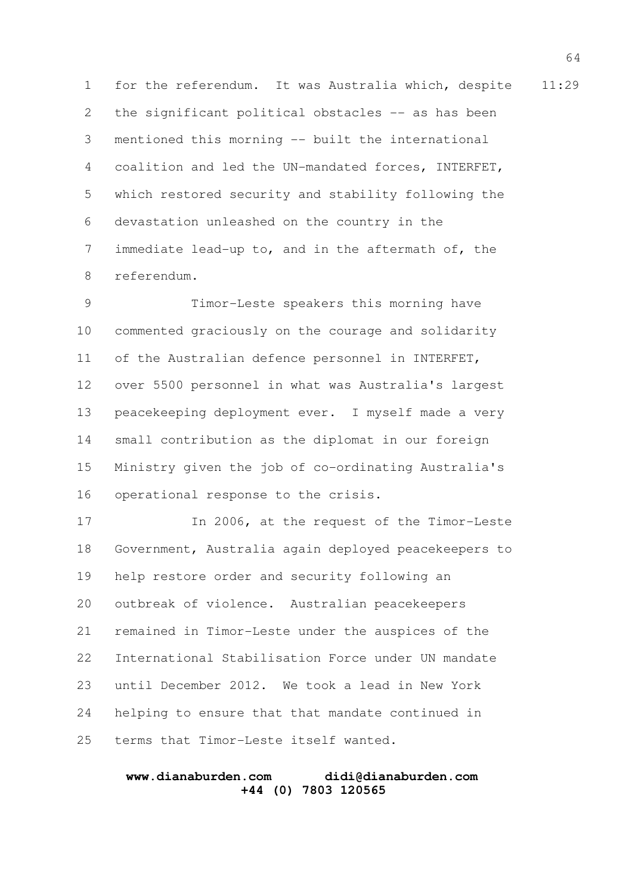for the referendum. It was Australia which, despite the significant political obstacles -- as has been mentioned this morning -- built the international coalition and led the UN-mandated forces, INTERFET, which restored security and stability following the devastation unleashed on the country in the immediate lead-up to, and in the aftermath of, the referendum.

Timor-Leste speakers this morning have commented graciously on the courage and solidarity of the Australian defence personnel in INTERFET, over 5500 personnel in what was Australia's largest peacekeeping deployment ever. I myself made a very small contribution as the diplomat in our foreign Ministry given the job of co-ordinating Australia's operational response to the crisis.

In 2006, at the request of the Timor-Leste Government, Australia again deployed peacekeepers to help restore order and security following an outbreak of violence. Australian peacekeepers remained in Timor-Leste under the auspices of the International Stabilisation Force under UN mandate until December 2012. We took a lead in New York helping to ensure that that mandate continued in terms that Timor-Leste itself wanted.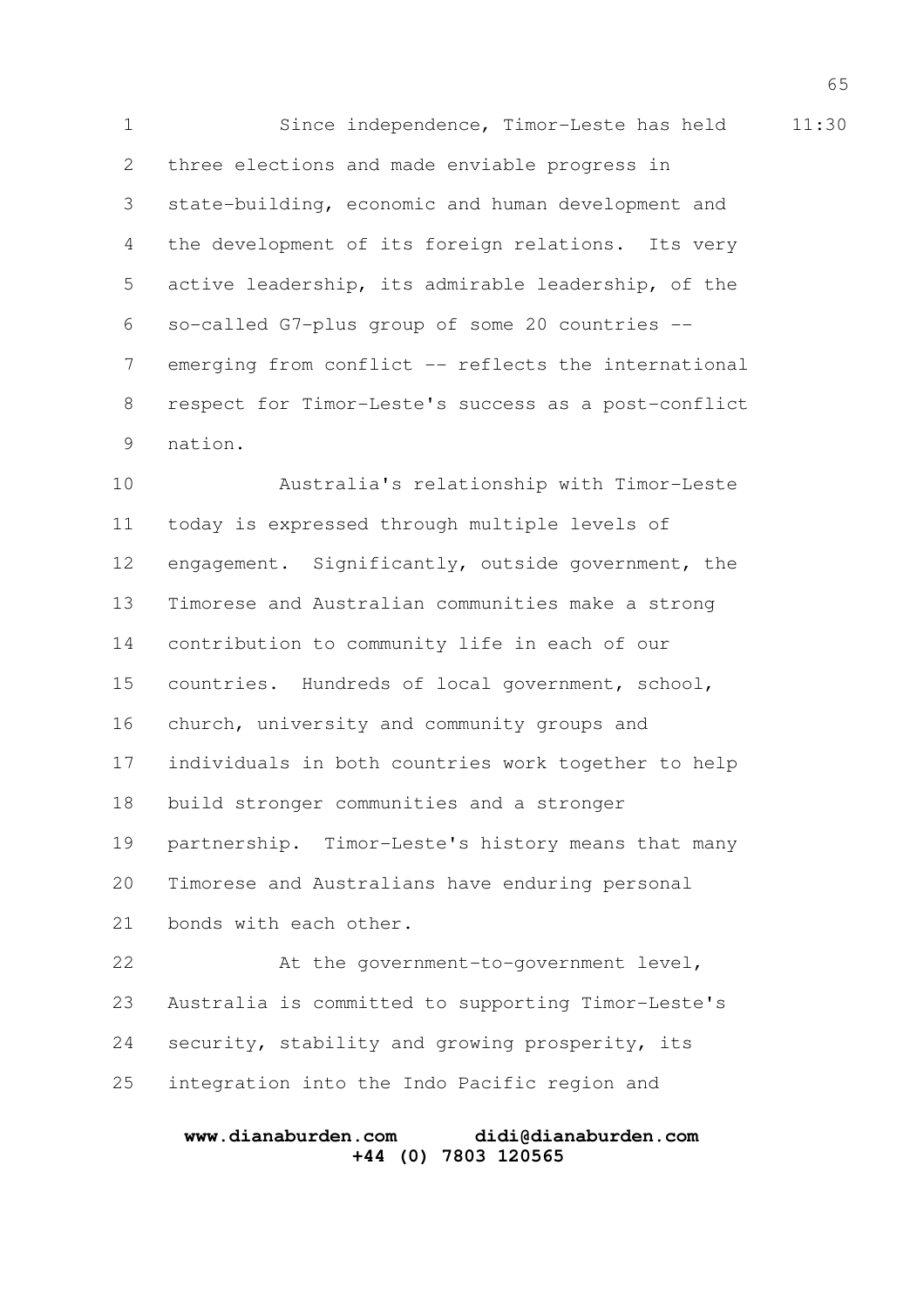Since independence, Timor-Leste has held three elections and made enviable progress in state-building, economic and human development and the development of its foreign relations. Its very active leadership, its admirable leadership, of the so-called G7-plus group of some 20 countries -- emerging from conflict -- reflects the international respect for Timor-Leste's success as a post-conflict nation.

Australia's relationship with Timor-Leste today is expressed through multiple levels of engagement. Significantly, outside government, the Timorese and Australian communities make a strong contribution to community life in each of our countries. Hundreds of local government, school, church, university and community groups and individuals in both countries work together to help build stronger communities and a stronger partnership. Timor-Leste's history means that many Timorese and Australians have enduring personal bonds with each other.

At the government-to-government level, Australia is committed to supporting Timor-Leste's security, stability and growing prosperity, its integration into the Indo Pacific region and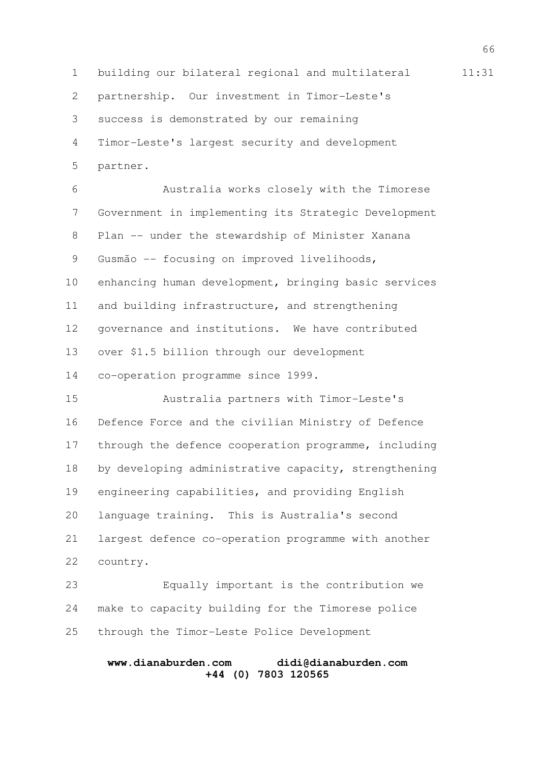building our bilateral regional and multilateral partnership. Our investment in Timor-Leste's success is demonstrated by our remaining Timor-Leste's largest security and development partner.

Australia works closely with the Timorese Government in implementing its Strategic Development Plan -- under the stewardship of Minister Xanana Gusmão -- focusing on improved livelihoods, enhancing human development, bringing basic services and building infrastructure, and strengthening governance and institutions. We have contributed over $1.5 billion through our development co-operation programme since 1999.

Australia partners with Timor-Leste's Defence Force and the civilian Ministry of Defence through the defence cooperation programme, including by developing administrative capacity, strengthening engineering capabilities, and providing English language training. This is Australia's second largest defence co-operation programme with another country.

Equally important is the contribution we make to capacity building for the Timorese police through the Timor-Leste Police Development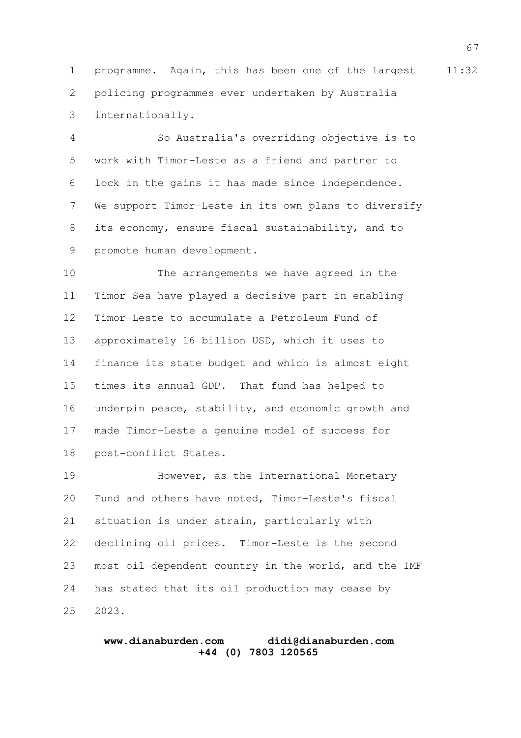programme. Again, this has been one of the largest policing programmes ever undertaken by Australia internationally.

So Australia's overriding objective is to work with Timor-Leste as a friend and partner to lock in the gains it has made since independence. We support Timor-Leste in its own plans to diversify its economy, ensure fiscal sustainability, and to promote human development.

The arrangements we have agreed in the Timor Sea have played a decisive part in enabling Timor-Leste to accumulate a Petroleum Fund of approximately 16 billion USD, which it uses to finance its state budget and which is almost eight times its annual GDP. That fund has helped to underpin peace, stability, and economic growth and made Timor-Leste a genuine model of success for post-conflict States.

However, as the International Monetary Fund and others have noted, Timor-Leste's fiscal situation is under strain, particularly with declining oil prices. Timor-Leste is the second most oil-dependent country in the world, and the IMF has stated that its oil production may cease by 2023.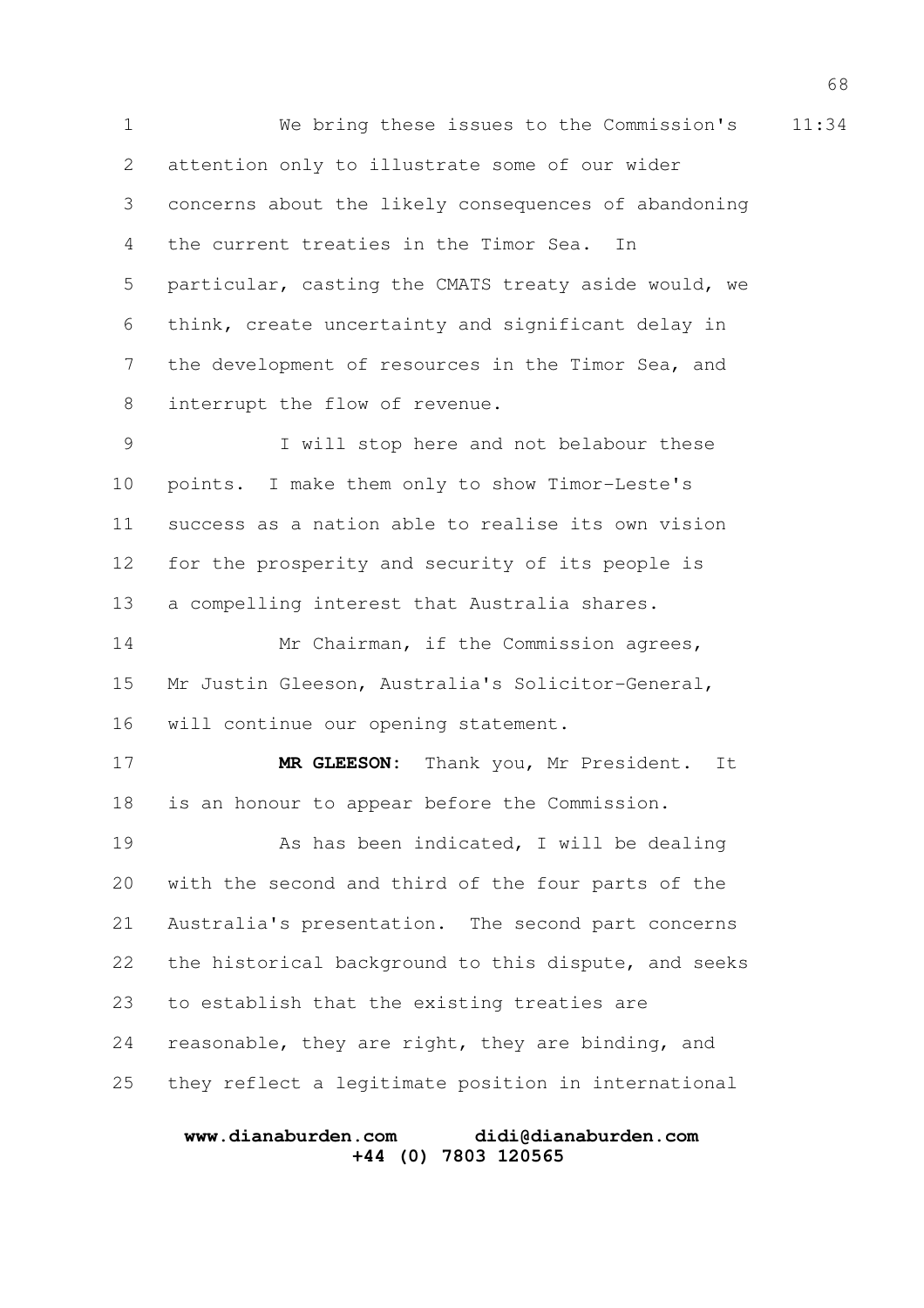We bring these issues to the Commission's attention only to illustrate some of our wider concerns about the likely consequences of abandoning the current treaties in the Timor Sea. In particular, casting the CMATS treaty aside would, we think, create uncertainty and significant delay in the development of resources in the Timor Sea, and interrupt the flow of revenue.

I will stop here and not belabour these points. I make them only to show Timor-Leste's success as a nation able to realise its own vision for the prosperity and security of its people is a compelling interest that Australia shares.

Mr Chairman, if the Commission agrees, Mr Justin Gleeson, Australia's Solicitor-General, will continue our opening statement.

**MR GLEESON:** Thank you, Mr President. It is an honour to appear before the Commission.

As has been indicated, I will be dealing with the second and third of the four parts of the Australia's presentation. The second part concerns the historical background to this dispute, and seeks to establish that the existing treaties are reasonable, they are right, they are binding, and they reflect a legitimate position in international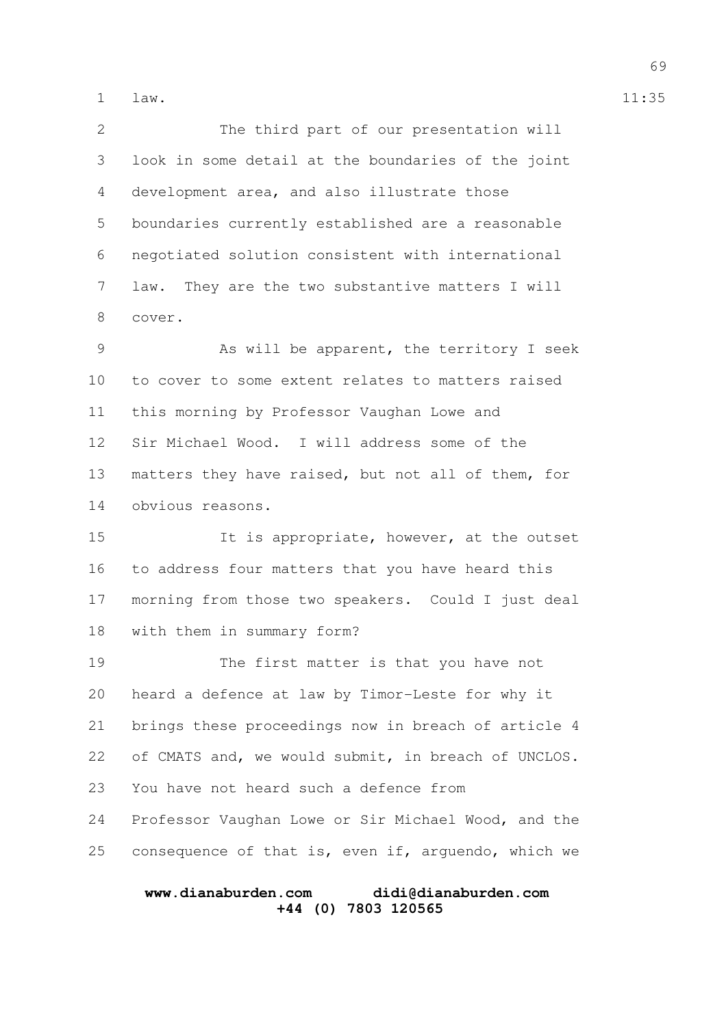law.

The third part of our presentation will look in some detail at the boundaries of the joint development area, and also illustrate those boundaries currently established are a reasonable negotiated solution consistent with international law. They are the two substantive matters I will cover.

As will be apparent, the territory I seek to cover to some extent relates to matters raised this morning by Professor Vaughan Lowe and Sir Michael Wood. I will address some of the matters they have raised, but not all of them, for obvious reasons.

It is appropriate, however, at the outset to address four matters that you have heard this morning from those two speakers. Could I just deal with them in summary form?

The first matter is that you have not heard a defence at law by Timor-Leste for why it brings these proceedings now in breach of article 4 of CMATS and, we would submit, in breach of UNCLOS. You have not heard such a defence from Professor Vaughan Lowe or Sir Michael Wood, and the consequence of that is, even if, arguendo, which we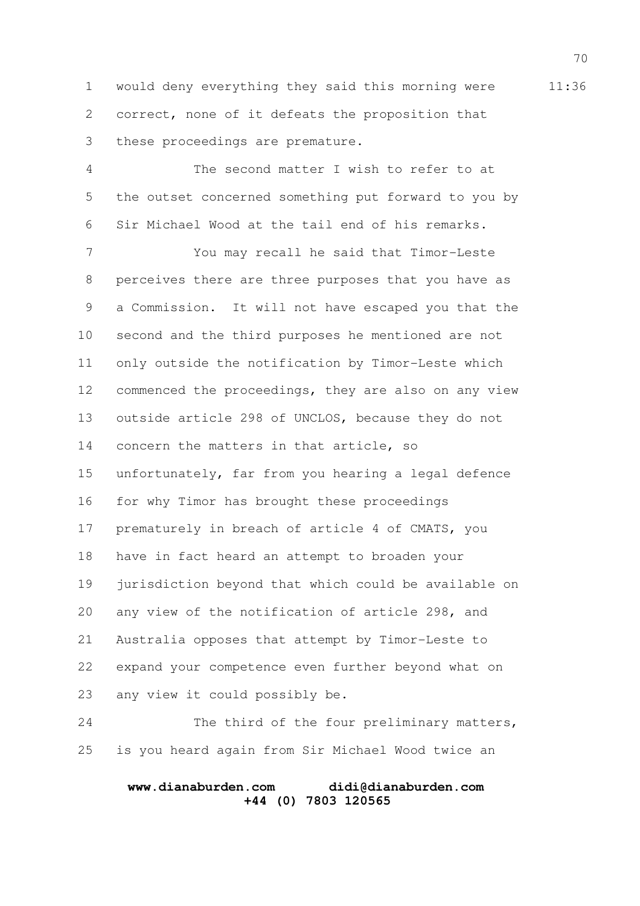would deny everything they said this morning were correct, none of it defeats the proposition that these proceedings are premature.

The second matter I wish to refer to at the outset concerned something put forward to you by Sir Michael Wood at the tail end of his remarks.

You may recall he said that Timor-Leste perceives there are three purposes that you have as a Commission. It will not have escaped you that the second and the third purposes he mentioned are not only outside the notification by Timor-Leste which commenced the proceedings, they are also on any view outside article 298 of UNCLOS, because they do not concern the matters in that article, so unfortunately, far from you hearing a legal defence for why Timor has brought these proceedings prematurely in breach of article 4 of CMATS, you have in fact heard an attempt to broaden your jurisdiction beyond that which could be available on any view of the notification of article 298, and Australia opposes that attempt by Timor-Leste to expand your competence even further beyond what on any view it could possibly be.

The third of the four preliminary matters, is you heard again from Sir Michael Wood twice an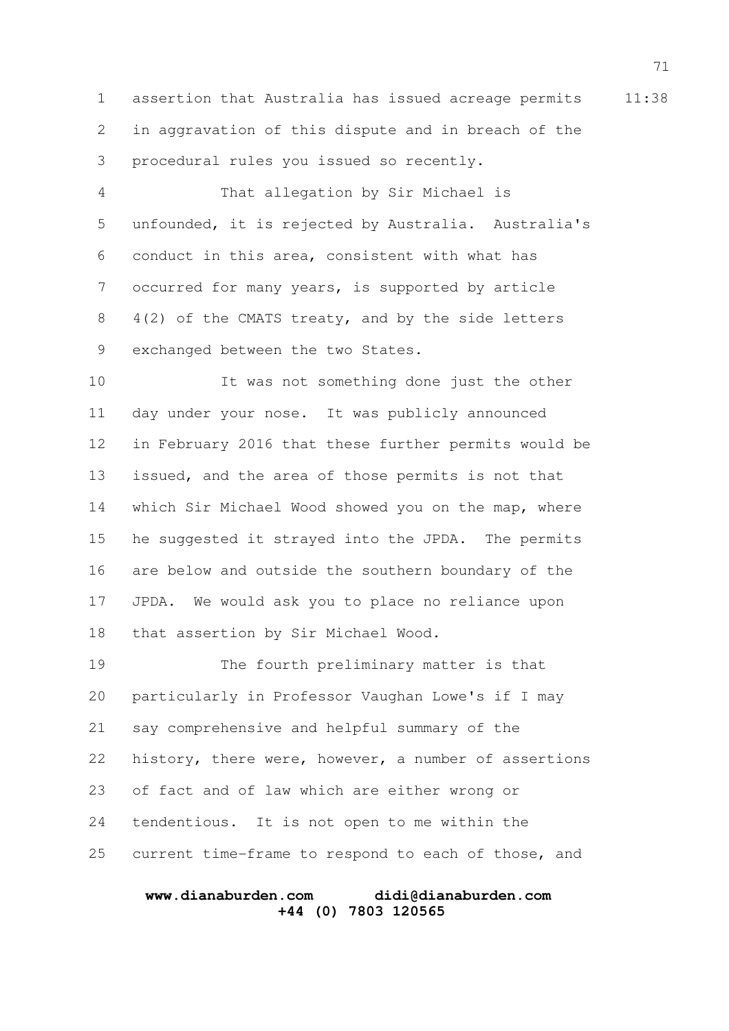assertion that Australia has issued acreage permits in aggravation of this dispute and in breach of the procedural rules you issued so recently.

That allegation by Sir Michael is unfounded, it is rejected by Australia. Australia's conduct in this area, consistent with what has occurred for many years, is supported by article 4(2) of the CMATS treaty, and by the side letters exchanged between the two States.

It was not something done just the other day under your nose. It was publicly announced in February 2016 that these further permits would be issued, and the area of those permits is not that which Sir Michael Wood showed you on the map, where he suggested it strayed into the JPDA. The permits are below and outside the southern boundary of the JPDA. We would ask you to place no reliance upon that assertion by Sir Michael Wood.

The fourth preliminary matter is that particularly in Professor Vaughan Lowe's if I may say comprehensive and helpful summary of the history, there were, however, a number of assertions of fact and of law which are either wrong or tendentious. It is not open to me within the current time-frame to respond to each of those, and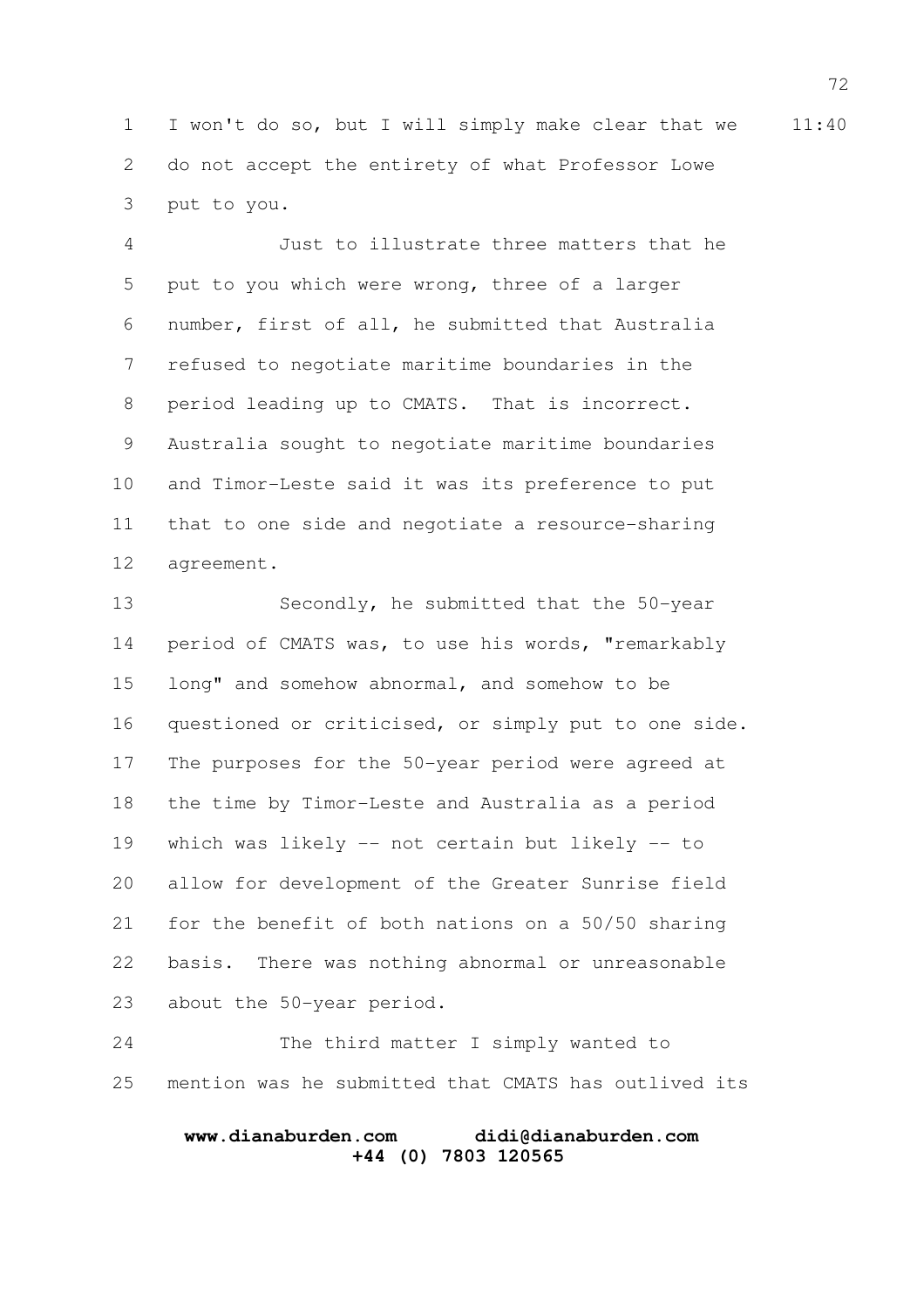I won't do so, but I will simply make clear that we do not accept the entirety of what Professor Lowe put to you.

Just to illustrate three matters that he put to you which were wrong, three of a larger number, first of all, he submitted that Australia refused to negotiate maritime boundaries in the period leading up to CMATS. That is incorrect. Australia sought to negotiate maritime boundaries and Timor-Leste said it was its preference to put that to one side and negotiate a resource-sharing agreement.

Secondly, he submitted that the 50-year period of CMATS was, to use his words, "remarkably long" and somehow abnormal, and somehow to be questioned or criticised, or simply put to one side. The purposes for the 50-year period were agreed at the time by Timor-Leste and Australia as a period which was likely -- not certain but likely -- to allow for development of the Greater Sunrise field for the benefit of both nations on a 50/50 sharing basis. There was nothing abnormal or unreasonable about the 50-year period.

The third matter I simply wanted to mention was he submitted that CMATS has outlived its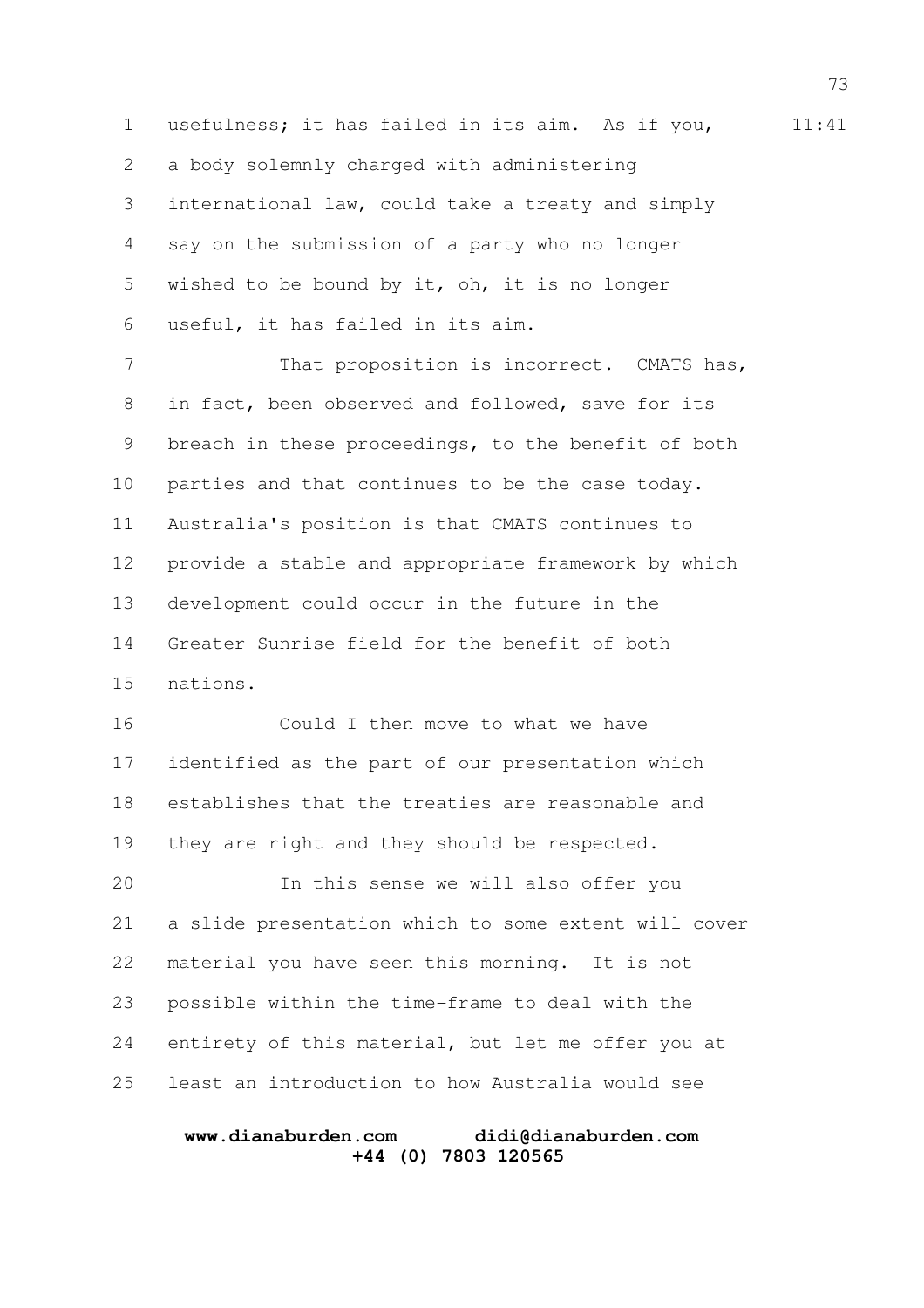usefulness; it has failed in its aim. As if you, a body solemnly charged with administering international law, could take a treaty and simply say on the submission of a party who no longer wished to be bound by it, oh, it is no longer useful, it has failed in its aim.

That proposition is incorrect. CMATS has, in fact, been observed and followed, save for its breach in these proceedings, to the benefit of both parties and that continues to be the case today. Australia's position is that CMATS continues to provide a stable and appropriate framework by which development could occur in the future in the Greater Sunrise field for the benefit of both nations.

Could I then move to what we have identified as the part of our presentation which establishes that the treaties are reasonable and they are right and they should be respected.

In this sense we will also offer you a slide presentation which to some extent will cover material you have seen this morning. It is not possible within the time-frame to deal with the entirety of this material, but let me offer you at least an introduction to how Australia would see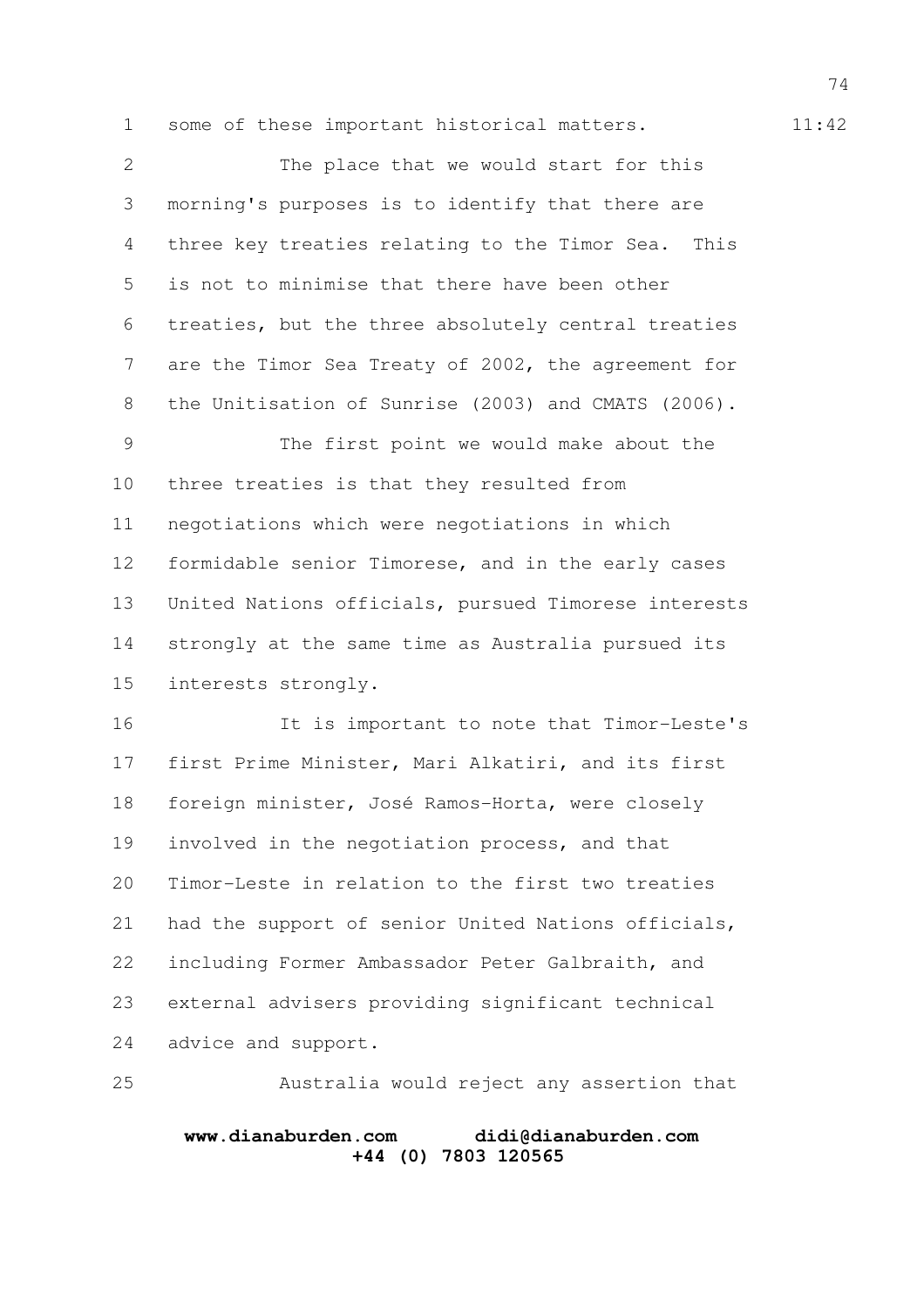some of these important historical matters.

The place that we would start for this morning's purposes is to identify that there are three key treaties relating to the Timor Sea. This is not to minimise that there have been other treaties, but the three absolutely central treaties are the Timor Sea Treaty of 2002, the agreement for the Unitisation of Sunrise (2003) and CMATS (2006).

The first point we would make about the three treaties is that they resulted from negotiations which were negotiations in which formidable senior Timorese, and in the early cases United Nations officials, pursued Timorese interests strongly at the same time as Australia pursued its interests strongly.

It is important to note that Timor-Leste's first Prime Minister, Mari Alkatiri, and its first foreign minister, José Ramos-Horta, were closely involved in the negotiation process, and that Timor-Leste in relation to the first two treaties had the support of senior United Nations officials, including Former Ambassador Peter Galbraith, and external advisers providing significant technical advice and support.

Australia would reject any assertion that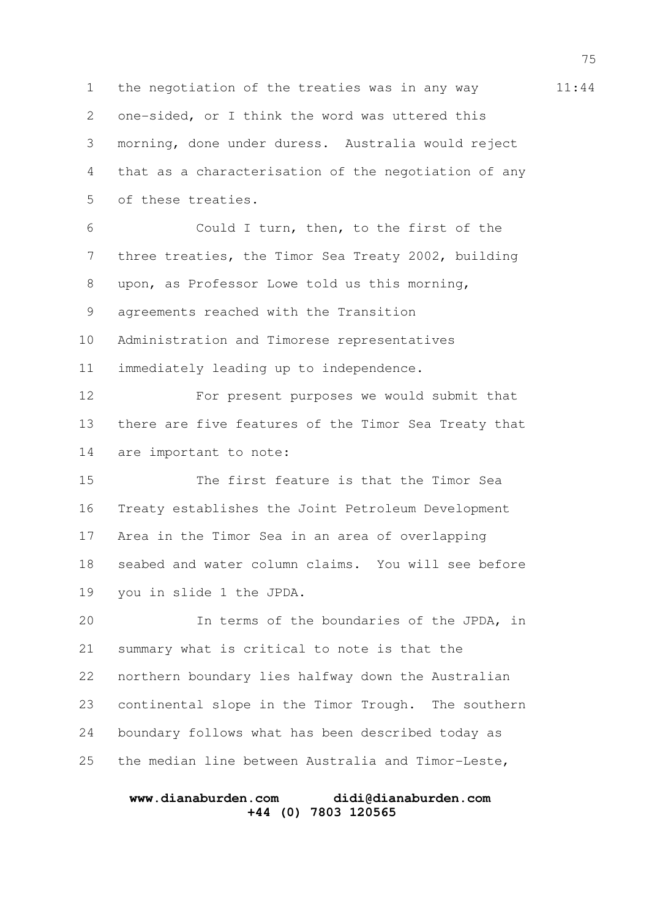the negotiation of the treaties was in any way one-sided, or I think the word was uttered this morning, done under duress. Australia would reject that as a characterisation of the negotiation of any of these treaties.

Could I turn, then, to the first of the three treaties, the Timor Sea Treaty 2002, building upon, as Professor Lowe told us this morning, agreements reached with the Transition Administration and Timorese representatives immediately leading up to independence.

For present purposes we would submit that there are five features of the Timor Sea Treaty that are important to note:

The first feature is that the Timor Sea Treaty establishes the Joint Petroleum Development Area in the Timor Sea in an area of overlapping seabed and water column claims. You will see before you in slide 1 the JPDA.

In terms of the boundaries of the JPDA, in summary what is critical to note is that the northern boundary lies halfway down the Australian continental slope in the Timor Trough. The southern boundary follows what has been described today as the median line between Australia and Timor-Leste,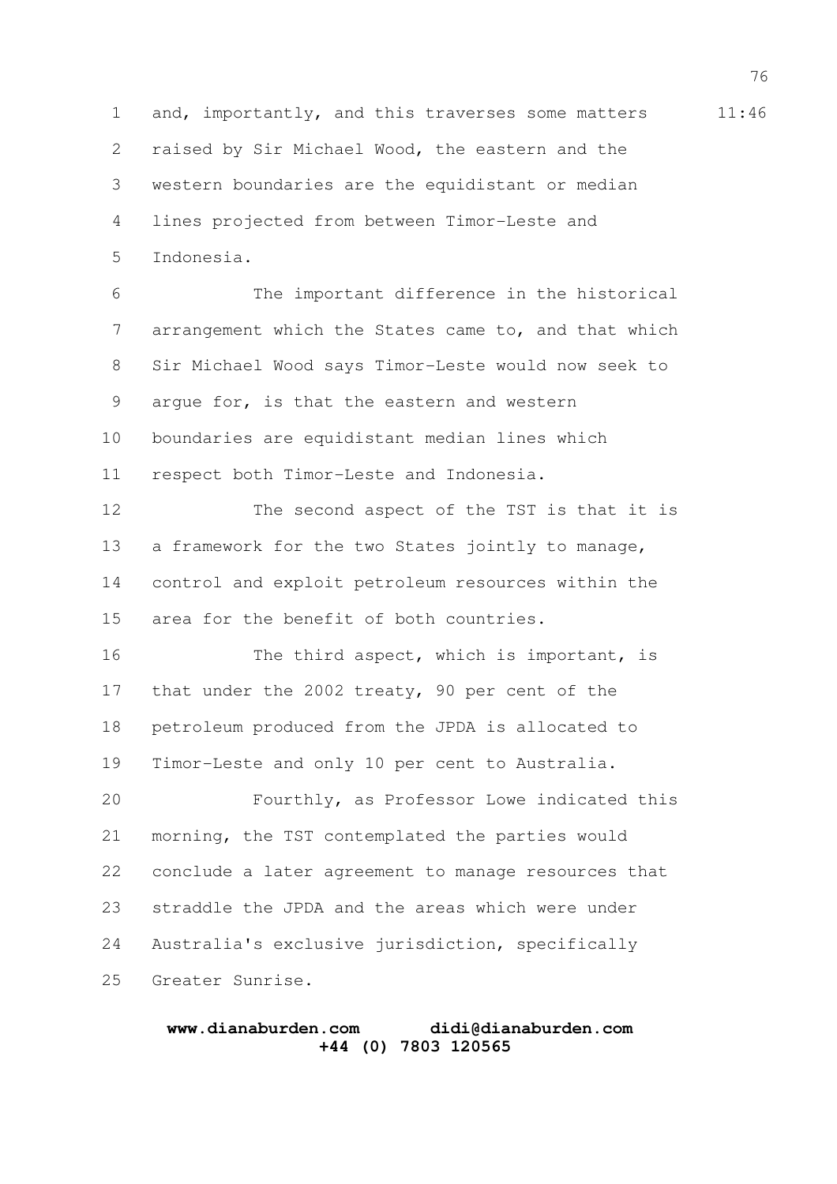and, importantly, and this traverses some matters raised by Sir Michael Wood, the eastern and the western boundaries are the equidistant or median lines projected from between Timor-Leste and Indonesia.

The important difference in the historical arrangement which the States came to, and that which Sir Michael Wood says Timor-Leste would now seek to argue for, is that the eastern and western boundaries are equidistant median lines which respect both Timor-Leste and Indonesia.

The second aspect of the TST is that it is a framework for the two States jointly to manage, control and exploit petroleum resources within the area for the benefit of both countries.

The third aspect, which is important, is that under the 2002 treaty, 90 per cent of the petroleum produced from the JPDA is allocated to Timor-Leste and only 10 per cent to Australia.

Fourthly, as Professor Lowe indicated this morning, the TST contemplated the parties would conclude a later agreement to manage resources that straddle the JPDA and the areas which were under Australia's exclusive jurisdiction, specifically Greater Sunrise.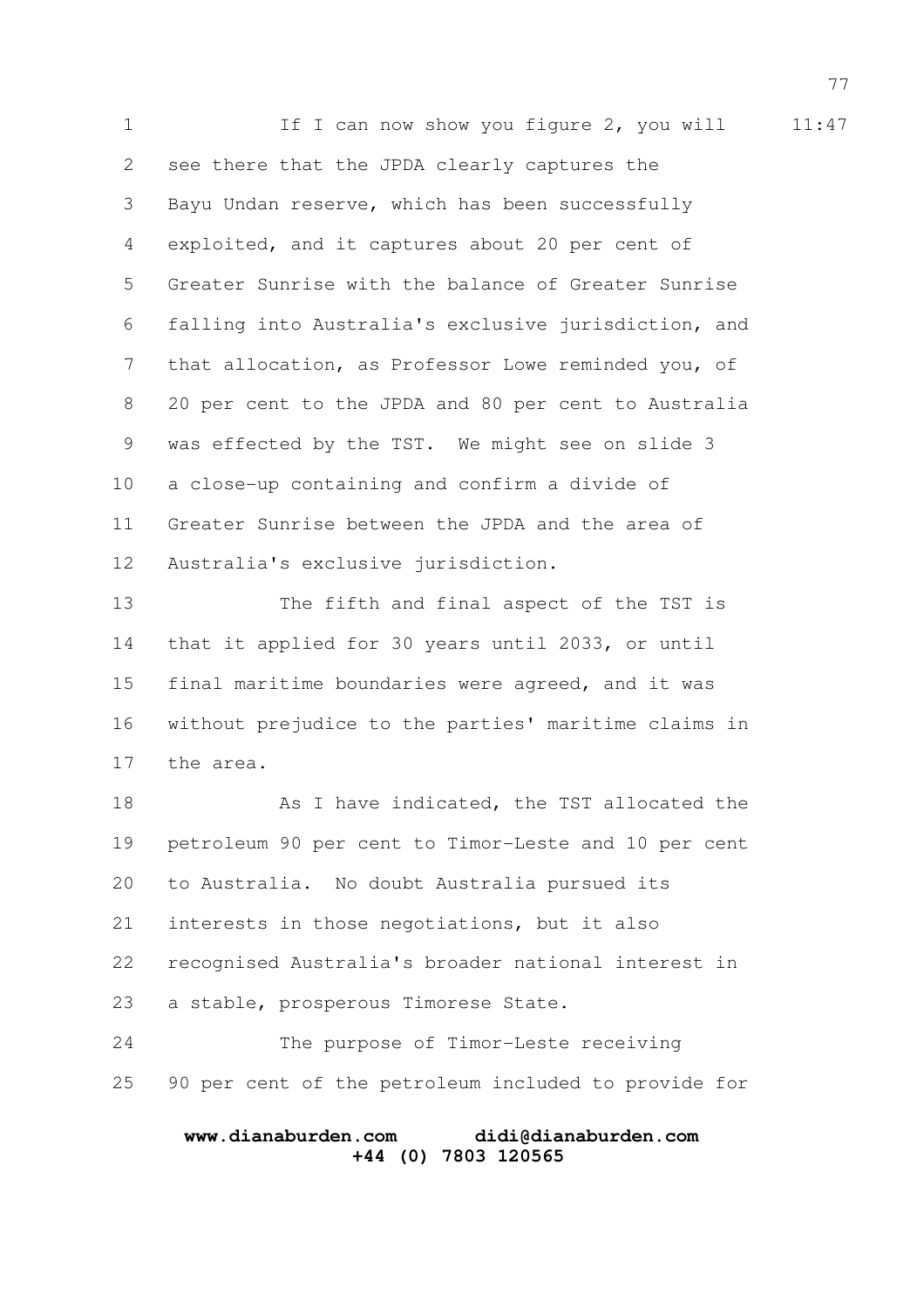If I can now show you figure 2, you will see there that the JPDA clearly captures the Bayu Undan reserve, which has been successfully exploited, and it captures about 20 per cent of Greater Sunrise with the balance of Greater Sunrise falling into Australia's exclusive jurisdiction, and that allocation, as Professor Lowe reminded you, of 20 per cent to the JPDA and 80 per cent to Australia was effected by the TST. We might see on slide 3 a close-up containing and confirm a divide of Greater Sunrise between the JPDA and the area of Australia's exclusive jurisdiction.

The fifth and final aspect of the TST is that it applied for 30 years until 2033, or until final maritime boundaries were agreed, and it was without prejudice to the parties' maritime claims in the area.

As I have indicated, the TST allocated the petroleum 90 per cent to Timor-Leste and 10 per cent to Australia. No doubt Australia pursued its interests in those negotiations, but it also recognised Australia's broader national interest in a stable, prosperous Timorese State.

The purpose of Timor-Leste receiving 90 per cent of the petroleum included to provide for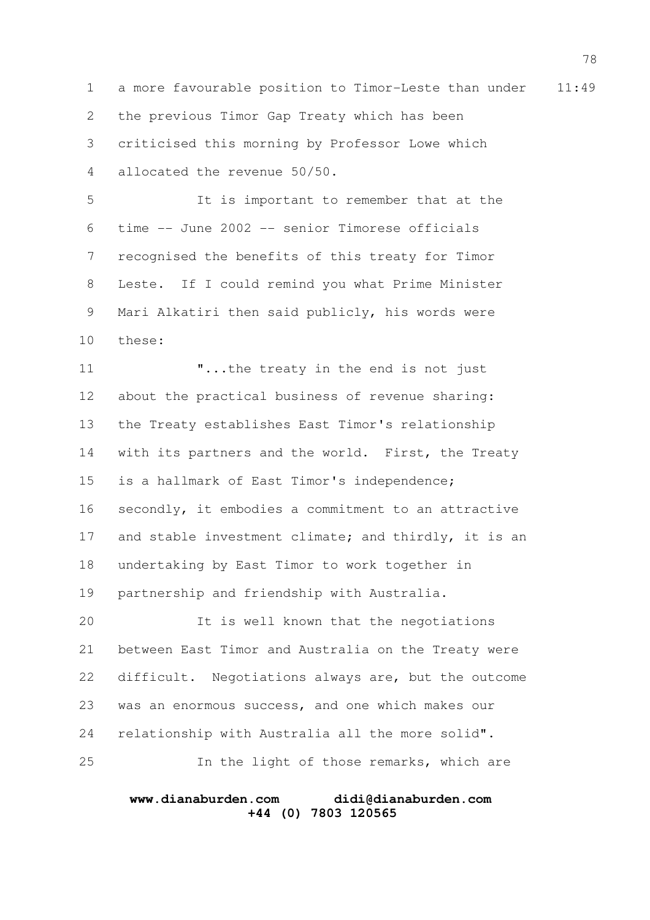a more favourable position to Timor-Leste than under the previous Timor Gap Treaty which has been criticised this morning by Professor Lowe which allocated the revenue 50/50.

It is important to remember that at the time -- June 2002 -- senior Timorese officials recognised the benefits of this treaty for Timor Leste. If I could remind you what Prime Minister Mari Alkatiri then said publicly, his words were these:

"...the treaty in the end is not just about the practical business of revenue sharing: the Treaty establishes East Timor's relationship with its partners and the world. First, the Treaty is a hallmark of East Timor's independence; secondly, it embodies a commitment to an attractive and stable investment climate; and thirdly, it is an undertaking by East Timor to work together in partnership and friendship with Australia.

It is well known that the negotiations between East Timor and Australia on the Treaty were difficult. Negotiations always are, but the outcome was an enormous success, and one which makes our relationship with Australia all the more solid".

In the light of those remarks, which are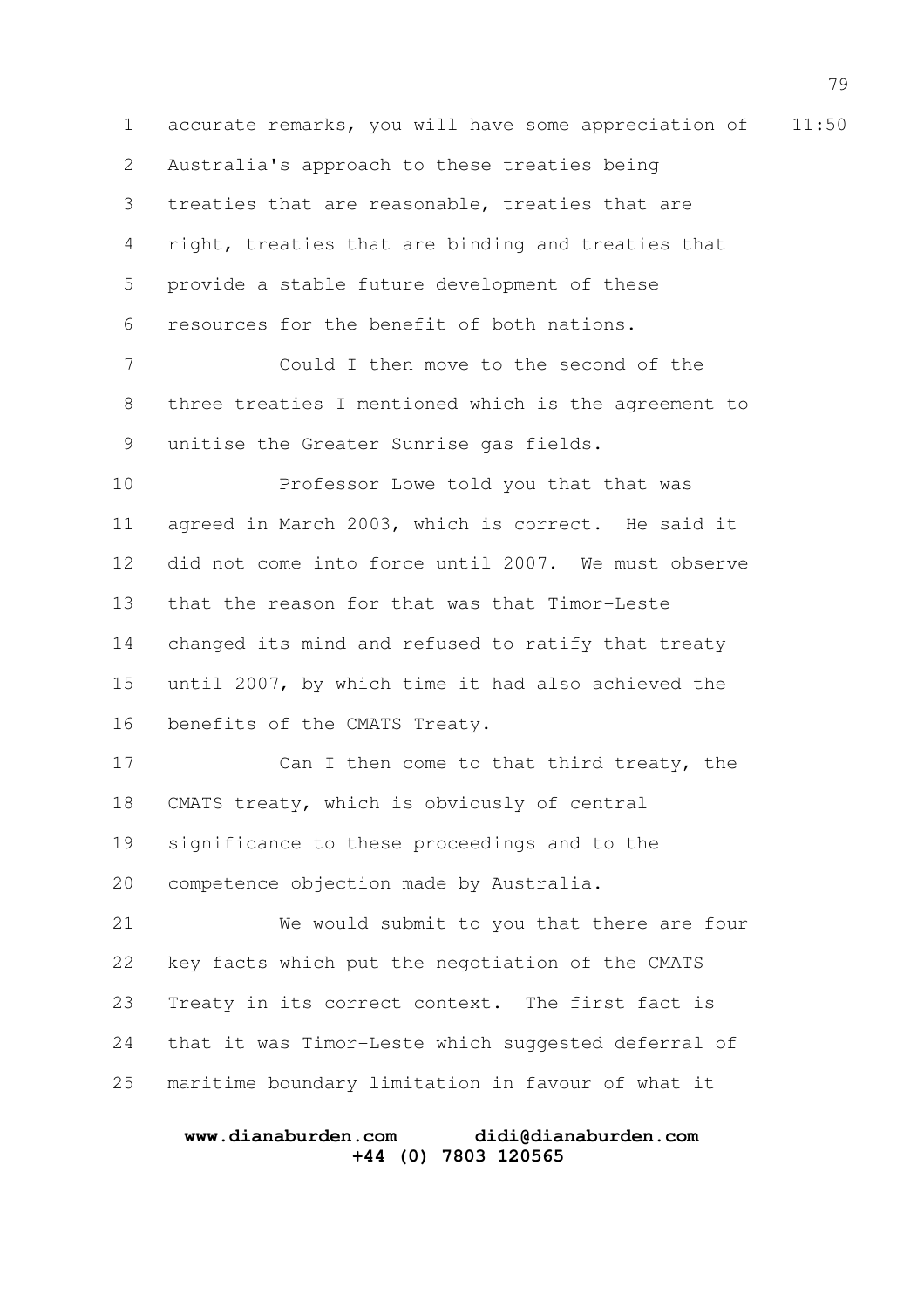accurate remarks, you will have some appreciation of Australia's approach to these treaties being treaties that are reasonable, treaties that are right, treaties that are binding and treaties that provide a stable future development of these resources for the benefit of both nations.

Could I then move to the second of the three treaties I mentioned which is the agreement to unitise the Greater Sunrise gas fields.

Professor Lowe told you that that was agreed in March 2003, which is correct. He said it did not come into force until 2007. We must observe that the reason for that was that Timor-Leste changed its mind and refused to ratify that treaty until 2007, by which time it had also achieved the benefits of the CMATS Treaty.

Can I then come to that third treaty, the CMATS treaty, which is obviously of central significance to these proceedings and to the competence objection made by Australia.

We would submit to you that there are four key facts which put the negotiation of the CMATS Treaty in its correct context. The first fact is that it was Timor-Leste which suggested deferral of maritime boundary limitation in favour of what it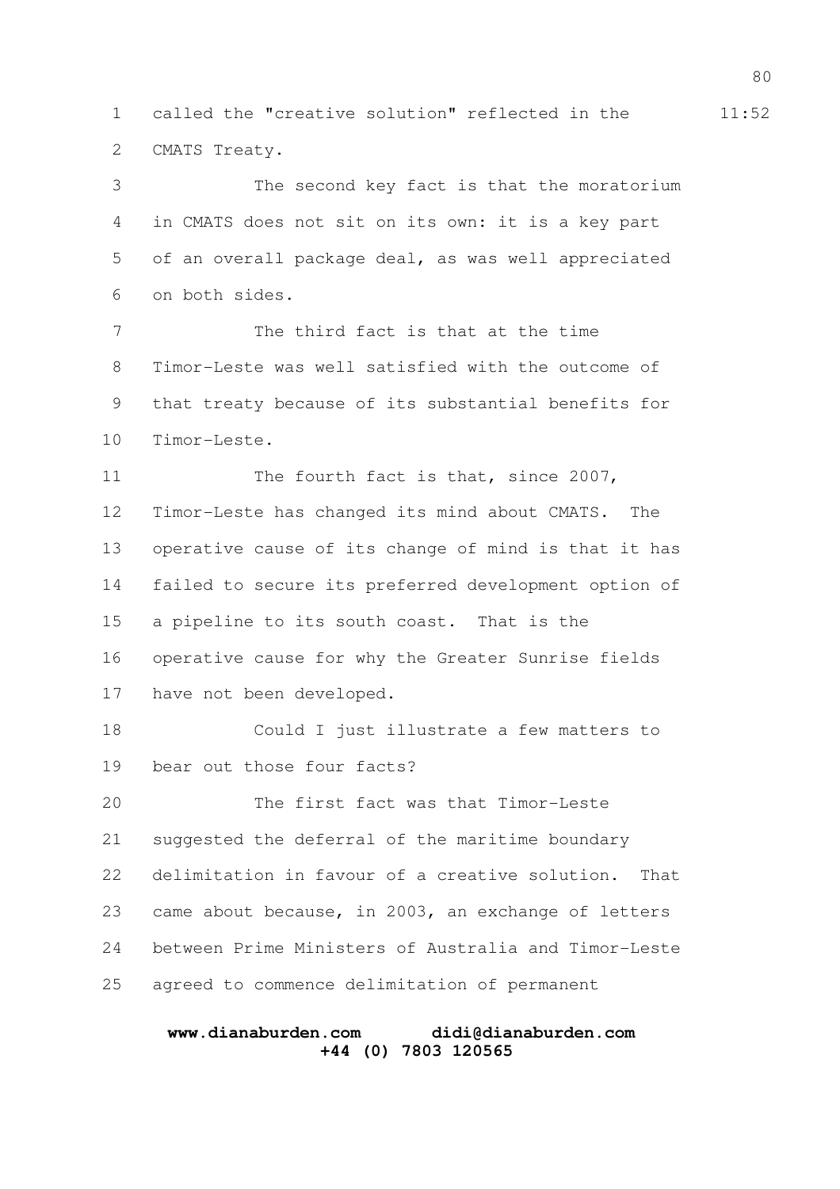called the "creative solution" reflected in the CMATS Treaty.

The second key fact is that the moratorium in CMATS does not sit on its own: it is a key part of an overall package deal, as was well appreciated on both sides.

The third fact is that at the time Timor-Leste was well satisfied with the outcome of that treaty because of its substantial benefits for Timor-Leste.

The fourth fact is that, since 2007, Timor-Leste has changed its mind about CMATS. The operative cause of its change of mind is that it has failed to secure its preferred development option of a pipeline to its south coast. That is the operative cause for why the Greater Sunrise fields have not been developed.

Could I just illustrate a few matters to bear out those four facts?

The first fact was that Timor-Leste suggested the deferral of the maritime boundary delimitation in favour of a creative solution. That came about because, in 2003, an exchange of letters between Prime Ministers of Australia and Timor-Leste agreed to commence delimitation of permanent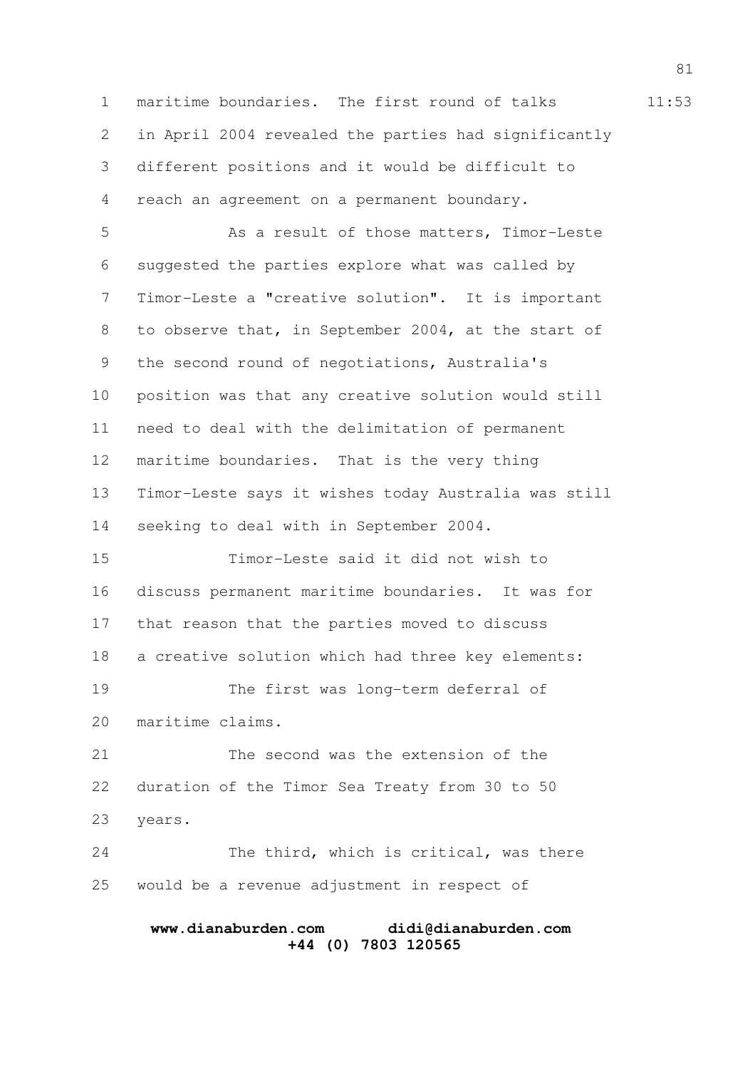maritime boundaries. The first round of talks in April 2004 revealed the parties had significantly different positions and it would be difficult to reach an agreement on a permanent boundary.

As a result of those matters, Timor-Leste suggested the parties explore what was called by Timor-Leste a "creative solution". It is important to observe that, in September 2004, at the start of the second round of negotiations, Australia's position was that any creative solution would still need to deal with the delimitation of permanent maritime boundaries. That is the very thing Timor-Leste says it wishes today Australia was still seeking to deal with in September 2004.

Timor-Leste said it did not wish to discuss permanent maritime boundaries. It was for that reason that the parties moved to discuss a creative solution which had three key elements:

The first was long-term deferral of maritime claims.

The second was the extension of the duration of the Timor Sea Treaty from 30 to 50 years.

The third, which is critical, was there would be a revenue adjustment in respect of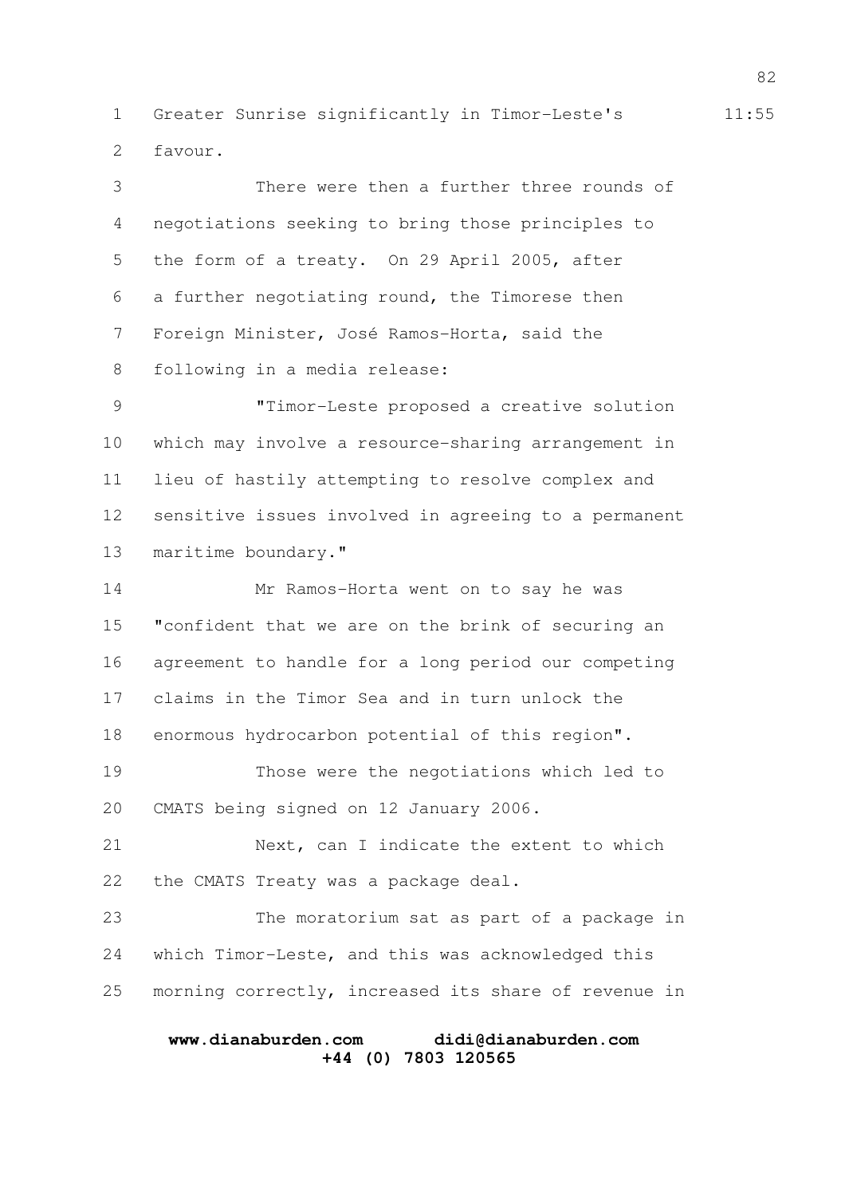Greater Sunrise significantly in Timor-Leste's favour.

There were then a further three rounds of negotiations seeking to bring those principles to the form of a treaty. On 29 April 2005, after a further negotiating round, the Timorese then Foreign Minister, José Ramos-Horta, said the following in a media release:

"Timor-Leste proposed a creative solution which may involve a resource-sharing arrangement in lieu of hastily attempting to resolve complex and sensitive issues involved in agreeing to a permanent maritime boundary."

Mr Ramos-Horta went on to say he was "confident that we are on the brink of securing an agreement to handle for a long period our competing claims in the Timor Sea and in turn unlock the enormous hydrocarbon potential of this region".

Those were the negotiations which led to CMATS being signed on 12 January 2006.

Next, can I indicate the extent to which the CMATS Treaty was a package deal.

The moratorium sat as part of a package in which Timor-Leste, and this was acknowledged this morning correctly, increased its share of revenue in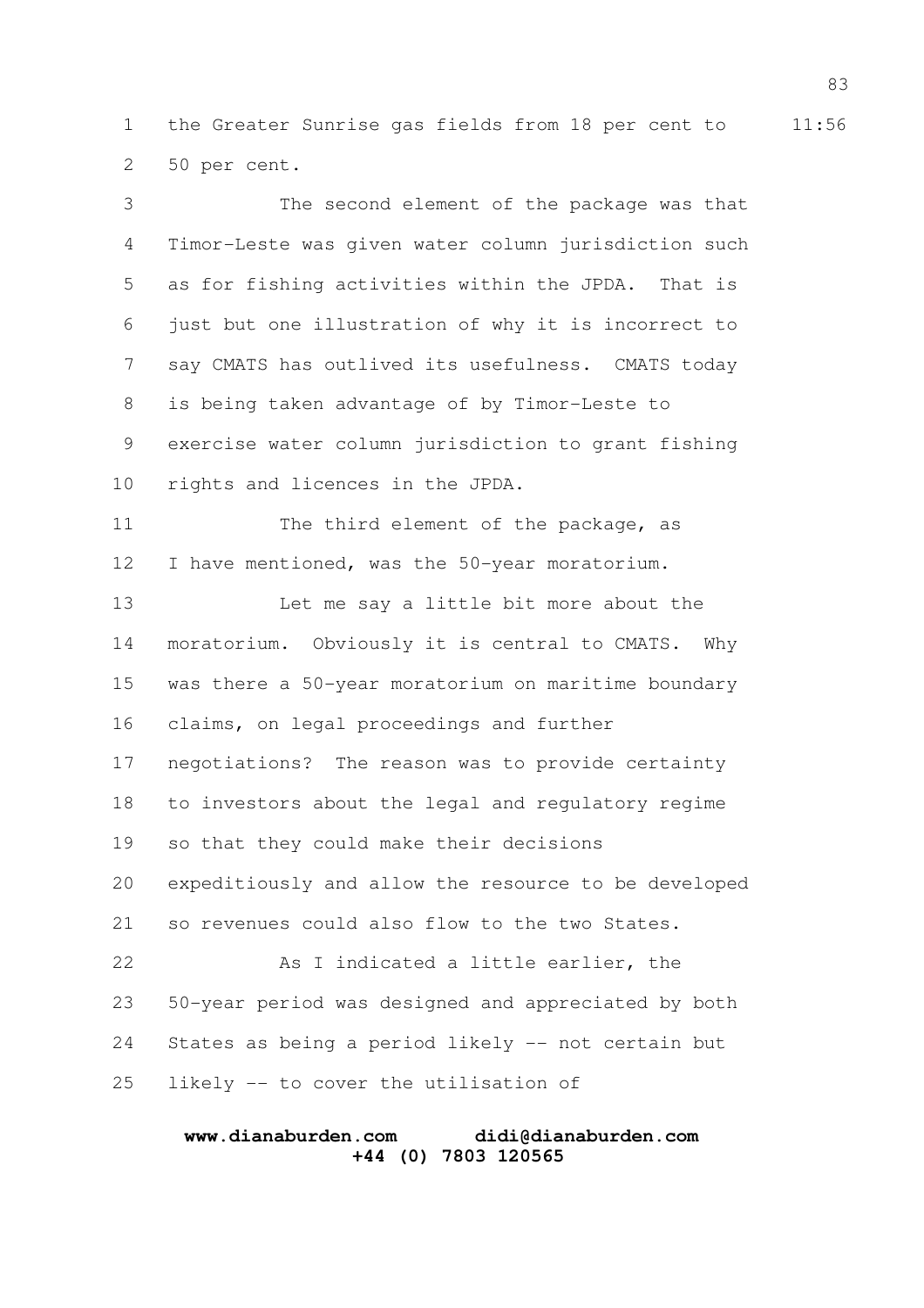the Greater Sunrise gas fields from 18 per cent to 50 per cent.

The second element of the package was that Timor-Leste was given water column jurisdiction such as for fishing activities within the JPDA. That is just but one illustration of why it is incorrect to say CMATS has outlived its usefulness. CMATS today is being taken advantage of by Timor-Leste to exercise water column jurisdiction to grant fishing rights and licences in the JPDA.

The third element of the package, as I have mentioned, was the 50-year moratorium.

Let me say a little bit more about the moratorium. Obviously it is central to CMATS. Why was there a 50-year moratorium on maritime boundary claims, on legal proceedings and further negotiations? The reason was to provide certainty to investors about the legal and regulatory regime so that they could make their decisions expeditiously and allow the resource to be developed so revenues could also flow to the two States.

As I indicated a little earlier, the 50-year period was designed and appreciated by both States as being a period likely -- not certain but likely -- to cover the utilisation of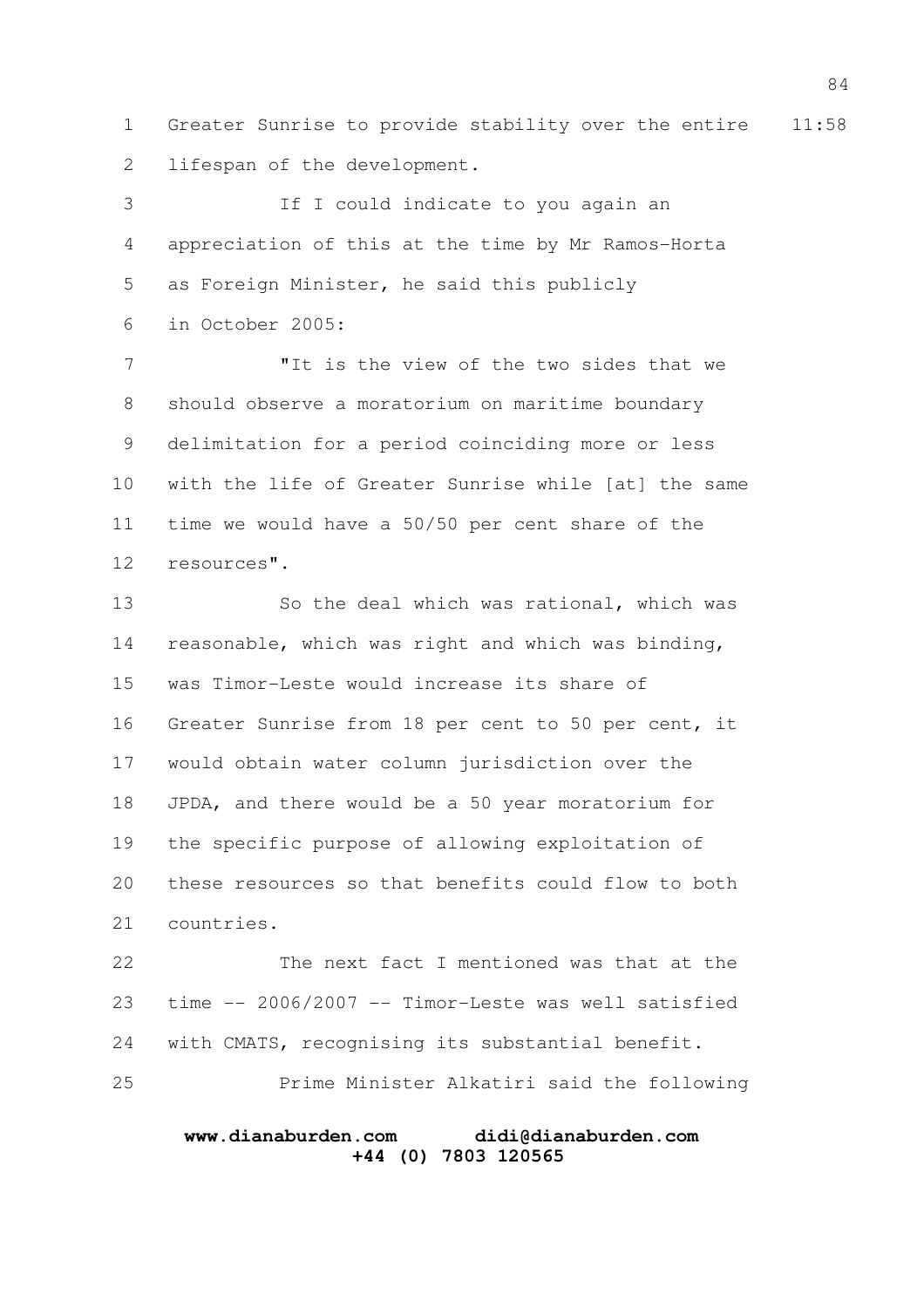Greater Sunrise to provide stability over the entire lifespan of the development.

If I could indicate to you again an appreciation of this at the time by Mr Ramos-Horta as Foreign Minister, he said this publicly in October 2005:

"It is the view of the two sides that we should observe a moratorium on maritime boundary delimitation for a period coinciding more or less with the life of Greater Sunrise while [at] the same time we would have a 50/50 per cent share of the resources".

So the deal which was rational, which was reasonable, which was right and which was binding, was Timor-Leste would increase its share of Greater Sunrise from 18 per cent to 50 per cent, it would obtain water column jurisdiction over the JPDA, and there would be a 50 year moratorium for the specific purpose of allowing exploitation of these resources so that benefits could flow to both countries.

The next fact I mentioned was that at the time -- 2006/2007 -- Timor-Leste was well satisfied with CMATS, recognising its substantial benefit.

Prime Minister Alkatiri said the following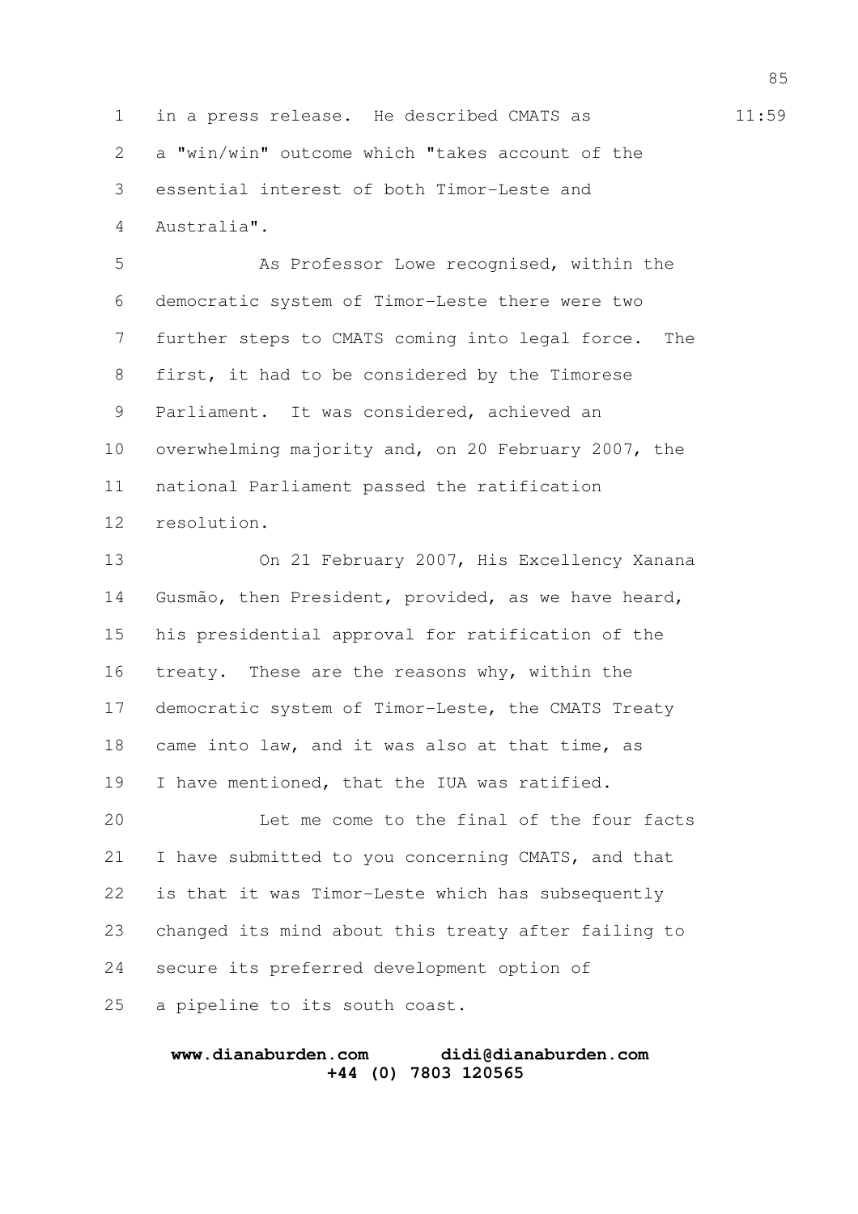in a press release. He described CMATS as a "win/win" outcome which "takes account of the essential interest of both Timor-Leste and Australia".

As Professor Lowe recognised, within the democratic system of Timor-Leste there were two further steps to CMATS coming into legal force. The first, it had to be considered by the Timorese Parliament. It was considered, achieved an overwhelming majority and, on 20 February 2007, the national Parliament passed the ratification resolution.

On 21 February 2007, His Excellency Xanana Gusmão, then President, provided, as we have heard, his presidential approval for ratification of the treaty. These are the reasons why, within the democratic system of Timor-Leste, the CMATS Treaty came into law, and it was also at that time, as I have mentioned, that the IUA was ratified.

Let me come to the final of the four facts I have submitted to you concerning CMATS, and that is that it was Timor-Leste which has subsequently changed its mind about this treaty after failing to secure its preferred development option of a pipeline to its south coast.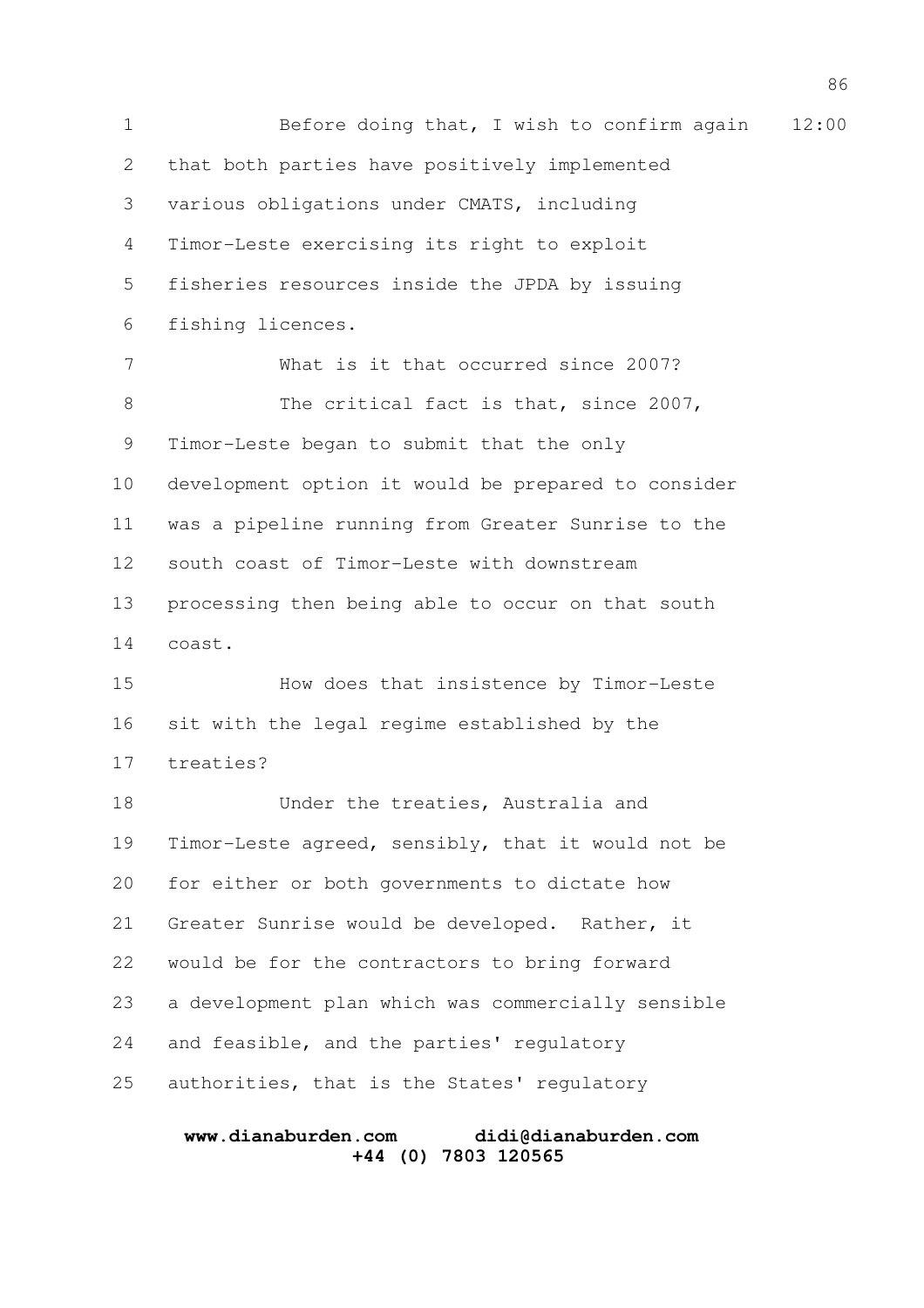Before doing that, I wish to confirm again that both parties have positively implemented various obligations under CMATS, including Timor-Leste exercising its right to exploit fisheries resources inside the JPDA by issuing fishing licences.

What is it that occurred since 2007?

The critical fact is that, since 2007, Timor-Leste began to submit that the only development option it would be prepared to consider was a pipeline running from Greater Sunrise to the south coast of Timor-Leste with downstream processing then being able to occur on that south coast.

How does that insistence by Timor-Leste sit with the legal regime established by the treaties?

Under the treaties, Australia and Timor-Leste agreed, sensibly, that it would not be for either or both governments to dictate how Greater Sunrise would be developed. Rather, it would be for the contractors to bring forward a development plan which was commercially sensible and feasible, and the parties' regulatory authorities, that is the States' regulatory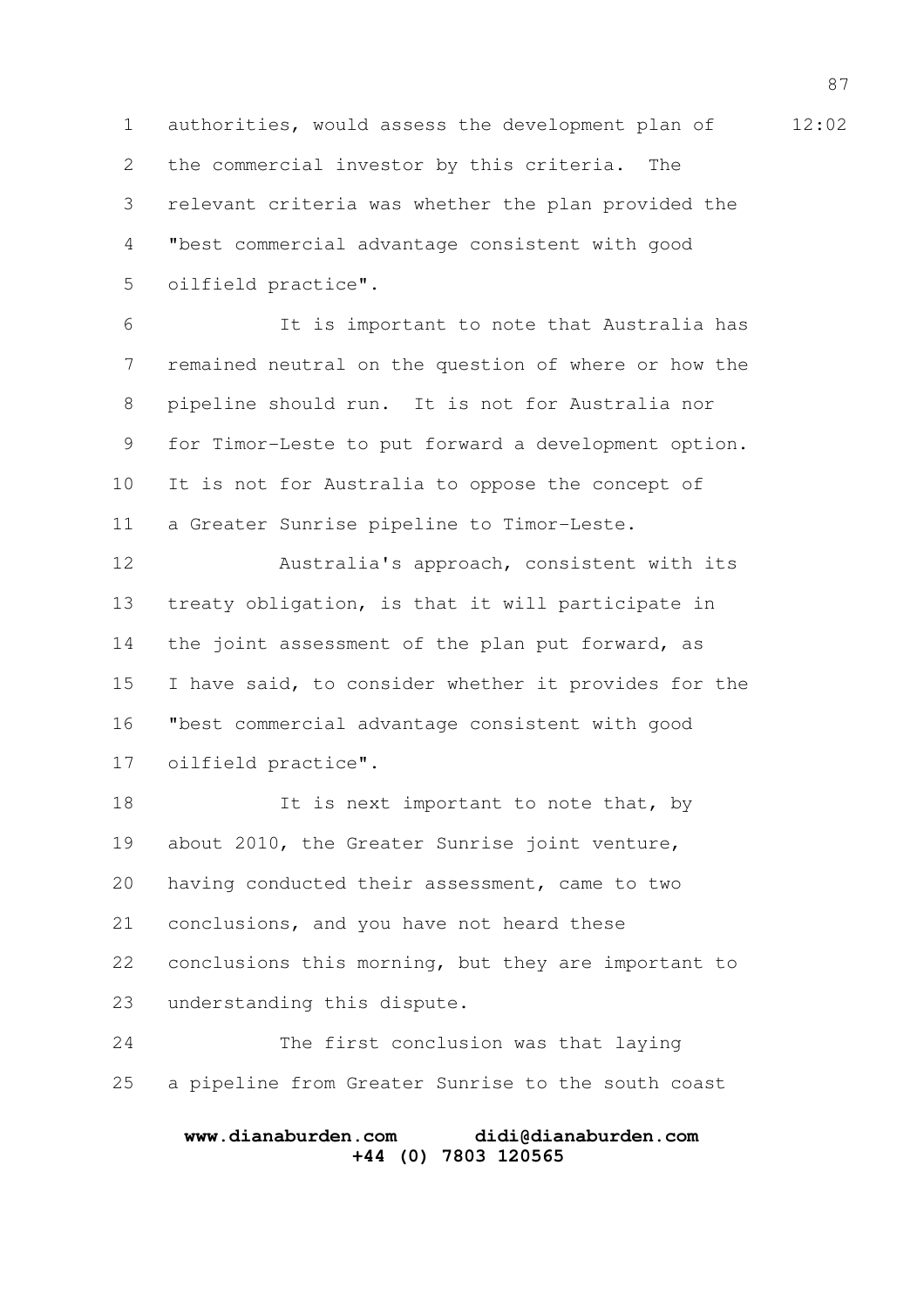authorities, would assess the development plan of the commercial investor by this criteria. The relevant criteria was whether the plan provided the "best commercial advantage consistent with good oilfield practice".

It is important to note that Australia has remained neutral on the question of where or how the pipeline should run. It is not for Australia nor for Timor-Leste to put forward a development option. It is not for Australia to oppose the concept of a Greater Sunrise pipeline to Timor-Leste.

Australia's approach, consistent with its treaty obligation, is that it will participate in the joint assessment of the plan put forward, as I have said, to consider whether it provides for the "best commercial advantage consistent with good oilfield practice".

It is next important to note that, by about 2010, the Greater Sunrise joint venture, having conducted their assessment, came to two conclusions, and you have not heard these conclusions this morning, but they are important to understanding this dispute.

The first conclusion was that laying a pipeline from Greater Sunrise to the south coast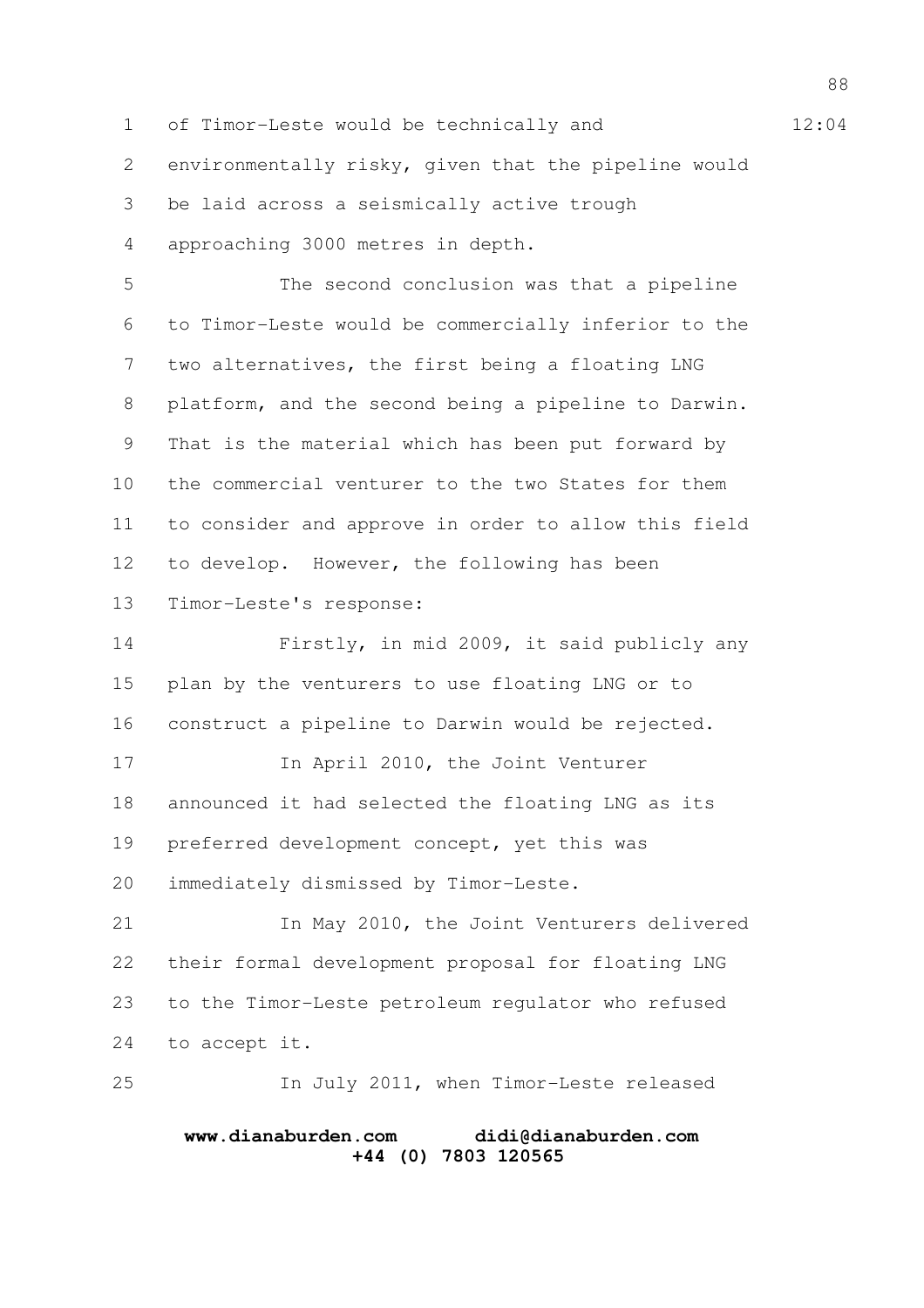of Timor-Leste would be technically and environmentally risky, given that the pipeline would be laid across a seismically active trough approaching 3000 metres in depth.

The second conclusion was that a pipeline to Timor-Leste would be commercially inferior to the two alternatives, the first being a floating LNG platform, and the second being a pipeline to Darwin. That is the material which has been put forward by the commercial venturer to the two States for them to consider and approve in order to allow this field to develop. However, the following has been Timor-Leste's response:

Firstly, in mid 2009, it said publicly any plan by the venturers to use floating LNG or to construct a pipeline to Darwin would be rejected.

In April 2010, the Joint Venturer announced it had selected the floating LNG as its preferred development concept, yet this was immediately dismissed by Timor-Leste.

In May 2010, the Joint Venturers delivered their formal development proposal for floating LNG to the Timor-Leste petroleum regulator who refused to accept it.

In July 2011, when Timor-Leste released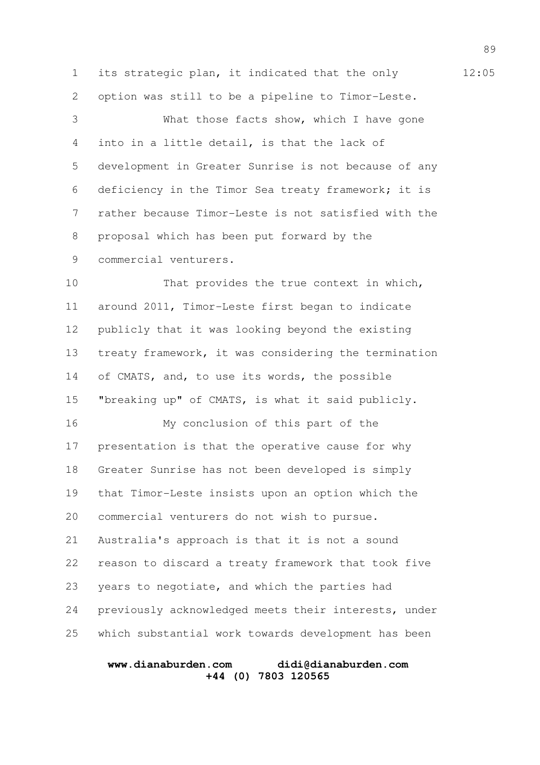its strategic plan, it indicated that the only option was still to be a pipeline to Timor-Leste.

What those facts show, which I have gone into in a little detail, is that the lack of development in Greater Sunrise is not because of any deficiency in the Timor Sea treaty framework; it is rather because Timor-Leste is not satisfied with the proposal which has been put forward by the commercial venturers.

That provides the true context in which, around 2011, Timor-Leste first began to indicate publicly that it was looking beyond the existing treaty framework, it was considering the termination of CMATS, and, to use its words, the possible "breaking up" of CMATS, is what it said publicly.

My conclusion of this part of the presentation is that the operative cause for why Greater Sunrise has not been developed is simply that Timor-Leste insists upon an option which the commercial venturers do not wish to pursue. Australia's approach is that it is not a sound reason to discard a treaty framework that took five years to negotiate, and which the parties had previously acknowledged meets their interests, under which substantial work towards development has been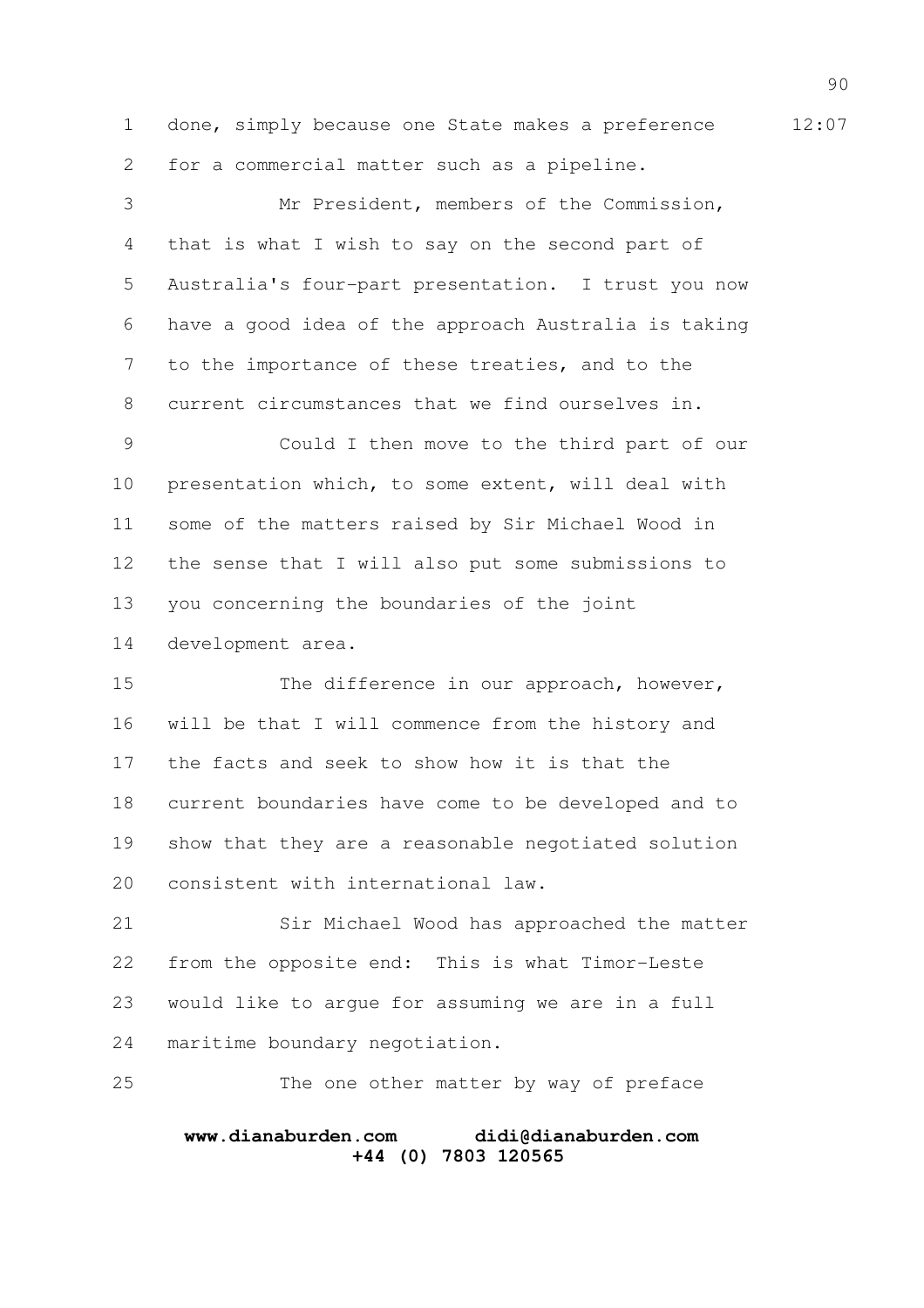done, simply because one State makes a preference for a commercial matter such as a pipeline.

Mr President, members of the Commission, that is what I wish to say on the second part of Australia's four-part presentation. I trust you now have a good idea of the approach Australia is taking to the importance of these treaties, and to the current circumstances that we find ourselves in.

Could I then move to the third part of our presentation which, to some extent, will deal with some of the matters raised by Sir Michael Wood in the sense that I will also put some submissions to you concerning the boundaries of the joint development area.

The difference in our approach, however, will be that I will commence from the history and the facts and seek to show how it is that the current boundaries have come to be developed and to show that they are a reasonable negotiated solution consistent with international law.

Sir Michael Wood has approached the matter from the opposite end: This is what Timor-Leste would like to argue for assuming we are in a full maritime boundary negotiation.

The one other matter by way of preface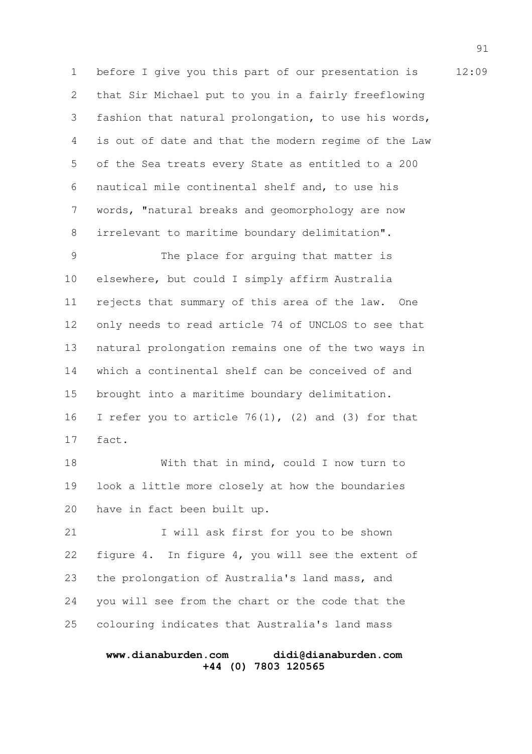before I give you this part of our presentation is that Sir Michael put to you in a fairly freeflowing fashion that natural prolongation, to use his words, is out of date and that the modern regime of the Law of the Sea treats every State as entitled to a 200 nautical mile continental shelf and, to use his words, "natural breaks and geomorphology are now irrelevant to maritime boundary delimitation".

The place for arguing that matter is elsewhere, but could I simply affirm Australia rejects that summary of this area of the law. One only needs to read article 74 of UNCLOS to see that natural prolongation remains one of the two ways in which a continental shelf can be conceived of and brought into a maritime boundary delimitation. I refer you to article 76(1), (2) and (3) for that fact.

With that in mind, could I now turn to look a little more closely at how the boundaries have in fact been built up.

I will ask first for you to be shown figure 4. In figure 4, you will see the extent of the prolongation of Australia's land mass, and you will see from the chart or the code that the colouring indicates that Australia's land mass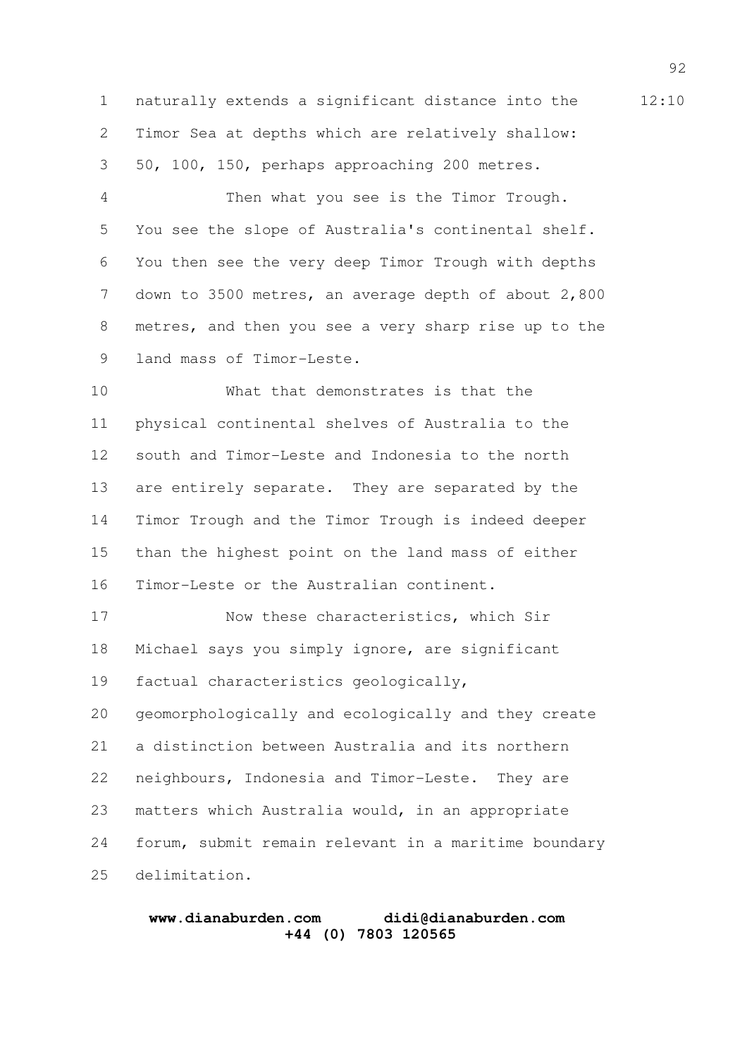naturally extends a significant distance into the Timor Sea at depths which are relatively shallow: 50, 100, 150, perhaps approaching 200 metres.

Then what you see is the Timor Trough. You see the slope of Australia's continental shelf. You then see the very deep Timor Trough with depths down to 3500 metres, an average depth of about 2,800 metres, and then you see a very sharp rise up to the land mass of Timor-Leste.

What that demonstrates is that the physical continental shelves of Australia to the south and Timor-Leste and Indonesia to the north are entirely separate. They are separated by the Timor Trough and the Timor Trough is indeed deeper than the highest point on the land mass of either Timor-Leste or the Australian continent.

Now these characteristics, which Sir Michael says you simply ignore, are significant factual characteristics geologically, geomorphologically and ecologically and they create a distinction between Australia and its northern neighbours, Indonesia and Timor-Leste. They are matters which Australia would, in an appropriate forum, submit remain relevant in a maritime boundary delimitation.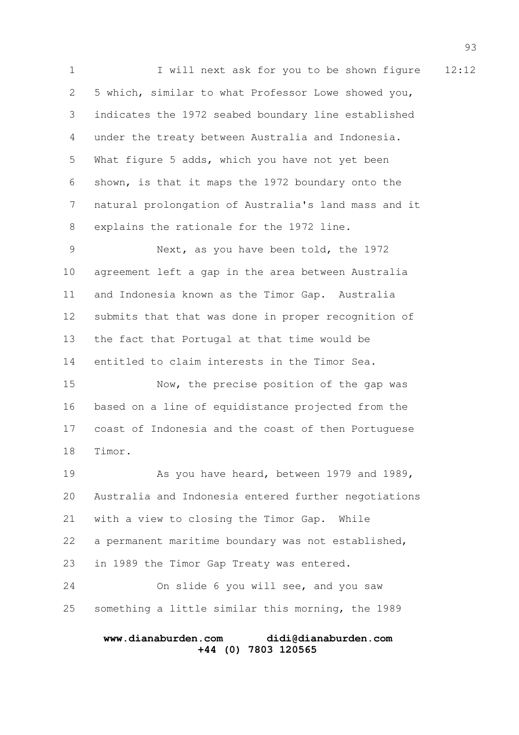I will next ask for you to be shown figure 5 which, similar to what Professor Lowe showed you, indicates the 1972 seabed boundary line established under the treaty between Australia and Indonesia. What figure 5 adds, which you have not yet been shown, is that it maps the 1972 boundary onto the natural prolongation of Australia's land mass and it explains the rationale for the 1972 line.

Next, as you have been told, the 1972 agreement left a gap in the area between Australia and Indonesia known as the Timor Gap. Australia submits that that was done in proper recognition of the fact that Portugal at that time would be entitled to claim interests in the Timor Sea.

Now, the precise position of the gap was based on a line of equidistance projected from the coast of Indonesia and the coast of then Portuguese Timor.

As you have heard, between 1979 and 1989, Australia and Indonesia entered further negotiations with a view to closing the Timor Gap. While a permanent maritime boundary was not established, in 1989 the Timor Gap Treaty was entered.

On slide 6 you will see, and you saw something a little similar this morning, the 1989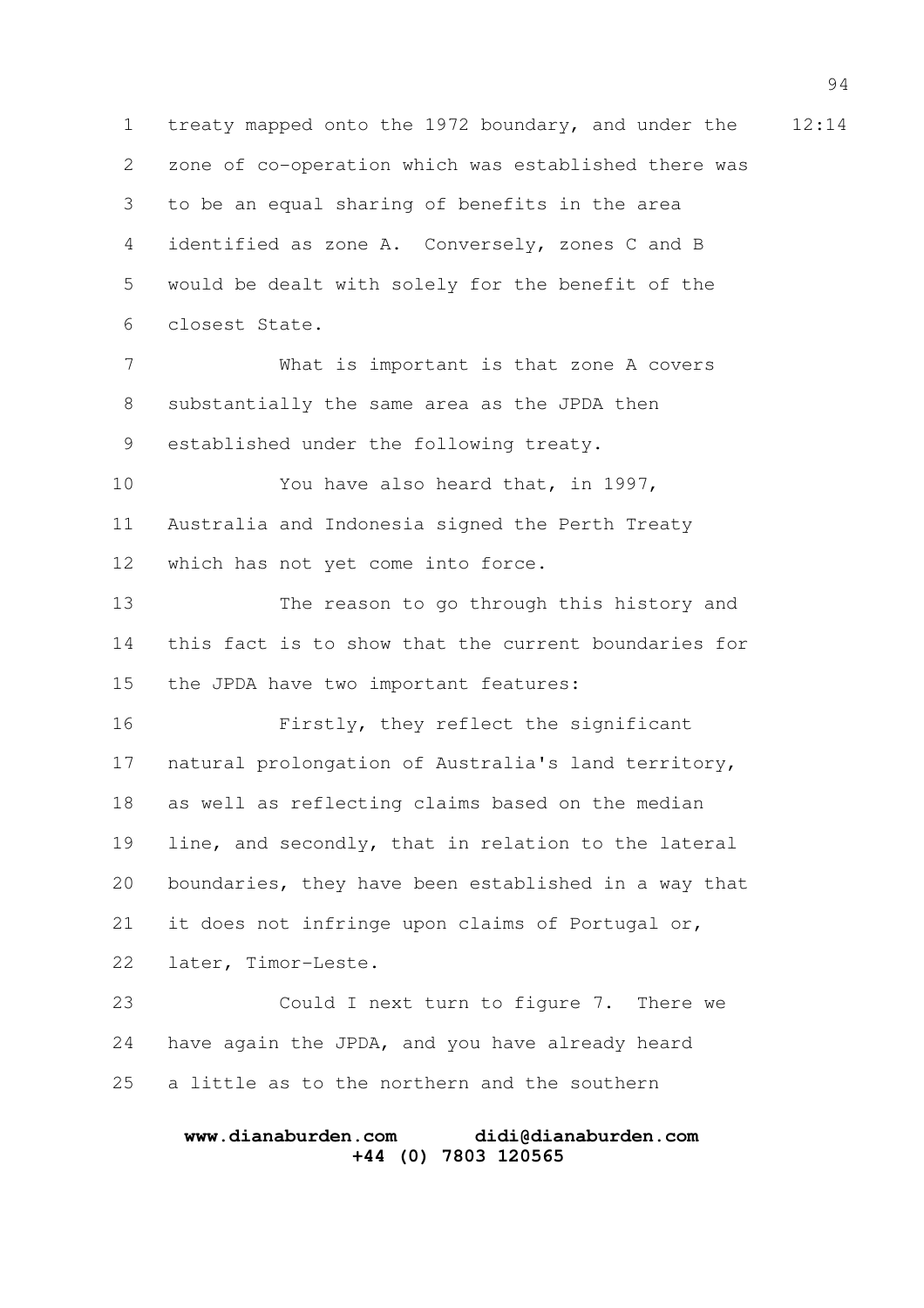treaty mapped onto the 1972 boundary, and under the zone of co-operation which was established there was to be an equal sharing of benefits in the area identified as zone A. Conversely, zones C and B would be dealt with solely for the benefit of the closest State.

What is important is that zone A covers substantially the same area as the JPDA then established under the following treaty.

You have also heard that, in 1997, Australia and Indonesia signed the Perth Treaty which has not yet come into force.

The reason to go through this history and this fact is to show that the current boundaries for the JPDA have two important features:

Firstly, they reflect the significant natural prolongation of Australia's land territory, as well as reflecting claims based on the median line, and secondly, that in relation to the lateral boundaries, they have been established in a way that it does not infringe upon claims of Portugal or, later, Timor-Leste.

Could I next turn to figure 7. There we have again the JPDA, and you have already heard a little as to the northern and the southern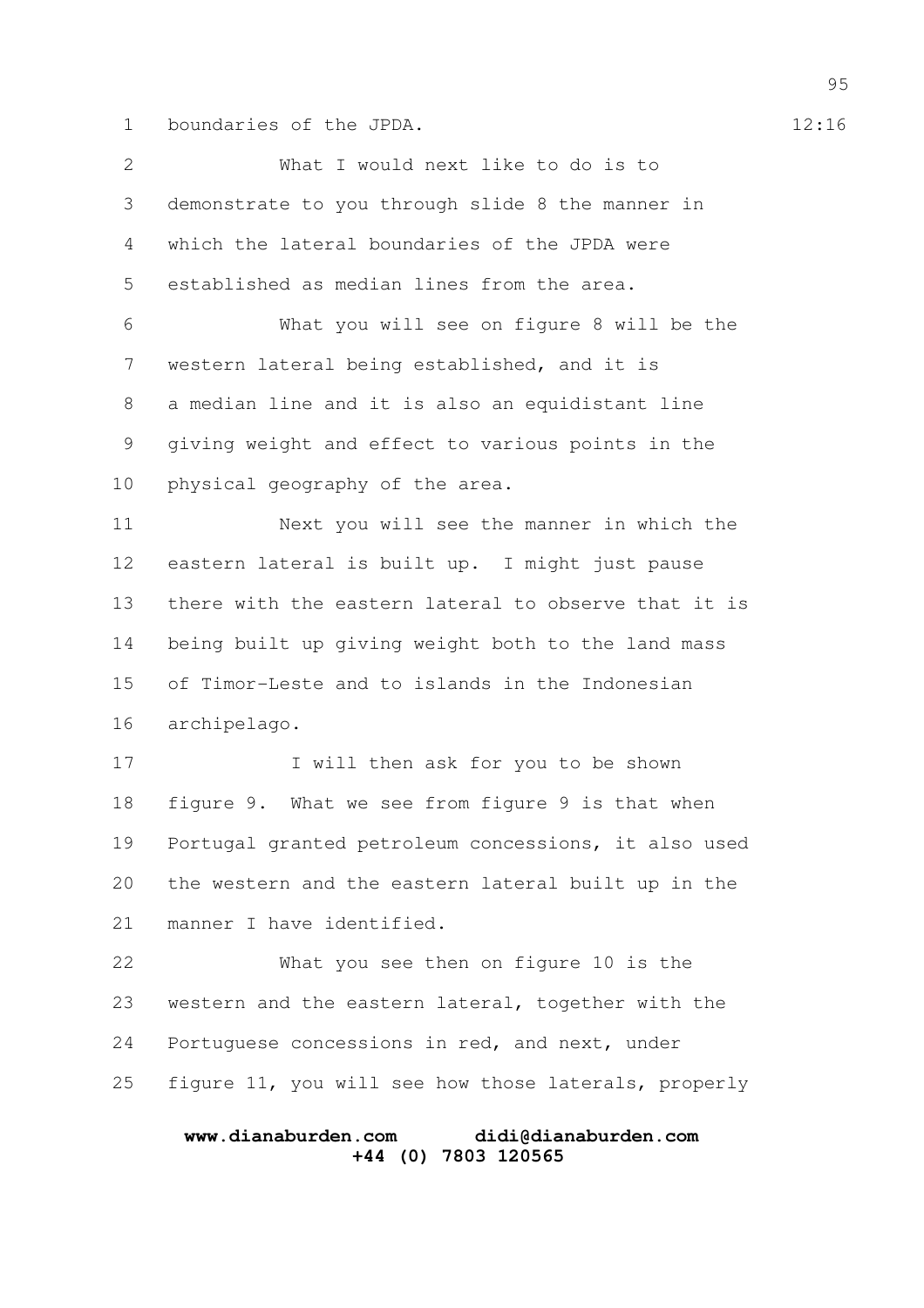boundaries of the JPDA.

What I would next like to do is to demonstrate to you through slide 8 the manner in which the lateral boundaries of the JPDA were established as median lines from the area.

What you will see on figure 8 will be the western lateral being established, and it is a median line and it is also an equidistant line giving weight and effect to various points in the physical geography of the area.

Next you will see the manner in which the eastern lateral is built up. I might just pause there with the eastern lateral to observe that it is being built up giving weight both to the land mass of Timor-Leste and to islands in the Indonesian archipelago.

I will then ask for you to be shown figure 9. What we see from figure 9 is that when Portugal granted petroleum concessions, it also used the western and the eastern lateral built up in the manner I have identified.

What you see then on figure 10 is the western and the eastern lateral, together with the Portuguese concessions in red, and next, under figure 11, you will see how those laterals, properly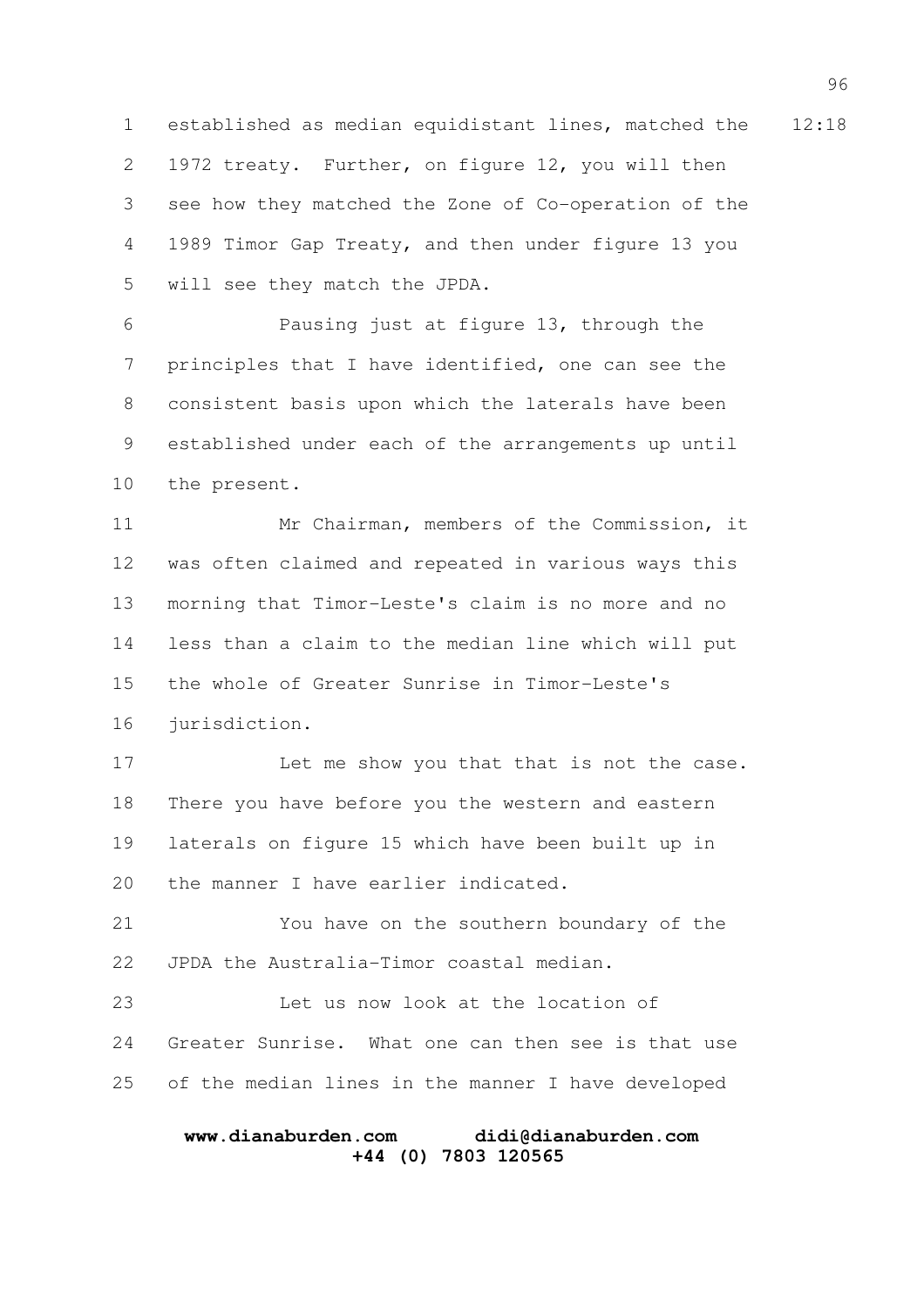established as median equidistant lines, matched the 1972 treaty. Further, on figure 12, you will then see how they matched the Zone of Co-operation of the 1989 Timor Gap Treaty, and then under figure 13 you will see they match the JPDA.

Pausing just at figure 13, through the principles that I have identified, one can see the consistent basis upon which the laterals have been established under each of the arrangements up until the present.

Mr Chairman, members of the Commission, it was often claimed and repeated in various ways this morning that Timor-Leste's claim is no more and no less than a claim to the median line which will put the whole of Greater Sunrise in Timor-Leste's jurisdiction.

Let me show you that that is not the case. There you have before you the western and eastern laterals on figure 15 which have been built up in the manner I have earlier indicated.

You have on the southern boundary of the JPDA the Australia-Timor coastal median.

Let us now look at the location of Greater Sunrise. What one can then see is that use of the median lines in the manner I have developed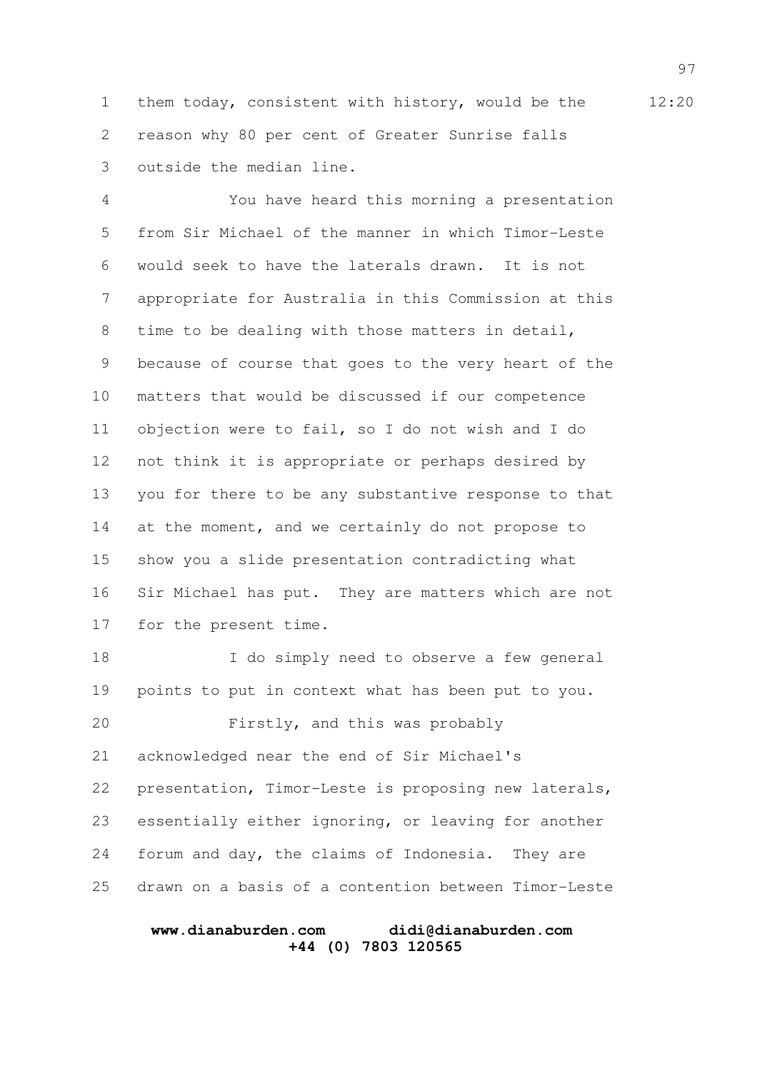them today, consistent with history, would be the reason why 80 per cent of Greater Sunrise falls outside the median line.

You have heard this morning a presentation from Sir Michael of the manner in which Timor-Leste would seek to have the laterals drawn. It is not appropriate for Australia in this Commission at this time to be dealing with those matters in detail, because of course that goes to the very heart of the matters that would be discussed if our competence objection were to fail, so I do not wish and I do not think it is appropriate or perhaps desired by you for there to be any substantive response to that at the moment, and we certainly do not propose to show you a slide presentation contradicting what Sir Michael has put. They are matters which are not for the present time.

I do simply need to observe a few general points to put in context what has been put to you.

Firstly, and this was probably acknowledged near the end of Sir Michael's presentation, Timor-Leste is proposing new laterals, essentially either ignoring, or leaving for another forum and day, the claims of Indonesia. They are drawn on a basis of a contention between Timor-Leste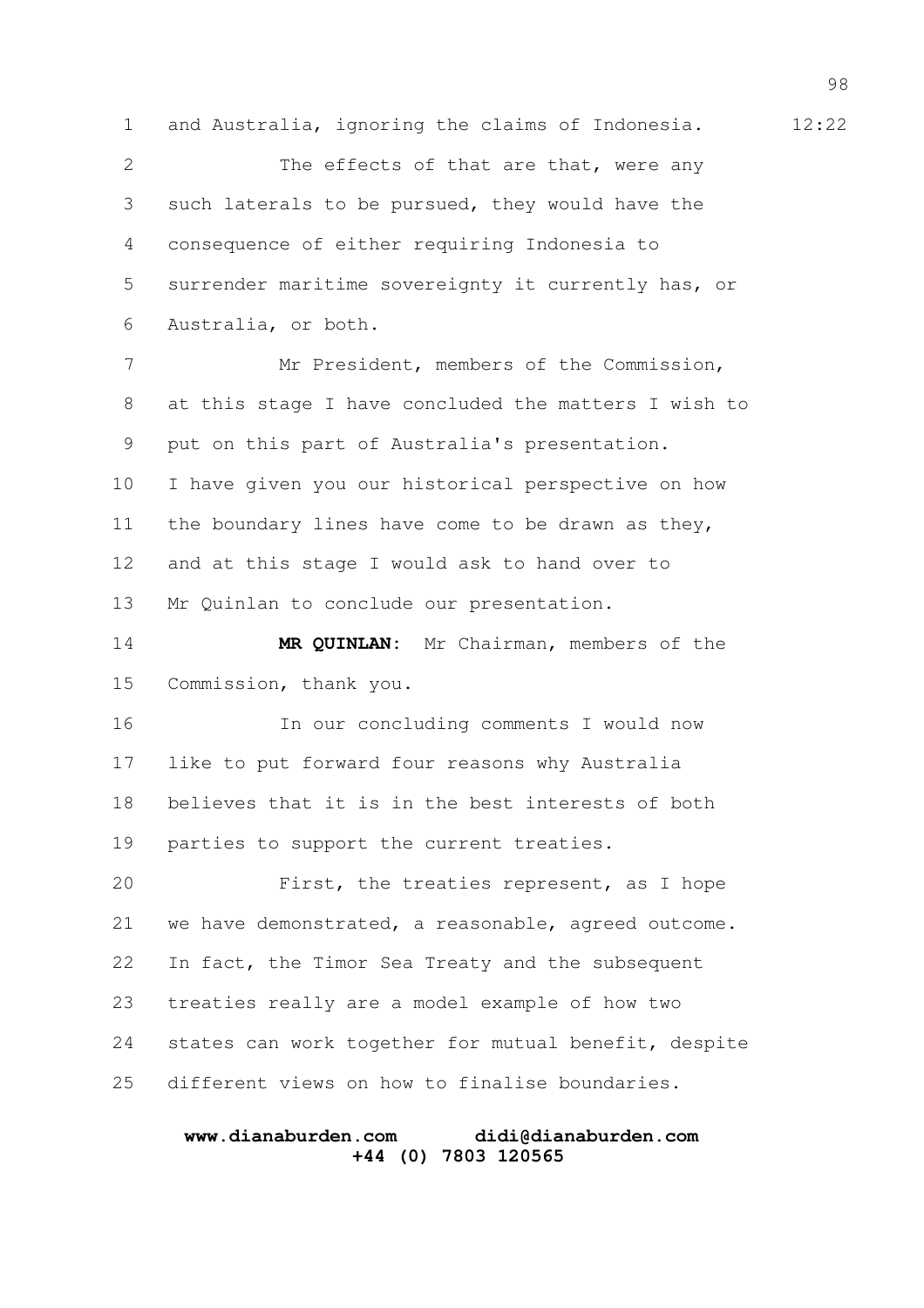and Australia, ignoring the claims of Indonesia. 12:22

The effects of that are that, were any such laterals to be pursued, they would have the consequence of either requiring Indonesia to surrender maritime sovereignty it currently has, or Australia, or both.

Mr President, members of the Commission, at this stage I have concluded the matters I wish to put on this part of Australia's presentation. I have given you our historical perspective on how the boundary lines have come to be drawn as they, and at this stage I would ask to hand over to Mr Quinlan to conclude our presentation.

**MR QUINLAN:** Mr Chairman, members of the Commission, thank you.

In our concluding comments I would now like to put forward four reasons why Australia believes that it is in the best interests of both parties to support the current treaties.

First, the treaties represent, as I hope we have demonstrated, a reasonable, agreed outcome. In fact, the Timor Sea Treaty and the subsequent treaties really are a model example of how two states can work together for mutual benefit, despite different views on how to finalise boundaries.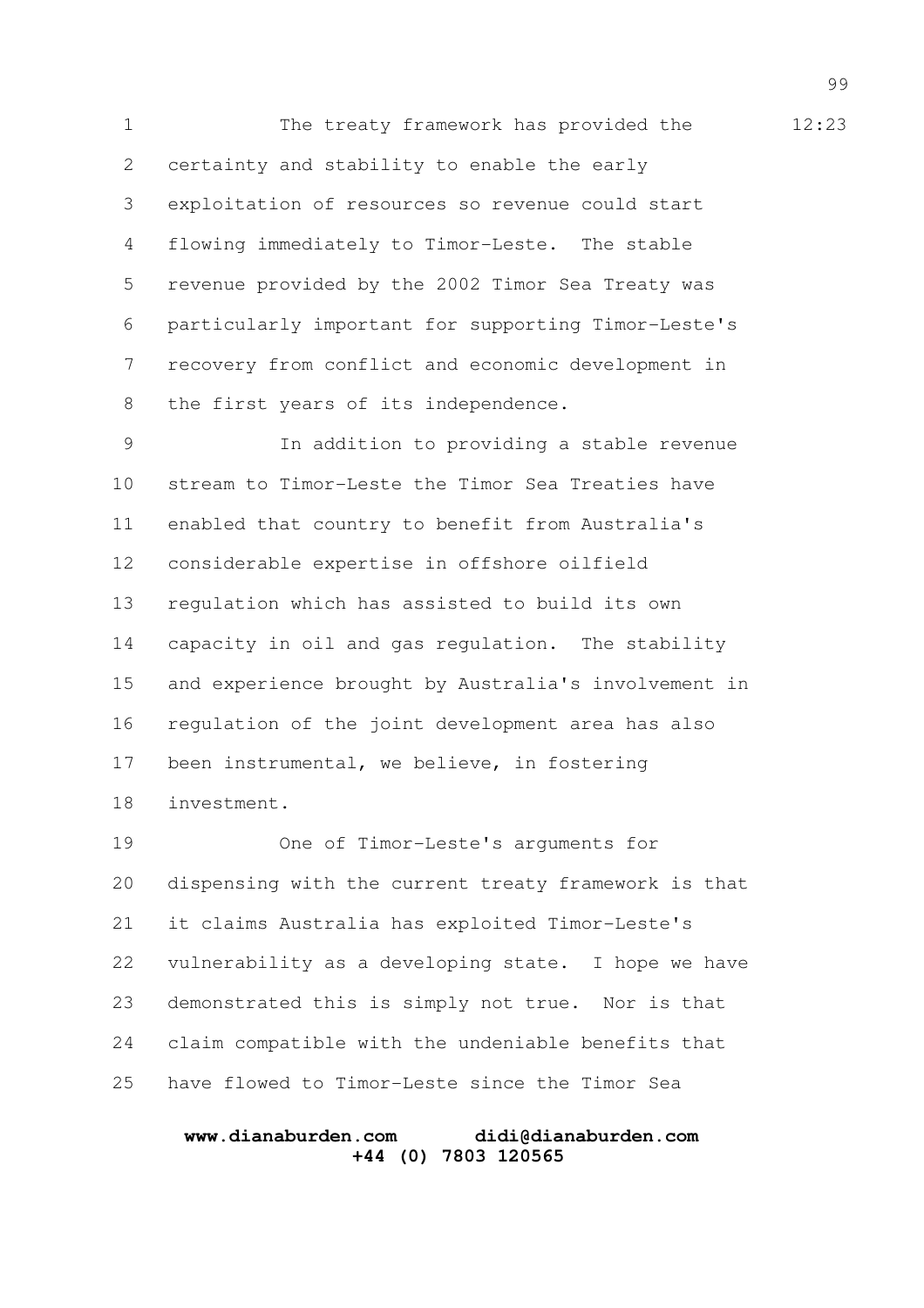The treaty framework has provided the certainty and stability to enable the early exploitation of resources so revenue could start flowing immediately to Timor-Leste. The stable revenue provided by the 2002 Timor Sea Treaty was particularly important for supporting Timor-Leste's recovery from conflict and economic development in the first years of its independence.

In addition to providing a stable revenue stream to Timor-Leste the Timor Sea Treaties have enabled that country to benefit from Australia's considerable expertise in offshore oilfield regulation which has assisted to build its own capacity in oil and gas regulation. The stability and experience brought by Australia's involvement in regulation of the joint development area has also been instrumental, we believe, in fostering investment.

One of Timor-Leste's arguments for dispensing with the current treaty framework is that it claims Australia has exploited Timor-Leste's vulnerability as a developing state. I hope we have demonstrated this is simply not true. Nor is that claim compatible with the undeniable benefits that have flowed to Timor-Leste since the Timor Sea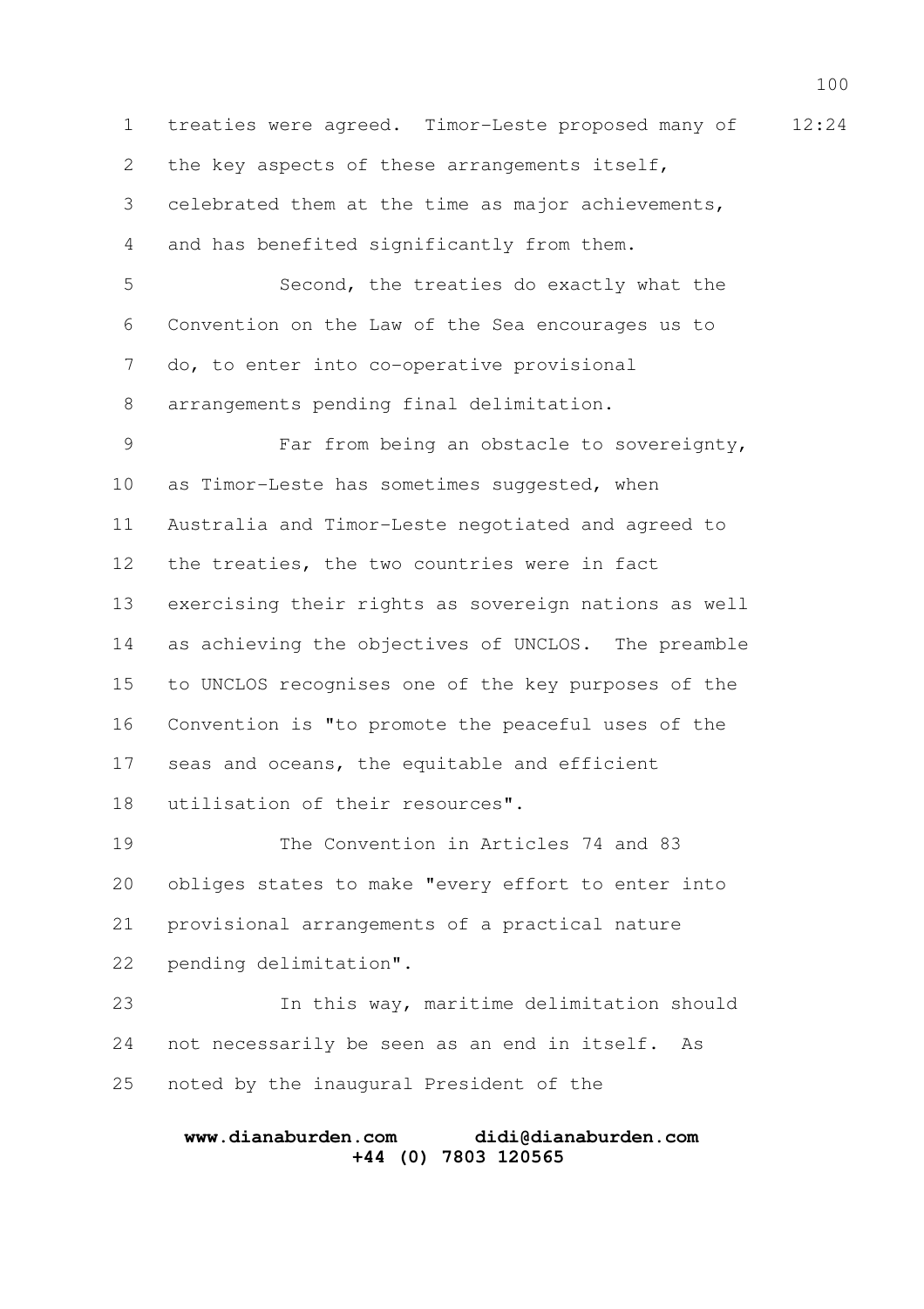treaties were agreed. Timor-Leste proposed many of the key aspects of these arrangements itself, celebrated them at the time as major achievements, and has benefited significantly from them.

Second, the treaties do exactly what the Convention on the Law of the Sea encourages us to do, to enter into co-operative provisional arrangements pending final delimitation.

Far from being an obstacle to sovereignty, as Timor-Leste has sometimes suggested, when Australia and Timor-Leste negotiated and agreed to the treaties, the two countries were in fact exercising their rights as sovereign nations as well as achieving the objectives of UNCLOS. The preamble to UNCLOS recognises one of the key purposes of the Convention is "to promote the peaceful uses of the seas and oceans, the equitable and efficient utilisation of their resources".

The Convention in Articles 74 and 83 obliges states to make "every effort to enter into provisional arrangements of a practical nature pending delimitation".

In this way, maritime delimitation should not necessarily be seen as an end in itself. As noted by the inaugural President of the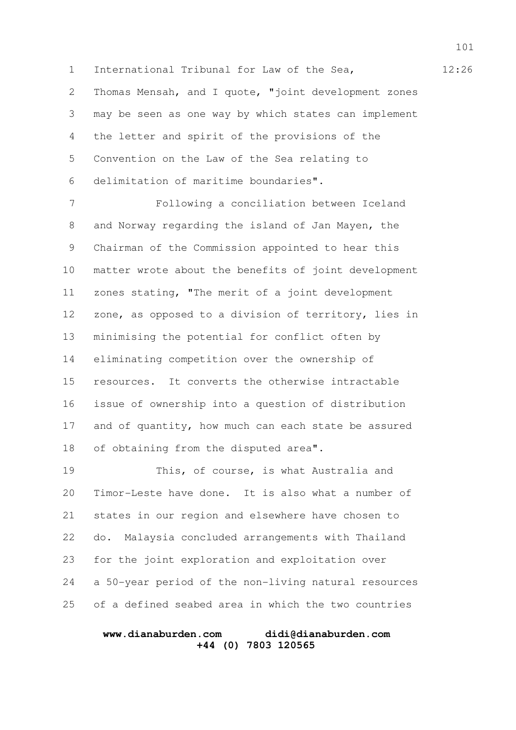International Tribunal for Law of the Sea, Thomas Mensah, and I quote, "joint development zones may be seen as one way by which states can implement the letter and spirit of the provisions of the Convention on the Law of the Sea relating to delimitation of maritime boundaries".

Following a conciliation between Iceland and Norway regarding the island of Jan Mayen, the Chairman of the Commission appointed to hear this matter wrote about the benefits of joint development zones stating, "The merit of a joint development zone, as opposed to a division of territory, lies in minimising the potential for conflict often by eliminating competition over the ownership of resources. It converts the otherwise intractable issue of ownership into a question of distribution and of quantity, how much can each state be assured of obtaining from the disputed area".

This, of course, is what Australia and Timor-Leste have done. It is also what a number of states in our region and elsewhere have chosen to do. Malaysia concluded arrangements with Thailand for the joint exploration and exploitation over a 50-year period of the non-living natural resources of a defined seabed area in which the two countries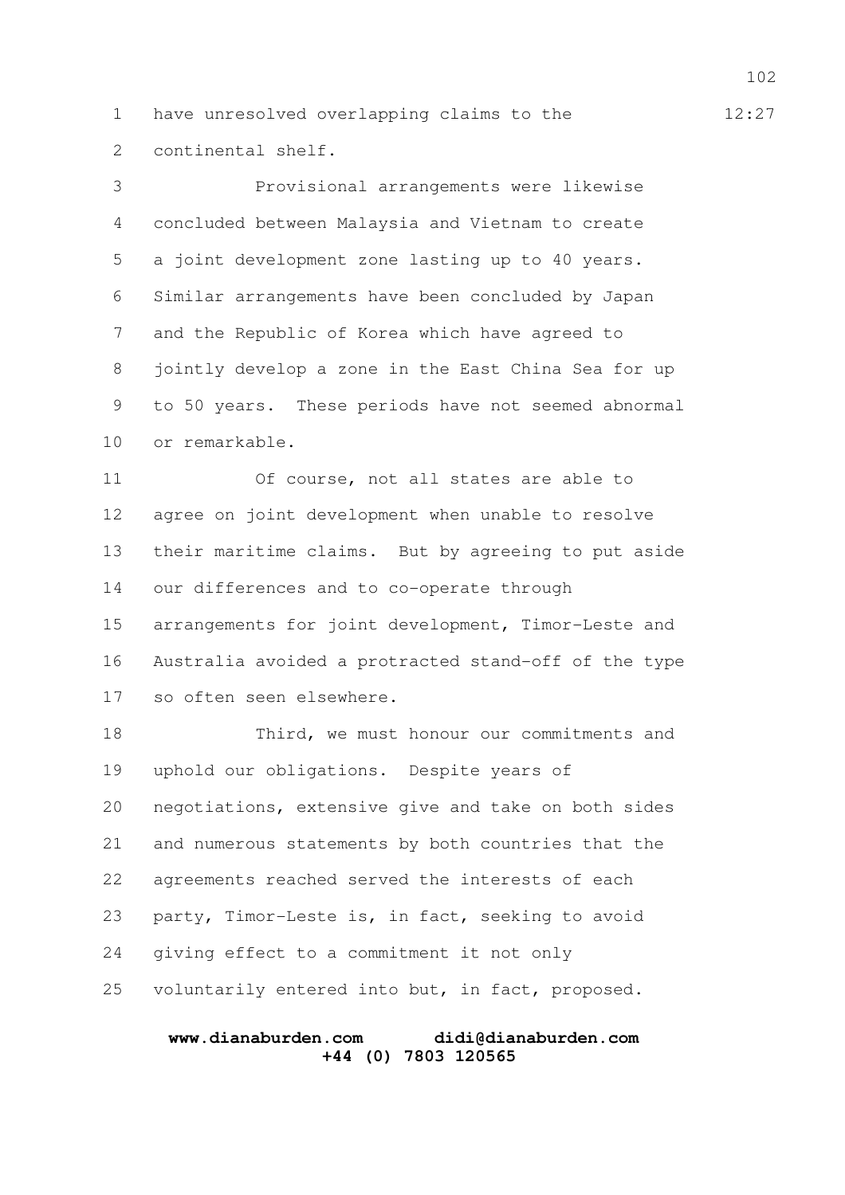have unresolved overlapping claims to the continental shelf.

Provisional arrangements were likewise concluded between Malaysia and Vietnam to create a joint development zone lasting up to 40 years. Similar arrangements have been concluded by Japan and the Republic of Korea which have agreed to jointly develop a zone in the East China Sea for up to 50 years. These periods have not seemed abnormal or remarkable.

Of course, not all states are able to agree on joint development when unable to resolve their maritime claims. But by agreeing to put aside our differences and to co-operate through arrangements for joint development, Timor-Leste and Australia avoided a protracted stand-off of the type so often seen elsewhere.

Third, we must honour our commitments and uphold our obligations. Despite years of negotiations, extensive give and take on both sides and numerous statements by both countries that the agreements reached served the interests of each party, Timor-Leste is, in fact, seeking to avoid giving effect to a commitment it not only voluntarily entered into but, in fact, proposed.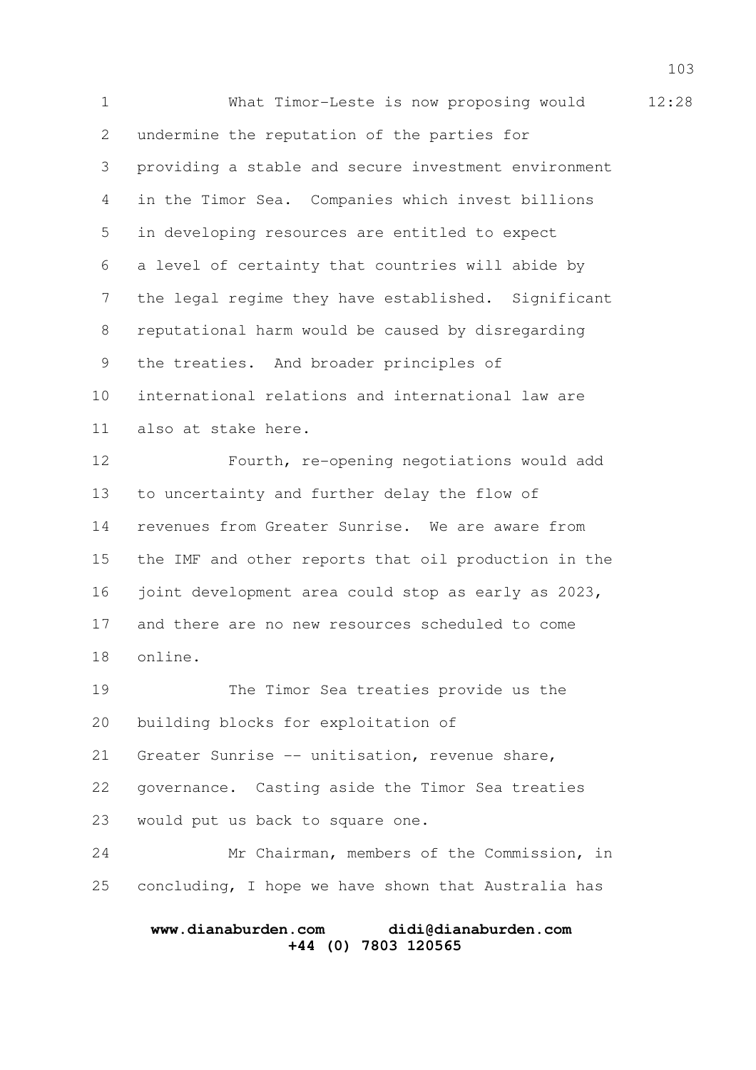What Timor-Leste is now proposing would undermine the reputation of the parties for providing a stable and secure investment environment in the Timor Sea. Companies which invest billions in developing resources are entitled to expect a level of certainty that countries will abide by the legal regime they have established. Significant reputational harm would be caused by disregarding the treaties. And broader principles of international relations and international law are also at stake here.

Fourth, re-opening negotiations would add to uncertainty and further delay the flow of revenues from Greater Sunrise. We are aware from the IMF and other reports that oil production in the joint development area could stop as early as 2023, and there are no new resources scheduled to come online.

The Timor Sea treaties provide us the building blocks for exploitation of Greater Sunrise -- unitisation, revenue share, governance. Casting aside the Timor Sea treaties would put us back to square one.

Mr Chairman, members of the Commission, in concluding, I hope we have shown that Australia has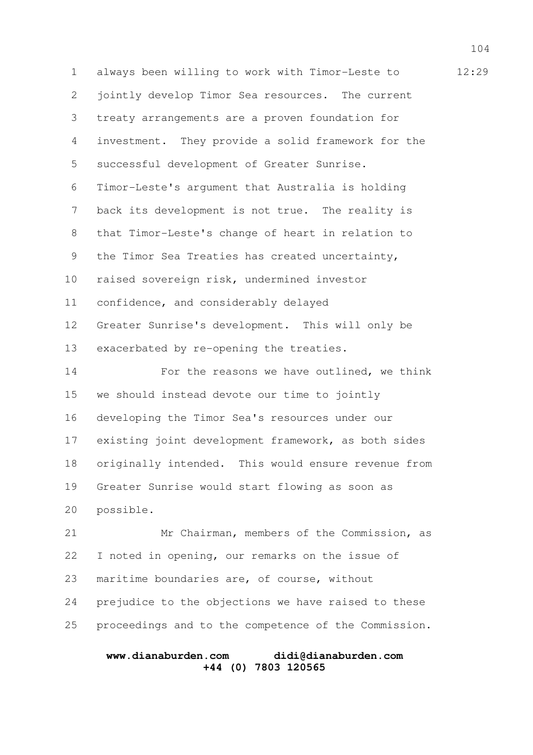always been willing to work with Timor-Leste to jointly develop Timor Sea resources. The current treaty arrangements are a proven foundation for investment. They provide a solid framework for the successful development of Greater Sunrise. Timor-Leste's argument that Australia is holding back its development is not true. The reality is that Timor-Leste's change of heart in relation to the Timor Sea Treaties has created uncertainty, raised sovereign risk, undermined investor confidence, and considerably delayed Greater Sunrise's development. This will only be exacerbated by re-opening the treaties.

For the reasons we have outlined, we think we should instead devote our time to jointly developing the Timor Sea's resources under our existing joint development framework, as both sides originally intended. This would ensure revenue from Greater Sunrise would start flowing as soon as possible.

Mr Chairman, members of the Commission, as I noted in opening, our remarks on the issue of maritime boundaries are, of course, without prejudice to the objections we have raised to these proceedings and to the competence of the Commission.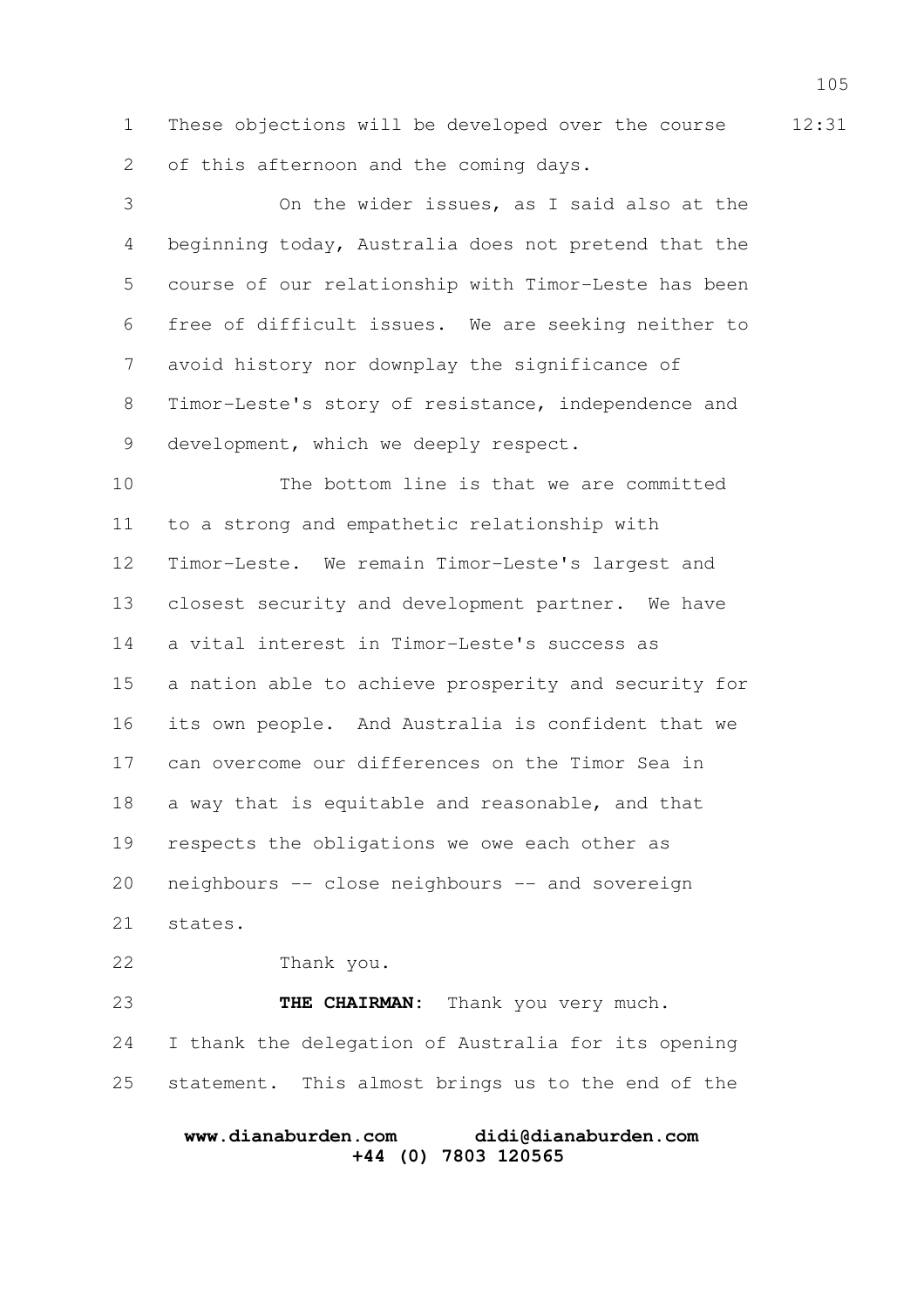These objections will be developed over the course of this afternoon and the coming days.

On the wider issues, as I said also at the beginning today, Australia does not pretend that the course of our relationship with Timor-Leste has been free of difficult issues. We are seeking neither to avoid history nor downplay the significance of Timor-Leste's story of resistance, independence and development, which we deeply respect.

The bottom line is that we are committed to a strong and empathetic relationship with Timor-Leste. We remain Timor-Leste's largest and closest security and development partner. We have a vital interest in Timor-Leste's success as a nation able to achieve prosperity and security for its own people. And Australia is confident that we can overcome our differences on the Timor Sea in a way that is equitable and reasonable, and that respects the obligations we owe each other as neighbours -- close neighbours -- and sovereign states.

Thank you.

**THE CHAIRMAN:** Thank you very much. I thank the delegation of Australia for its opening statement. This almost brings us to the end of the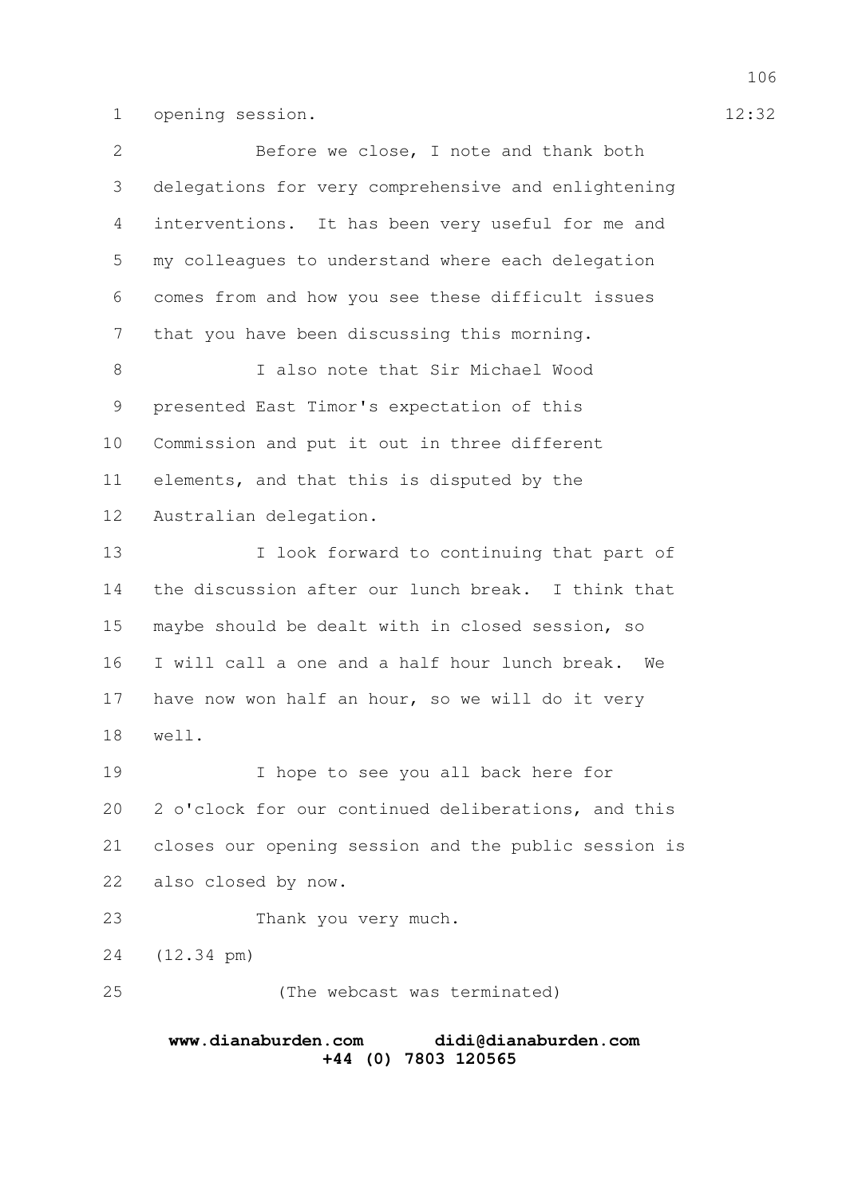opening session.

Before we close, I note and thank both delegations for very comprehensive and enlightening interventions. It has been very useful for me and my colleagues to understand where each delegation comes from and how you see these difficult issues that you have been discussing this morning.

I also note that Sir Michael Wood presented East Timor's expectation of this Commission and put it out in three different elements, and that this is disputed by the Australian delegation.

I look forward to continuing that part of the discussion after our lunch break. I think that maybe should be dealt with in closed session, so I will call a one and a half hour lunch break. We have now won half an hour, so we will do it very well.

I hope to see you all back here for 2 o'clock for our continued deliberations, and this closes our opening session and the public session is also closed by now.

Thank you very much.

(12.34 pm)

(The webcast was terminated)